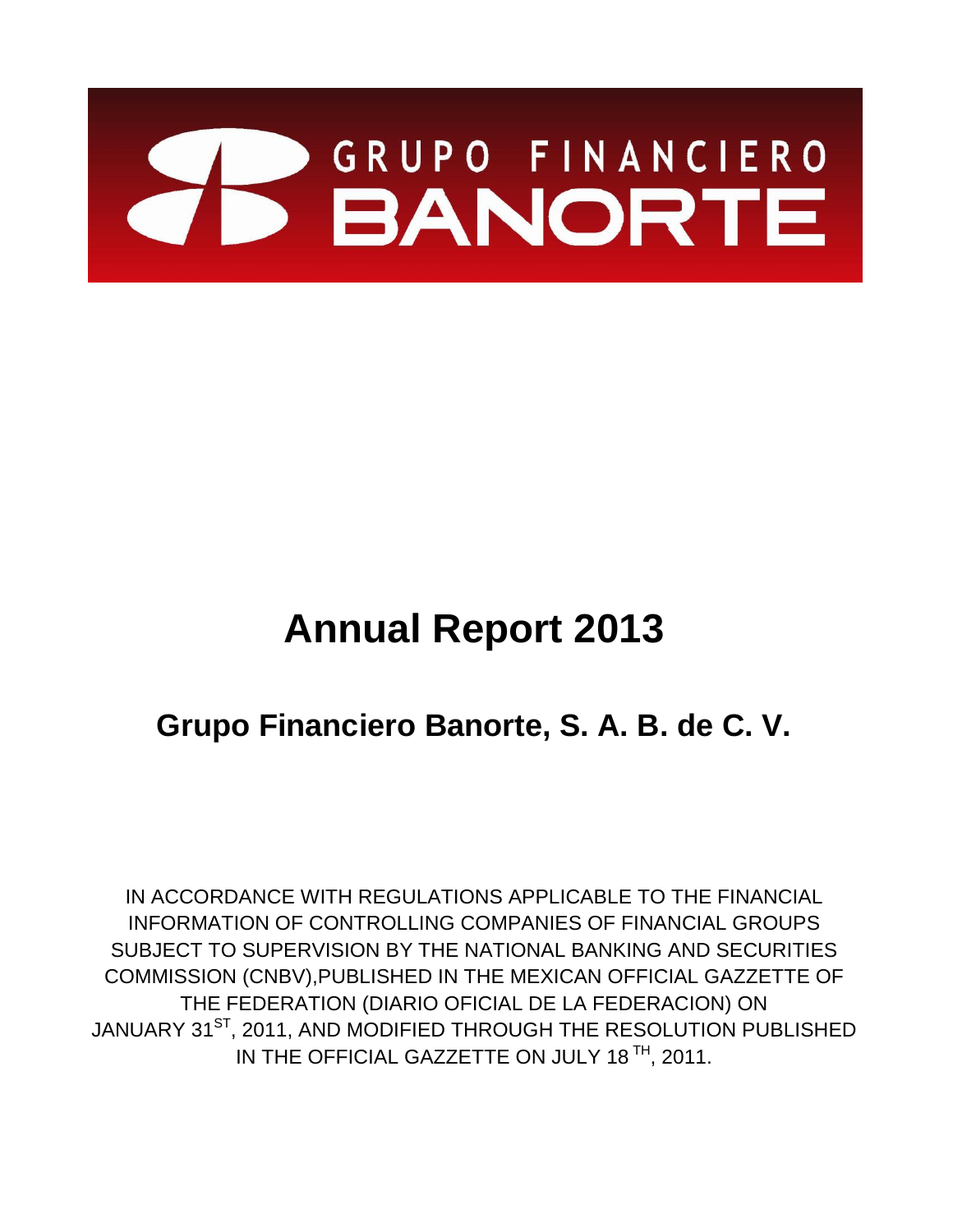GRUPO FINANCIERO BANORTE

# Annual Report 2013

## Grupo Financiero Banorte, S. A. B. de C. V.

IN ACCORDANCE WITH REGULATIONS APPLICABLE TO THE FINANCIAL INFORMATION OF CONTROLLING COMPANIES OF FINANCIAL GROUPS SUBJECT TO SUPERVISION BY THE NATIONAL BANKING AND SECURITIES COMMISSION (CNBV),PUBLISHED IN THE MEXICAN OFFICIAL GAZZETTE OF THE FEDERATION (DIARIO OFICIAL DE LA FEDERACION) ON JANUARY 31[ST], 2011, AND MODIFIED THROUGH THE RESOLUTION PUBLISHED IN THE OFFICIAL GAZZETTE ON JULY 18 [TH], 2011.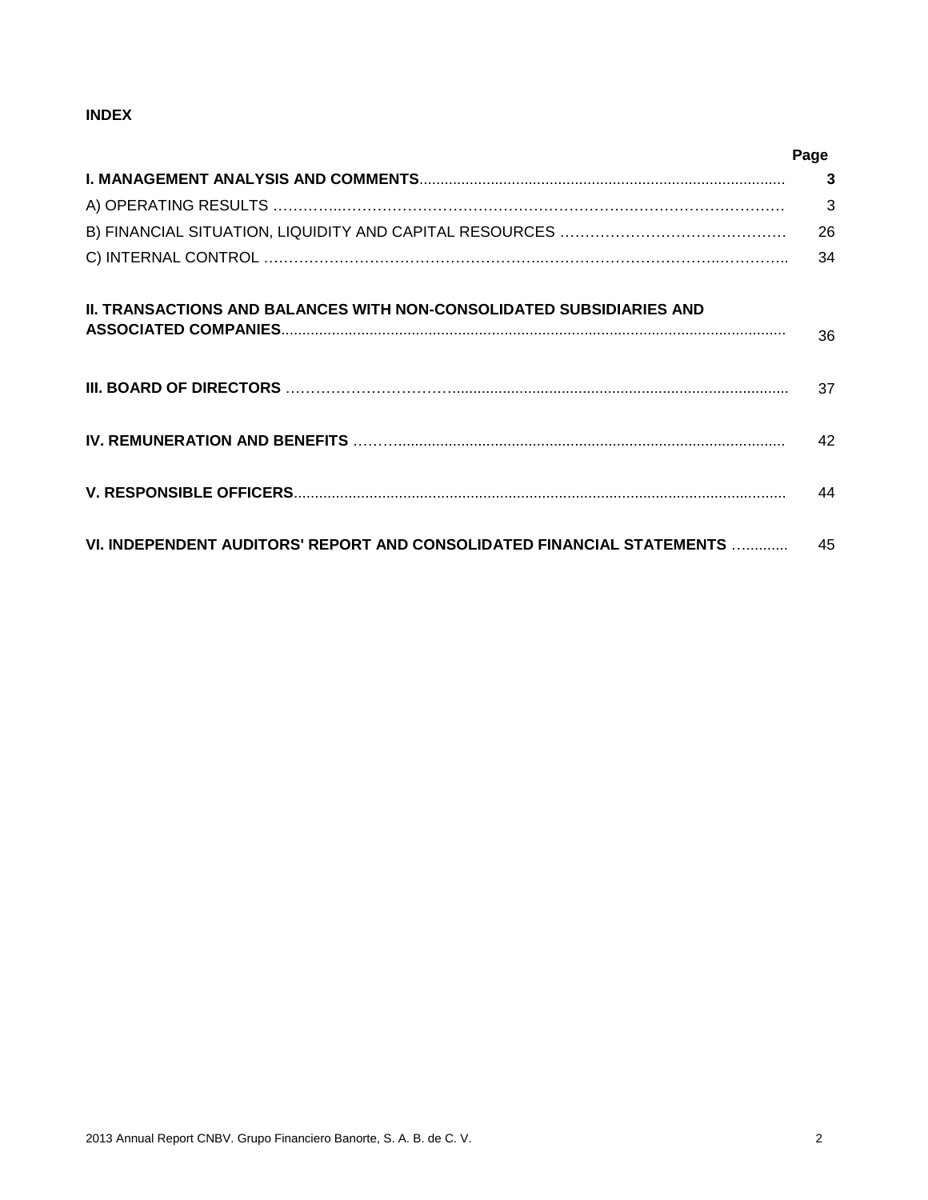**INDEX**

| | Page |
|---|---|
| **I. MANAGEMENT ANALYSIS AND COMMENTS** | **3** |
| A) OPERATING RESULTS | 3 |
| B) FINANCIAL SITUATION, LIQUIDITY AND CAPITAL RESOURCES | 26 |
| C) INTERNAL CONTROL | 34 |
| **II. TRANSACTIONS AND BALANCES WITH NON-CONSOLIDATED SUBSIDIARIES AND ASSOCIATED COMPANIES** | 36 |
| **III. BOARD OF DIRECTORS** | 37 |
| **IV. REMUNERATION AND BENEFITS** | 42 |
| **V. RESPONSIBLE OFFICERS** | 44 |
| **VI. INDEPENDENT AUDITORS' REPORT AND CONSOLIDATED FINANCIAL STATEMENTS** | 45 |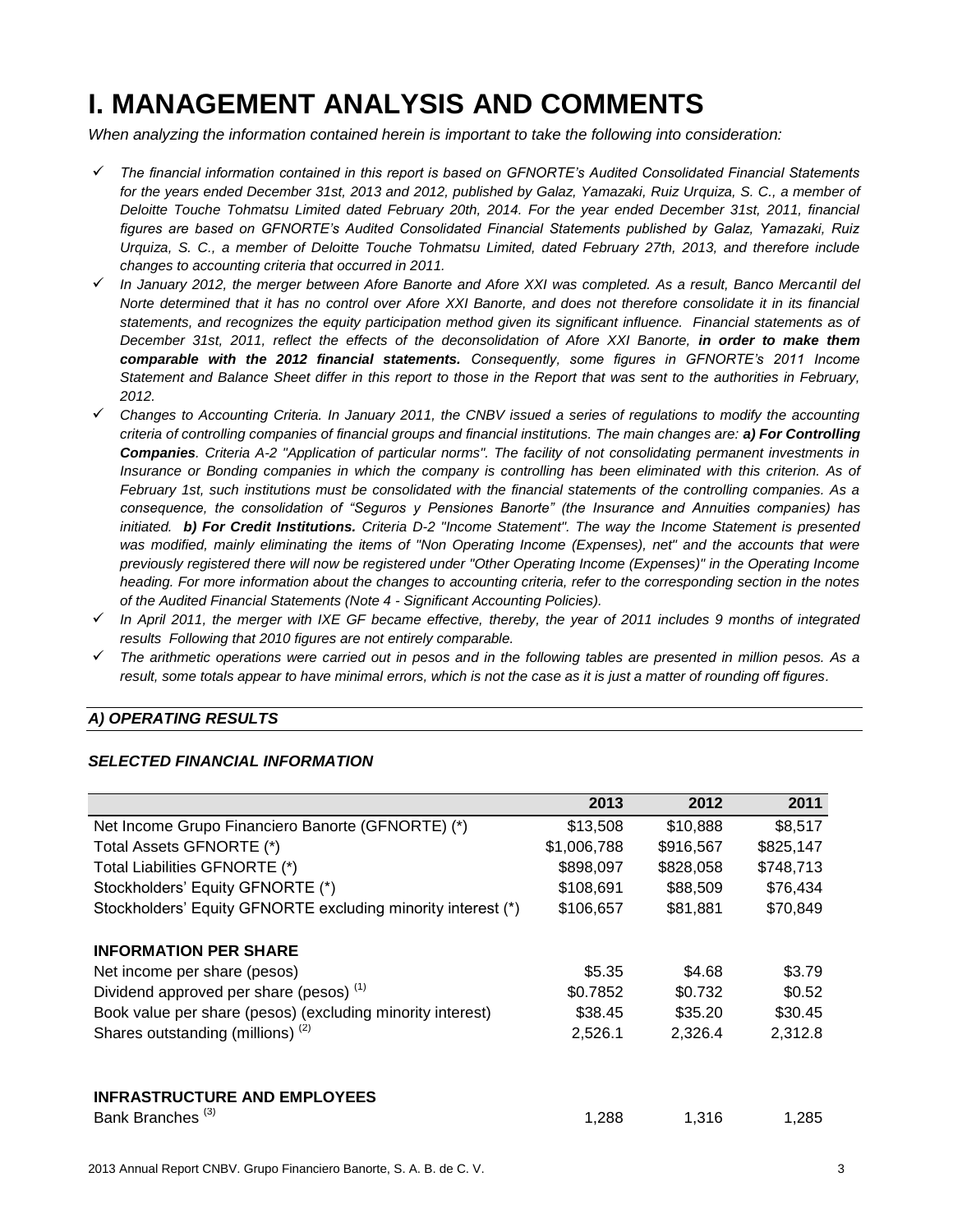# I. MANAGEMENT ANALYSIS AND COMMENTS

*When analyzing the information contained herein is important to take the following into consideration:*

- ✓ *The financial information contained in this report is based on GFNORTE's Audited Consolidated Financial Statements for the years ended December 31st, 2013 and 2012, published by Galaz, Yamazaki, Ruiz Urquiza, S. C., a member of Deloitte Touche Tohmatsu Limited dated February 20th, 2014. For the year ended December 31st, 2011, financial figures are based on GFNORTE's Audited Consolidated Financial Statements published by Galaz, Yamazaki, Ruiz Urquiza, S. C., a member of Deloitte Touche Tohmatsu Limited, dated February 27th, 2013, and therefore include changes to accounting criteria that occurred in 2011.*
- ✓ *In January 2012, the merger between Afore Banorte and Afore XXI was completed. As a result, Banco Mercantil del Norte determined that it has no control over Afore XXI Banorte, and does not therefore consolidate it in its financial statements, and recognizes the equity participation method given its significant influence. Financial statements as of December 31st, 2011, reflect the effects of the deconsolidation of Afore XXI Banorte, **in order to make them comparable with the 2012 financial statements.** Consequently, some figures in GFNORTE's 2011 Income Statement and Balance Sheet differ in this report to those in the Report that was sent to the authorities in February, 2012.*
- ✓ *Changes to Accounting Criteria. In January 2011, the CNBV issued a series of regulations to modify the accounting criteria of controlling companies of financial groups and financial institutions. The main changes are: **a) For Controlling Companies**. Criteria A-2 "Application of particular norms". The facility of not consolidating permanent investments in Insurance or Bonding companies in which the company is controlling has been eliminated with this criterion. As of February 1st, such institutions must be consolidated with the financial statements of the controlling companies. As a consequence, the consolidation of "Seguros y Pensiones Banorte" (the Insurance and Annuities companies) has initiated. **b) For Credit Institutions.** Criteria D-2 "Income Statement". The way the Income Statement is presented was modified, mainly eliminating the items of "Non Operating Income (Expenses), net" and the accounts that were previously registered there will now be registered under "Other Operating Income (Expenses)" in the Operating Income heading. For more information about the changes to accounting criteria, refer to the corresponding section in the notes of the Audited Financial Statements (Note 4 - Significant Accounting Policies).*
- ✓ *In April 2011, the merger with IXE GF became effective, thereby, the year of 2011 includes 9 months of integrated results Following that 2010 figures are not entirely comparable.*
- ✓ *The arithmetic operations were carried out in pesos and in the following tables are presented in million pesos. As a result, some totals appear to have minimal errors, which is not the case as it is just a matter of rounding off figures.*

## *A) OPERATING RESULTS*

### *SELECTED FINANCIAL INFORMATION*

| | 2013 | 2012 | 2011 |
|---|---|---|---|
| Net Income Grupo Financiero Banorte (GFNORTE) (*) | $13,508 | $10,888 | $8,517 |
| Total Assets GFNORTE (*) | $1,006,788 | $916,567 | $825,147 |
| Total Liabilities GFNORTE (*) | $898,097 | $828,058 | $748,713 |
| Stockholders' Equity GFNORTE (*) | $108,691 | $88,509 | $76,434 |
| Stockholders' Equity GFNORTE excluding minority interest (*) | $106,657 | $81,881 | $70,849 |
| | | | |
| **INFORMATION PER SHARE** | | | |
| Net income per share (pesos) | $5.35 | $4.68 | $3.79 |
| Dividend approved per share (pesos) [(1)] | $0.7852 | $0.732 | $0.52 |
| Book value per share (pesos) (excluding minority interest) | $38.45 | $35.20 | $30.45 |
| Shares outstanding (millions) [(2)] | 2,526.1 | 2,326.4 | 2,312.8 |
| | | | |
| **INFRASTRUCTURE AND EMPLOYEES** | | | |
| Bank Branches [(3)] | 1,288 | 1,316 | 1,285 |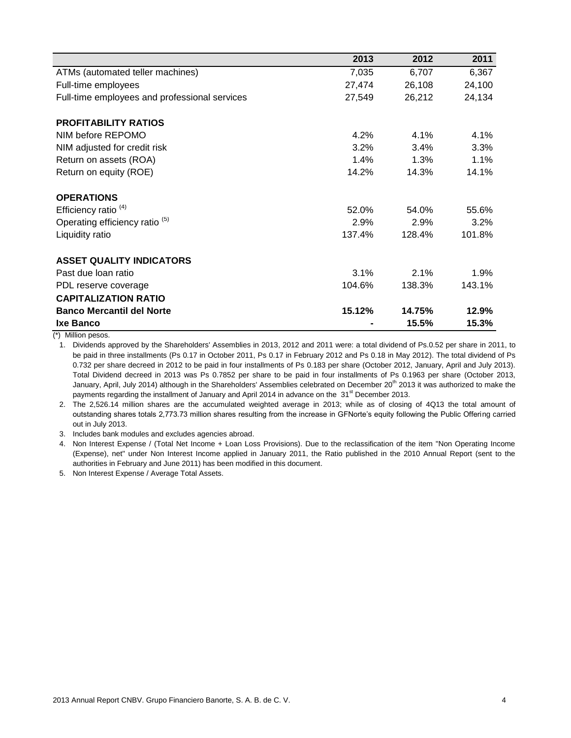| | 2013 | 2012 | 2011 |
|---|---|---|---|
| ATMs (automated teller machines) | 7,035 | 6,707 | 6,367 |
| Full-time employees | 27,474 | 26,108 | 24,100 |
| Full-time employees and professional services | 27,549 | 26,212 | 24,134 |
| | | | |
| **PROFITABILITY RATIOS** | | | |
| NIM before REPOMO | 4.2% | 4.1% | 4.1% |
| NIM adjusted for credit risk | 3.2% | 3.4% | 3.3% |
| Return on assets (ROA) | 1.4% | 1.3% | 1.1% |
| Return on equity (ROE) | 14.2% | 14.3% | 14.1% |
| | | | |
| **OPERATIONS** | | | |
| Efficiency ratio (4) | 52.0% | 54.0% | 55.6% |
| Operating efficiency ratio (5) | 2.9% | 2.9% | 3.2% |
| Liquidity ratio | 137.4% | 128.4% | 101.8% |
| | | | |
| **ASSET QUALITY INDICATORS** | | | |
| Past due loan ratio | 3.1% | 2.1% | 1.9% |
| PDL reserve coverage | 104.6% | 138.3% | 143.1% |
| **CAPITALIZATION RATIO** | | | |
| **Banco Mercantil del Norte** | **15.12%** | **14.75%** | **12.9%** |
| **Ixe Banco** | **-** | **15.5%** | **15.3%** |

(*) Million pesos.

1. Dividends approved by the Shareholders' Assemblies in 2013, 2012 and 2011 were: a total dividend of Ps.0.52 per share in 2011, to be paid in three installments (Ps 0.17 in October 2011, Ps 0.17 in February 2012 and Ps 0.18 in May 2012). The total dividend of Ps 0.732 per share decreed in 2012 to be paid in four installments of Ps 0.183 per share (October 2012, January, April and July 2013). Total Dividend decreed in 2013 was Ps 0.7852 per share to be paid in four installments of Ps 0.1963 per share (October 2013, January, April, July 2014) although in the Shareholders' Assemblies celebrated on December 20th 2013 it was authorized to make the payments regarding the installment of January and April 2014 in advance on the 31st December 2013.
2. The 2,526.14 million shares are the accumulated weighted average in 2013; while as of closing of 4Q13 the total amount of outstanding shares totals 2,773.73 million shares resulting from the increase in GFNorte's equity following the Public Offering carried out in July 2013.
3. Includes bank modules and excludes agencies abroad.
4. Non Interest Expense / (Total Net Income + Loan Loss Provisions). Due to the reclassification of the item "Non Operating Income (Expense), net" under Non Interest Income applied in January 2011, the Ratio published in the 2010 Annual Report (sent to the authorities in February and June 2011) has been modified in this document.
5. Non Interest Expense / Average Total Assets.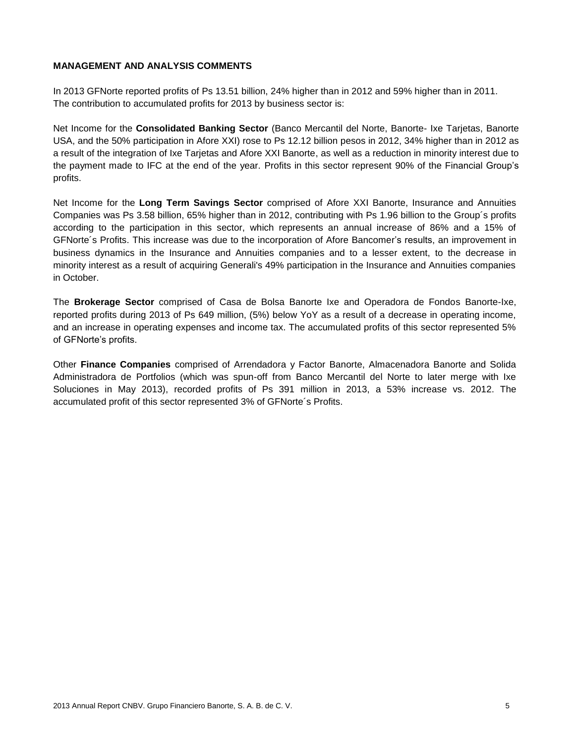**MANAGEMENT AND ANALYSIS COMMENTS**

In 2013 GFNorte reported profits of Ps 13.51 billion, 24% higher than in 2012 and 59% higher than in 2011. The contribution to accumulated profits for 2013 by business sector is:

Net Income for the **Consolidated Banking Sector** (Banco Mercantil del Norte, Banorte- Ixe Tarjetas, Banorte USA, and the 50% participation in Afore XXI) rose to Ps 12.12 billion pesos in 2012, 34% higher than in 2012 as a result of the integration of Ixe Tarjetas and Afore XXI Banorte, as well as a reduction in minority interest due to the payment made to IFC at the end of the year. Profits in this sector represent 90% of the Financial Group's profits.

Net Income for the **Long Term Savings Sector** comprised of Afore XXI Banorte, Insurance and Annuities Companies was Ps 3.58 billion, 65% higher than in 2012, contributing with Ps 1.96 billion to the Group´s profits according to the participation in this sector, which represents an annual increase of 86% and a 15% of GFNorte´s Profits. This increase was due to the incorporation of Afore Bancomer's results, an improvement in business dynamics in the Insurance and Annuities companies and to a lesser extent, to the decrease in minority interest as a result of acquiring Generali's 49% participation in the Insurance and Annuities companies in October.

The **Brokerage Sector** comprised of Casa de Bolsa Banorte Ixe and Operadora de Fondos Banorte-Ixe, reported profits during 2013 of Ps 649 million, (5%) below YoY as a result of a decrease in operating income, and an increase in operating expenses and income tax. The accumulated profits of this sector represented 5% of GFNorte's profits.

Other **Finance Companies** comprised of Arrendadora y Factor Banorte, Almacenadora Banorte and Solida Administradora de Portfolios (which was spun-off from Banco Mercantil del Norte to later merge with Ixe Soluciones in May 2013), recorded profits of Ps 391 million in 2013, a 53% increase vs. 2012. The accumulated profit of this sector represented 3% of GFNorte´s Profits.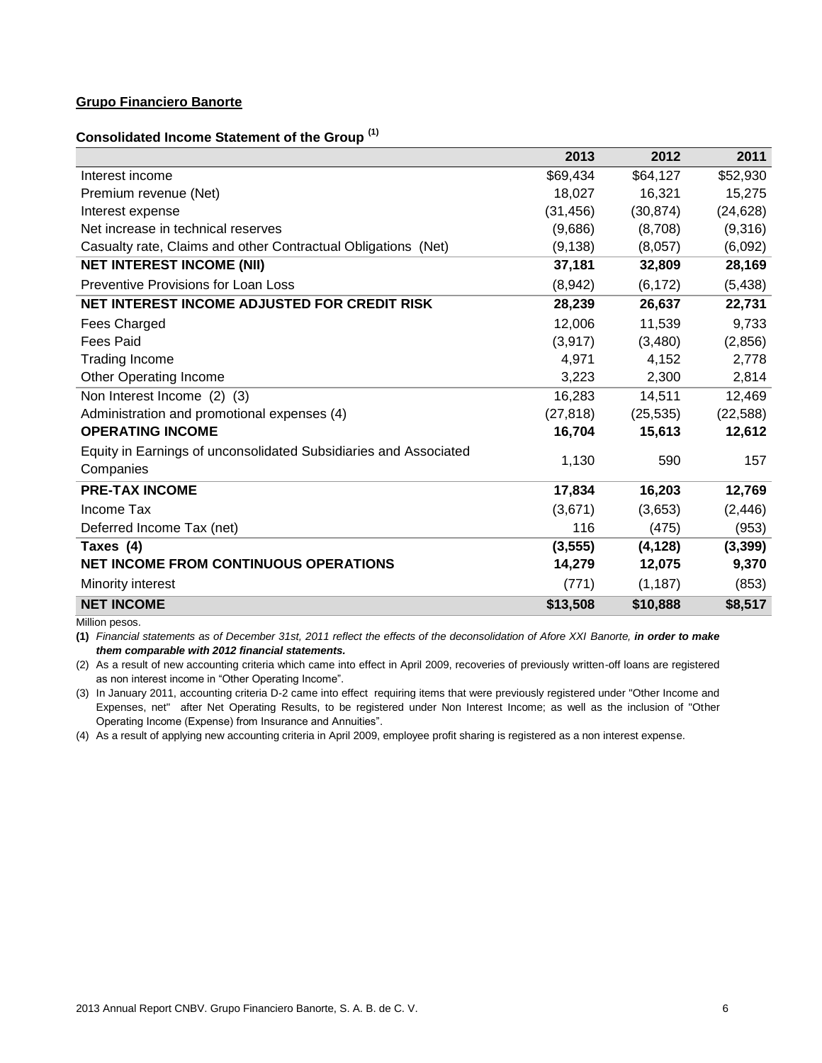**Grupo Financiero Banorte**

**Consolidated Income Statement of the Group [1]**

| | 2013 | 2012 | 2011 |
|---|---|---|---|
| Interest income | $69,434 | $64,127 | $52,930 |
| Premium revenue (Net) | 18,027 | 16,321 | 15,275 |
| Interest expense | (31,456) | (30,874) | (24,628) |
| Net increase in technical reserves | (9,686) | (8,708) | (9,316) |
| Casualty rate, Claims and other Contractual Obligations (Net) | (9,138) | (8,057) | (6,092) |
| **NET INTEREST INCOME (NII)** | **37,181** | **32,809** | **28,169** |
| Preventive Provisions for Loan Loss | (8,942) | (6,172) | (5,438) |
| **NET INTEREST INCOME ADJUSTED FOR CREDIT RISK** | **28,239** | **26,637** | **22,731** |
| Fees Charged | 12,006 | 11,539 | 9,733 |
| Fees Paid | (3,917) | (3,480) | (2,856) |
| Trading Income | 4,971 | 4,152 | 2,778 |
| Other Operating Income | 3,223 | 2,300 | 2,814 |
| Non Interest Income (2) (3) | 16,283 | 14,511 | 12,469 |
| Administration and promotional expenses (4) | (27,818) | (25,535) | (22,588) |
| **OPERATING INCOME** | **16,704** | **15,613** | **12,612** |
| Equity in Earnings of unconsolidated Subsidiaries and Associated Companies | 1,130 | 590 | 157 |
| **PRE-TAX INCOME** | **17,834** | **16,203** | **12,769** |
| Income Tax | (3,671) | (3,653) | (2,446) |
| Deferred Income Tax (net) | 116 | (475) | (953) |
| **Taxes (4)** | **(3,555)** | **(4,128)** | **(3,399)** |
| **NET INCOME FROM CONTINUOUS OPERATIONS** | **14,279** | **12,075** | **9,370** |
| Minority interest | (771) | (1,187) | (853) |
| **NET INCOME** | **$13,508** | **$10,888** | **$8,517** |

Million pesos.

**(1)** *Financial statements as of December 31st, 2011 reflect the effects of the deconsolidation of Afore XXI Banorte,* ***in order to make them comparable with 2012 financial statements.***

(2) As a result of new accounting criteria which came into effect in April 2009, recoveries of previously written-off loans are registered as non interest income in “Other Operating Income”.

(3) In January 2011, accounting criteria D-2 came into effect requiring items that were previously registered under "Other Income and Expenses, net" after Net Operating Results, to be registered under Non Interest Income; as well as the inclusion of "Other Operating Income (Expense) from Insurance and Annuities”.

(4) As a result of applying new accounting criteria in April 2009, employee profit sharing is registered as a non interest expense.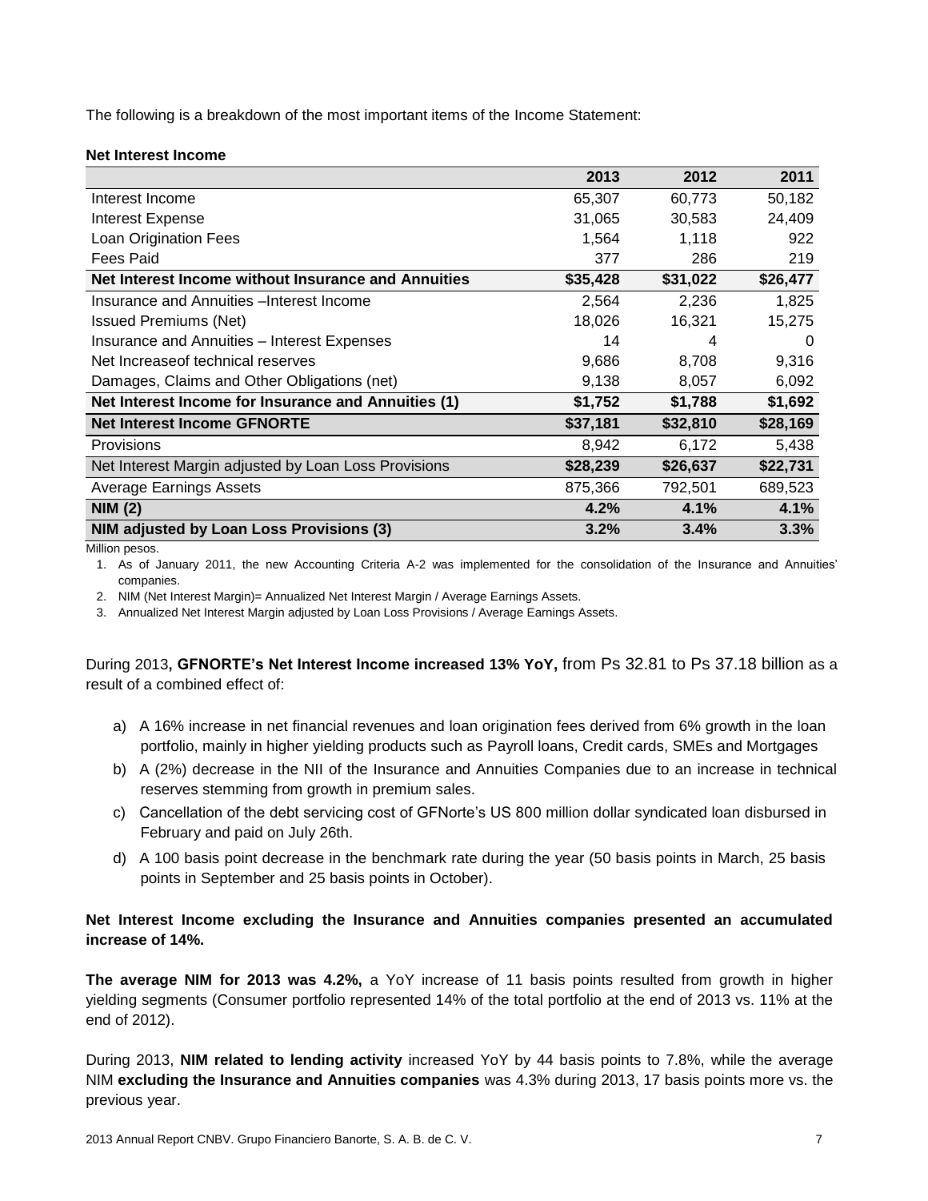The following is a breakdown of the most important items of the Income Statement:

**Net Interest Income**

| | 2013 | 2012 | 2011 |
|---|---|---|---|
| Interest Income | 65,307 | 60,773 | 50,182 |
| Interest Expense | 31,065 | 30,583 | 24,409 |
| Loan Origination Fees | 1,564 | 1,118 | 922 |
| Fees Paid | 377 | 286 | 219 |
| **Net Interest Income without Insurance and Annuities** | **$35,428** | **$31,022** | **$26,477** |
| Insurance and Annuities –Interest Income | 2,564 | 2,236 | 1,825 |
| Issued Premiums (Net) | 18,026 | 16,321 | 15,275 |
| Insurance and Annuities – Interest Expenses | 14 | 4 | 0 |
| Net Increaseof technical reserves | 9,686 | 8,708 | 9,316 |
| Damages, Claims and Other Obligations (net) | 9,138 | 8,057 | 6,092 |
| **Net Interest Income for Insurance and Annuities (1)** | **$1,752** | **$1,788** | **$1,692** |
| **Net Interest Income GFNORTE** | **$37,181** | **$32,810** | **$28,169** |
| Provisions | 8,942 | 6,172 | 5,438 |
| Net Interest Margin adjusted by Loan Loss Provisions | **$28,239** | **$26,637** | **$22,731** |
| Average Earnings Assets | 875,366 | 792,501 | 689,523 |
| **NIM (2)** | **4.2%** | **4.1%** | **4.1%** |
| **NIM adjusted by Loan Loss Provisions (3)** | **3.2%** | **3.4%** | **3.3%** |

Million pesos.

1. As of January 2011, the new Accounting Criteria A-2 was implemented for the consolidation of the Insurance and Annuities' companies.
2. NIM (Net Interest Margin)= Annualized Net Interest Margin / Average Earnings Assets.
3. Annualized Net Interest Margin adjusted by Loan Loss Provisions / Average Earnings Assets.

During 2013**, GFNORTE's Net Interest Income increased 13% YoY,** from Ps 32.81 to Ps 37.18 billion as a result of a combined effect of:

a) A 16% increase in net financial revenues and loan origination fees derived from 6% growth in the loan portfolio, mainly in higher yielding products such as Payroll loans, Credit cards, SMEs and Mortgages

b) A (2%) decrease in the NII of the Insurance and Annuities Companies due to an increase in technical reserves stemming from growth in premium sales.

c) Cancellation of the debt servicing cost of GFNorte's US 800 million dollar syndicated loan disbursed in February and paid on July 26th.

d) A 100 basis point decrease in the benchmark rate during the year (50 basis points in March, 25 basis points in September and 25 basis points in October).

**Net Interest Income excluding the Insurance and Annuities companies presented an accumulated increase of 14%.**

**The average NIM for 2013 was 4.2%,** a YoY increase of 11 basis points resulted from growth in higher yielding segments (Consumer portfolio represented 14% of the total portfolio at the end of 2013 vs. 11% at the end of 2012).

During 2013, **NIM related to lending activity** increased YoY by 44 basis points to 7.8%, while the average NIM **excluding the Insurance and Annuities companies** was 4.3% during 2013, 17 basis points more vs. the previous year.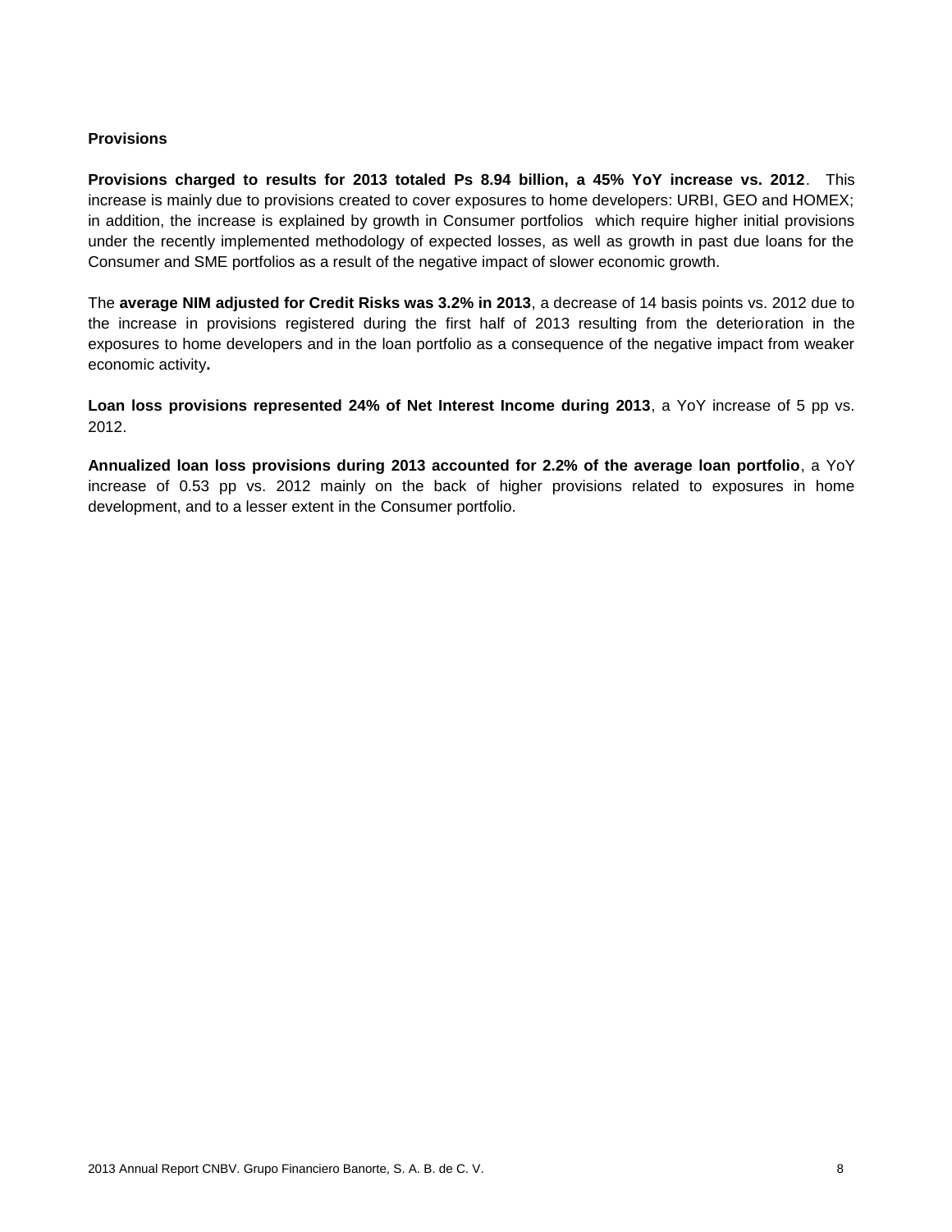**Provisions**

**Provisions charged to results for 2013 totaled Ps 8.94 billion, a 45% YoY increase vs. 2012**. This increase is mainly due to provisions created to cover exposures to home developers: URBI, GEO and HOMEX; in addition, the increase is explained by growth in Consumer portfolios which require higher initial provisions under the recently implemented methodology of expected losses, as well as growth in past due loans for the Consumer and SME portfolios as a result of the negative impact of slower economic growth.

The **average NIM adjusted for Credit Risks was 3.2% in 2013**, a decrease of 14 basis points vs. 2012 due to the increase in provisions registered during the first half of 2013 resulting from the deterioration in the exposures to home developers and in the loan portfolio as a consequence of the negative impact from weaker economic activity**.**

**Loan loss provisions represented 24% of Net Interest Income during 2013**, a YoY increase of 5 pp vs. 2012.

**Annualized loan loss provisions during 2013 accounted for 2.2% of the average loan portfolio**, a YoY increase of 0.53 pp vs. 2012 mainly on the back of higher provisions related to exposures in home development, and to a lesser extent in the Consumer portfolio.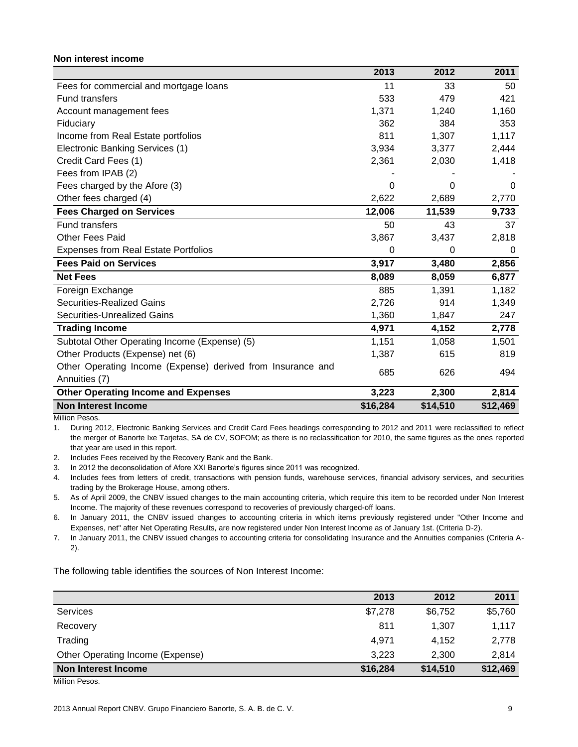**Non interest income**

| | 2013 | 2012 | 2011 |
|---|---|---|---|
| Fees for commercial and mortgage loans | 11 | 33 | 50 |
| Fund transfers | 533 | 479 | 421 |
| Account management fees | 1,371 | 1,240 | 1,160 |
| Fiduciary | 362 | 384 | 353 |
| Income from Real Estate portfolios | 811 | 1,307 | 1,117 |
| Electronic Banking Services (1) | 3,934 | 3,377 | 2,444 |
| Credit Card Fees (1) | 2,361 | 2,030 | 1,418 |
| Fees from IPAB (2) | - | - | - |
| Fees charged by the Afore (3) | 0 | 0 | 0 |
| Other fees charged (4) | 2,622 | 2,689 | 2,770 |
| **Fees Charged on Services** | **12,006** | **11,539** | **9,733** |
| Fund transfers | 50 | 43 | 37 |
| Other Fees Paid | 3,867 | 3,437 | 2,818 |
| Expenses from Real Estate Portfolios | 0 | 0 | 0 |
| **Fees Paid on Services** | **3,917** | **3,480** | **2,856** |
| **Net Fees** | **8,089** | **8,059** | **6,877** |
| Foreign Exchange | 885 | 1,391 | 1,182 |
| Securities-Realized Gains | 2,726 | 914 | 1,349 |
| Securities-Unrealized Gains | 1,360 | 1,847 | 247 |
| **Trading Income** | **4,971** | **4,152** | **2,778** |
| Subtotal Other Operating Income (Expense) (5) | 1,151 | 1,058 | 1,501 |
| Other Products (Expense) net (6) | 1,387 | 615 | 819 |
| Other Operating Income (Expense) derived from Insurance and Annuities (7) | 685 | 626 | 494 |
| **Other Operating Income and Expenses** | **3,223** | **2,300** | **2,814** |
| **Non Interest Income** | **$16,284** | **$14,510** | **$12,469** |

Million Pesos.

1. During 2012, Electronic Banking Services and Credit Card Fees headings corresponding to 2012 and 2011 were reclassified to reflect the merger of Banorte Ixe Tarjetas, SA de CV, SOFOM; as there is no reclassification for 2010, the same figures as the ones reported that year are used in this report.
2. Includes Fees received by the Recovery Bank and the Bank.
3. In 2012 the deconsolidation of Afore XXI Banorte's figures since 2011 was recognized.
4. Includes fees from letters of credit, transactions with pension funds, warehouse services, financial advisory services, and securities trading by the Brokerage House, among others.
5. As of April 2009, the CNBV issued changes to the main accounting criteria, which require this item to be recorded under Non Interest Income. The majority of these revenues correspond to recoveries of previously charged-off loans.
6. In January 2011, the CNBV issued changes to accounting criteria in which items previously registered under "Other Income and Expenses, net" after Net Operating Results, are now registered under Non Interest Income as of January 1st. (Criteria D-2).
7. In January 2011, the CNBV issued changes to accounting criteria for consolidating Insurance and the Annuities companies (Criteria A-2).

The following table identifies the sources of Non Interest Income:

| | 2013 | 2012 | 2011 |
|---|---|---|---|
| Services | $7,278 | $6,752 | $5,760 |
| Recovery | 811 | 1,307 | 1,117 |
| Trading | 4,971 | 4,152 | 2,778 |
| Other Operating Income (Expense) | 3,223 | 2,300 | 2,814 |
| **Non Interest Income** | **$16,284** | **$14,510** | **$12,469** |

Million Pesos.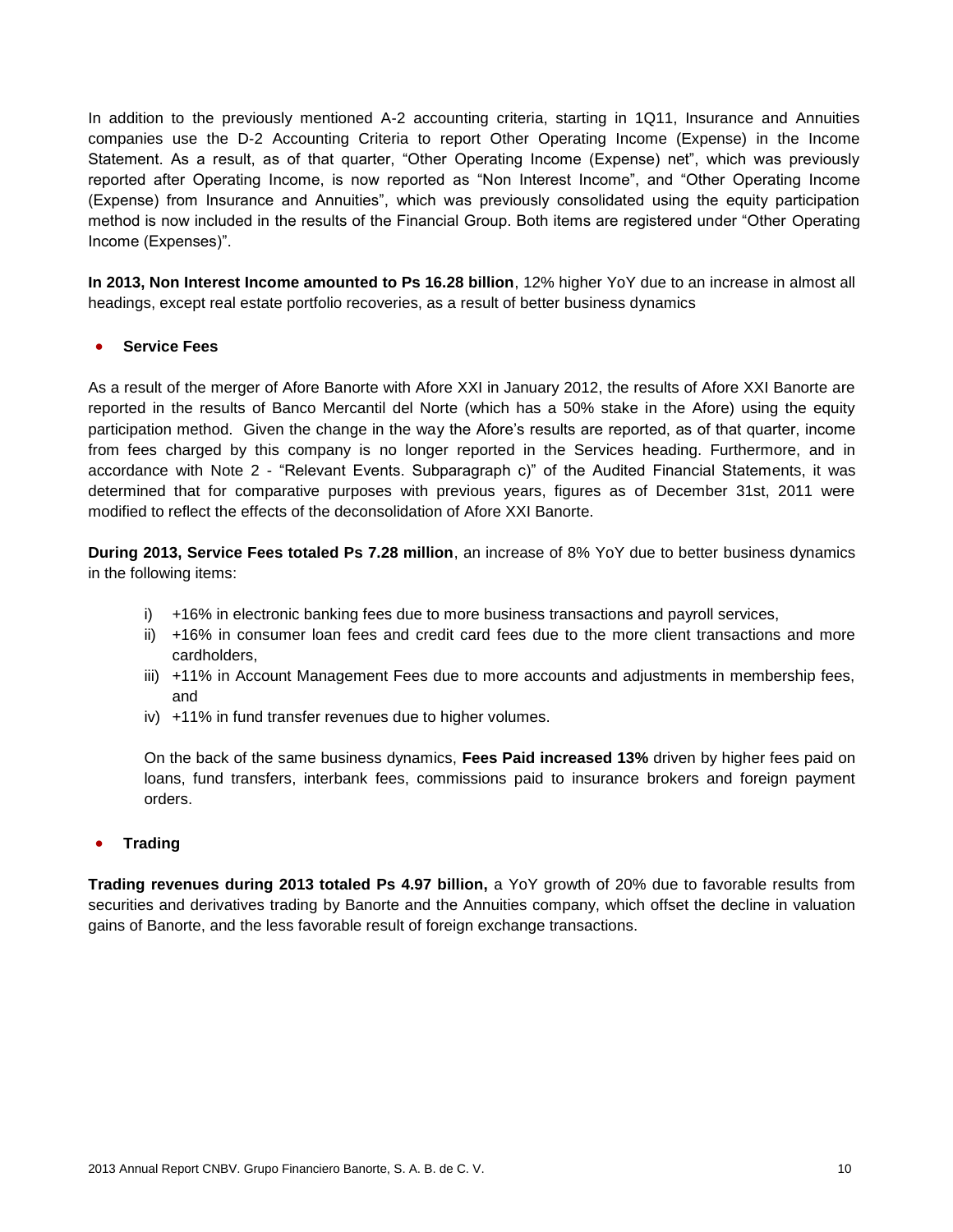In addition to the previously mentioned A-2 accounting criteria, starting in 1Q11, Insurance and Annuities companies use the D-2 Accounting Criteria to report Other Operating Income (Expense) in the Income Statement. As a result, as of that quarter, "Other Operating Income (Expense) net", which was previously reported after Operating Income, is now reported as "Non Interest Income", and "Other Operating Income (Expense) from Insurance and Annuities", which was previously consolidated using the equity participation method is now included in the results of the Financial Group. Both items are registered under "Other Operating Income (Expenses)".

**In 2013, Non Interest Income amounted to Ps 16.28 billion**, 12% higher YoY due to an increase in almost all headings, except real estate portfolio recoveries, as a result of better business dynamics

- **Service Fees**

As a result of the merger of Afore Banorte with Afore XXI in January 2012, the results of Afore XXI Banorte are reported in the results of Banco Mercantil del Norte (which has a 50% stake in the Afore) using the equity participation method. Given the change in the way the Afore's results are reported, as of that quarter, income from fees charged by this company is no longer reported in the Services heading. Furthermore, and in accordance with Note 2 - "Relevant Events. Subparagraph c)" of the Audited Financial Statements, it was determined that for comparative purposes with previous years, figures as of December 31st, 2011 were modified to reflect the effects of the deconsolidation of Afore XXI Banorte.

**During 2013, Service Fees totaled Ps 7.28 million**, an increase of 8% YoY due to better business dynamics in the following items:

i) +16% in electronic banking fees due to more business transactions and payroll services,
ii) +16% in consumer loan fees and credit card fees due to the more client transactions and more cardholders,
iii) +11% in Account Management Fees due to more accounts and adjustments in membership fees, and
iv) +11% in fund transfer revenues due to higher volumes.

On the back of the same business dynamics, **Fees Paid increased 13%** driven by higher fees paid on loans, fund transfers, interbank fees, commissions paid to insurance brokers and foreign payment orders.

- **Trading**

**Trading revenues during 2013 totaled Ps 4.97 billion,** a YoY growth of 20% due to favorable results from securities and derivatives trading by Banorte and the Annuities company, which offset the decline in valuation gains of Banorte, and the less favorable result of foreign exchange transactions.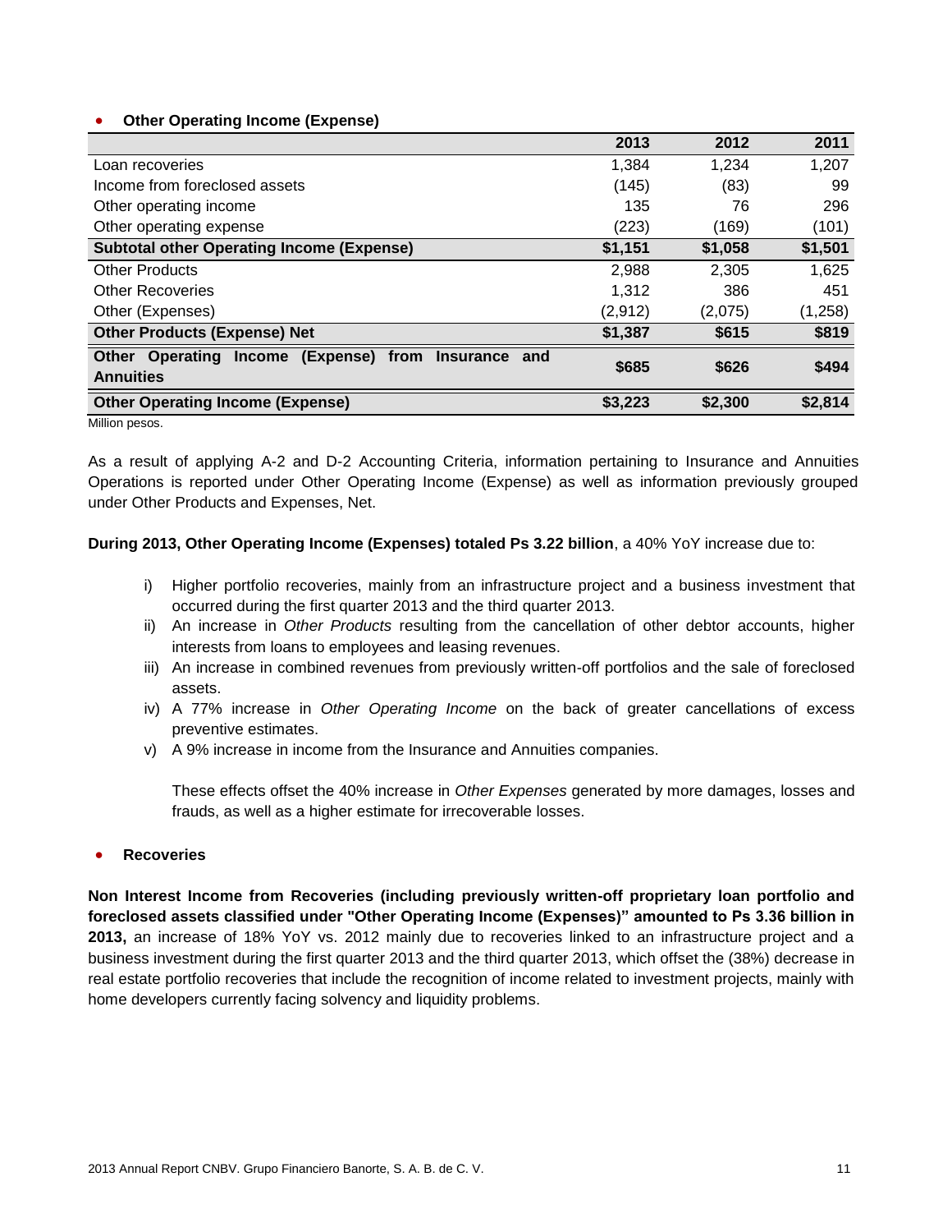- **Other Operating Income (Expense)**

| | 2013 | 2012 | 2011 |
|---|---|---|---|
| Loan recoveries | 1,384 | 1,234 | 1,207 |
| Income from foreclosed assets | (145) | (83) | 99 |
| Other operating income | 135 | 76 | 296 |
| Other operating expense | (223) | (169) | (101) |
| **Subtotal other Operating Income (Expense)** | **$1,151** | **$1,058** | **$1,501** |
| Other Products | 2,988 | 2,305 | 1,625 |
| Other Recoveries | 1,312 | 386 | 451 |
| Other (Expenses) | (2,912) | (2,075) | (1,258) |
| **Other Products (Expense) Net** | **$1,387** | **$615** | **$819** |
| **Other Operating Income (Expense) from Insurance and Annuities** | **$685** | **$626** | **$494** |
| **Other Operating Income (Expense)** | **$3,223** | **$2,300** | **$2,814** |

Million pesos.

As a result of applying A-2 and D-2 Accounting Criteria, information pertaining to Insurance and Annuities Operations is reported under Other Operating Income (Expense) as well as information previously grouped under Other Products and Expenses, Net.

**During 2013, Other Operating Income (Expenses) totaled Ps 3.22 billion**, a 40% YoY increase due to:

i) Higher portfolio recoveries, mainly from an infrastructure project and a business investment that occurred during the first quarter 2013 and the third quarter 2013.
ii) An increase in *Other Products* resulting from the cancellation of other debtor accounts, higher interests from loans to employees and leasing revenues.
iii) An increase in combined revenues from previously written-off portfolios and the sale of foreclosed assets.
iv) A 77% increase in *Other Operating Income* on the back of greater cancellations of excess preventive estimates.
v) A 9% increase in income from the Insurance and Annuities companies.

These effects offset the 40% increase in *Other Expenses* generated by more damages, losses and frauds, as well as a higher estimate for irrecoverable losses.

- **Recoveries**

**Non Interest Income from Recoveries (including previously written-off proprietary loan portfolio and foreclosed assets classified under "Other Operating Income (Expenses)" amounted to Ps 3.36 billion in 2013,** an increase of 18% YoY vs. 2012 mainly due to recoveries linked to an infrastructure project and a business investment during the first quarter 2013 and the third quarter 2013, which offset the (38%) decrease in real estate portfolio recoveries that include the recognition of income related to investment projects, mainly with home developers currently facing solvency and liquidity problems.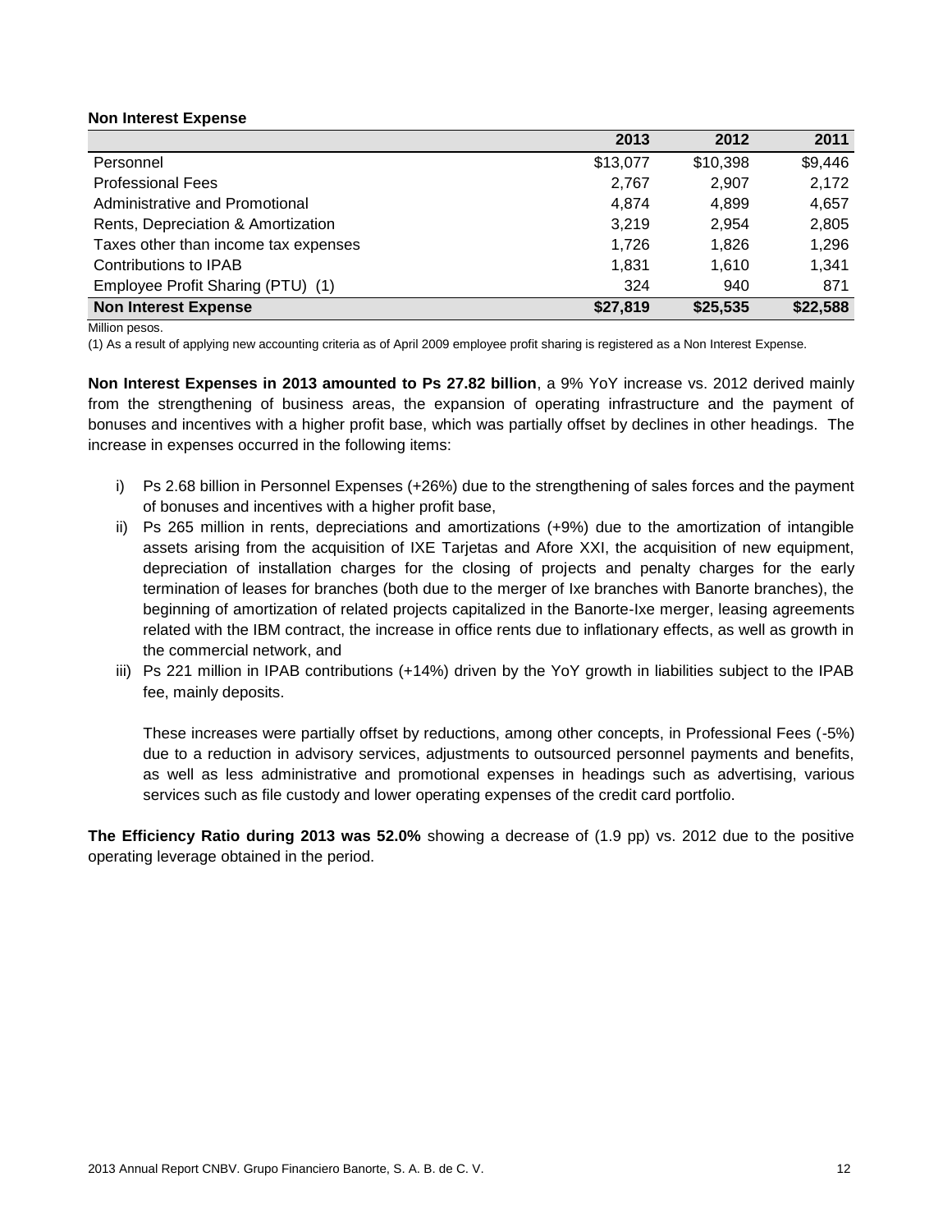**Non Interest Expense**

| | 2013 | 2012 | 2011 |
|---|---|---|---|
| Personnel | $13,077 | $10,398 | $9,446 |
| Professional Fees | 2,767 | 2,907 | 2,172 |
| Administrative and Promotional | 4,874 | 4,899 | 4,657 |
| Rents, Depreciation & Amortization | 3,219 | 2,954 | 2,805 |
| Taxes other than income tax expenses | 1,726 | 1,826 | 1,296 |
| Contributions to IPAB | 1,831 | 1,610 | 1,341 |
| Employee Profit Sharing (PTU) (1) | 324 | 940 | 871 |
| **Non Interest Expense** | **$27,819** | **$25,535** | **$22,588** |

Million pesos.

(1) As a result of applying new accounting criteria as of April 2009 employee profit sharing is registered as a Non Interest Expense.

**Non Interest Expenses in 2013 amounted to Ps 27.82 billion**, a 9% YoY increase vs. 2012 derived mainly from the strengthening of business areas, the expansion of operating infrastructure and the payment of bonuses and incentives with a higher profit base, which was partially offset by declines in other headings. The increase in expenses occurred in the following items:

i) Ps 2.68 billion in Personnel Expenses (+26%) due to the strengthening of sales forces and the payment of bonuses and incentives with a higher profit base,

ii) Ps 265 million in rents, depreciations and amortizations (+9%) due to the amortization of intangible assets arising from the acquisition of IXE Tarjetas and Afore XXI, the acquisition of new equipment, depreciation of installation charges for the closing of projects and penalty charges for the early termination of leases for branches (both due to the merger of Ixe branches with Banorte branches), the beginning of amortization of related projects capitalized in the Banorte-Ixe merger, leasing agreements related with the IBM contract, the increase in office rents due to inflationary effects, as well as growth in the commercial network, and

iii) Ps 221 million in IPAB contributions (+14%) driven by the YoY growth in liabilities subject to the IPAB fee, mainly deposits.

These increases were partially offset by reductions, among other concepts, in Professional Fees (-5%) due to a reduction in advisory services, adjustments to outsourced personnel payments and benefits, as well as less administrative and promotional expenses in headings such as advertising, various services such as file custody and lower operating expenses of the credit card portfolio.

**The Efficiency Ratio during 2013 was 52.0%** showing a decrease of (1.9 pp) vs. 2012 due to the positive operating leverage obtained in the period.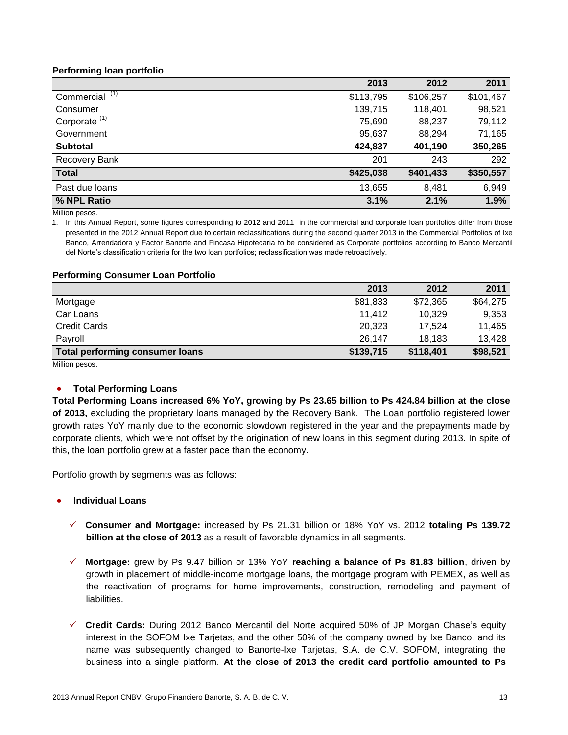**Performing loan portfolio**

| | 2013 | 2012 | 2011 |
|---|---|---|---|
| Commercial [(1)] | $113,795 | $106,257 | $101,467 |
| Consumer | 139,715 | 118,401 | 98,521 |
| Corporate [(1)] | 75,690 | 88,237 | 79,112 |
| Government | 95,637 | 88,294 | 71,165 |
| **Subtotal** | **424,837** | **401,190** | **350,265** |
| Recovery Bank | 201 | 243 | 292 |
| **Total** | **$425,038** | **$401,433** | **$350,557** |
| Past due loans | 13,655 | 8,481 | 6,949 |
| **% NPL Ratio** | **3.1%** | **2.1%** | **1.9%** |

Million pesos.

1. In this Annual Report, some figures corresponding to 2012 and 2011 in the commercial and corporate loan portfolios differ from those presented in the 2012 Annual Report due to certain reclassifications during the second quarter 2013 in the Commercial Portfolios of Ixe Banco, Arrendadora y Factor Banorte and Fincasa Hipotecaria to be considered as Corporate portfolios according to Banco Mercantil del Norte's classification criteria for the two loan portfolios; reclassification was made retroactively.

**Performing Consumer Loan Portfolio**

| | 2013 | 2012 | 2011 |
|---|---|---|---|
| Mortgage | $81,833 | $72,365 | $64,275 |
| Car Loans | 11,412 | 10,329 | 9,353 |
| Credit Cards | 20,323 | 17,524 | 11,465 |
| Payroll | 26,147 | 18,183 | 13,428 |
| **Total performing consumer loans** | **$139,715** | **$118,401** | **$98,521** |

Million pesos.

- **Total Performing Loans**

**Total Performing Loans increased 6% YoY, growing by Ps 23.65 billion to Ps 424.84 billion at the close of 2013,** excluding the proprietary loans managed by the Recovery Bank. The Loan portfolio registered lower growth rates YoY mainly due to the economic slowdown registered in the year and the prepayments made by corporate clients, which were not offset by the origination of new loans in this segment during 2013. In spite of this, the loan portfolio grew at a faster pace than the economy.

Portfolio growth by segments was as follows:

- **Individual Loans**

  - ✓ **Consumer and Mortgage:** increased by Ps 21.31 billion or 18% YoY vs. 2012 **totaling Ps 139.72 billion at the close of 2013** as a result of favorable dynamics in all segments.

  - ✓ **Mortgage:** grew by Ps 9.47 billion or 13% YoY **reaching a balance of Ps 81.83 billion**, driven by growth in placement of middle-income mortgage loans, the mortgage program with PEMEX, as well as the reactivation of programs for home improvements, construction, remodeling and payment of liabilities.

  - ✓ **Credit Cards:** During 2012 Banco Mercantil del Norte acquired 50% of JP Morgan Chase's equity interest in the SOFOM Ixe Tarjetas, and the other 50% of the company owned by Ixe Banco, and its name was subsequently changed to Banorte-Ixe Tarjetas, S.A. de C.V. SOFOM, integrating the business into a single platform. **At the close of 2013 the credit card portfolio amounted to Ps**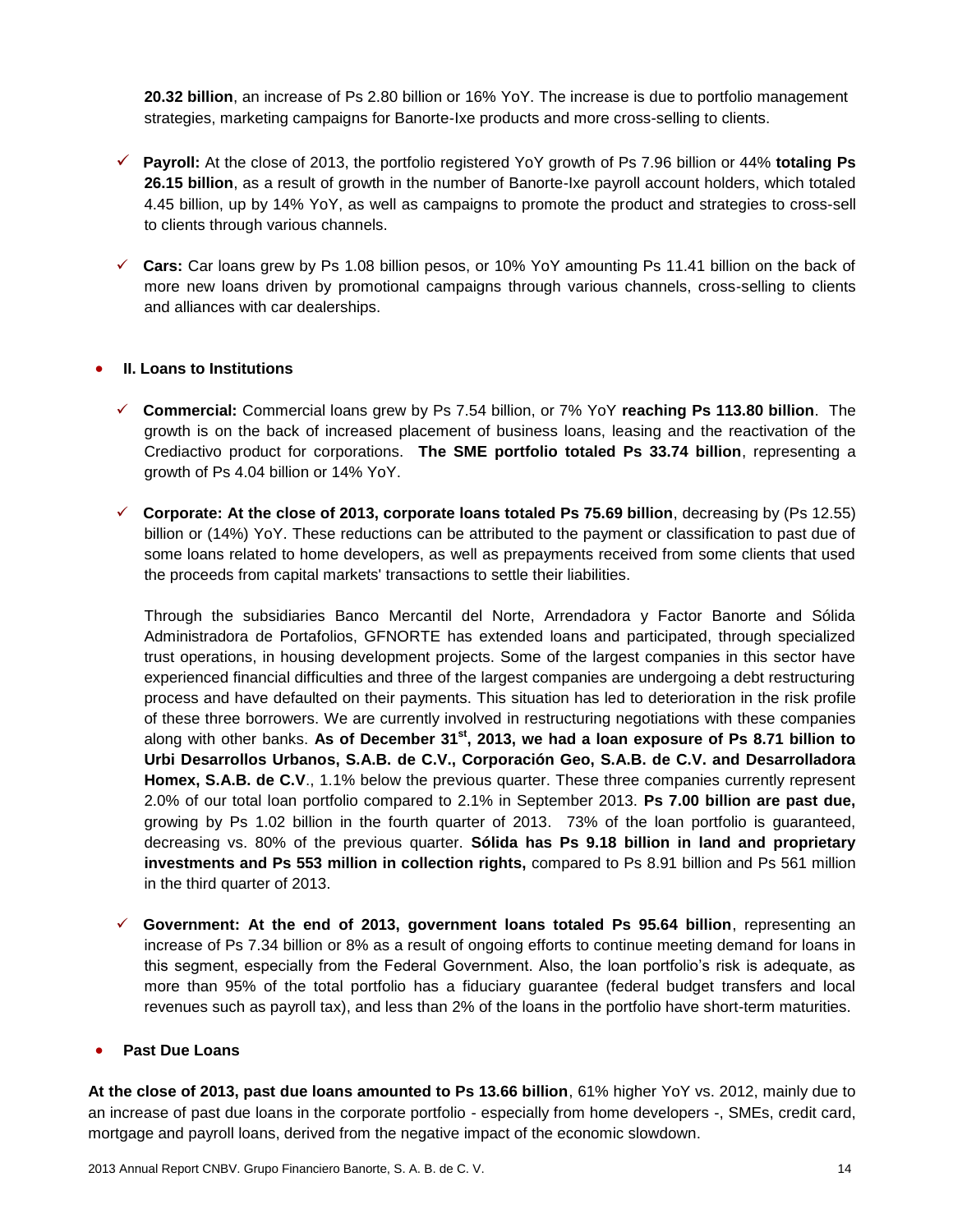**20.32 billion**, an increase of Ps 2.80 billion or 16% YoY. The increase is due to portfolio management strategies, marketing campaigns for Banorte-Ixe products and more cross-selling to clients.

- ✓ **Payroll:** At the close of 2013, the portfolio registered YoY growth of Ps 7.96 billion or 44% **totaling Ps 26.15 billion**, as a result of growth in the number of Banorte-Ixe payroll account holders, which totaled 4.45 billion, up by 14% YoY, as well as campaigns to promote the product and strategies to cross-sell to clients through various channels.

- ✓ **Cars:** Car loans grew by Ps 1.08 billion pesos, or 10% YoY amounting Ps 11.41 billion on the back of more new loans driven by promotional campaigns through various channels, cross-selling to clients and alliances with car dealerships.

- **II. Loans to Institutions**

  - ✓ **Commercial:** Commercial loans grew by Ps 7.54 billion, or 7% YoY **reaching Ps 113.80 billion**. The growth is on the back of increased placement of business loans, leasing and the reactivation of the Crediactivo product for corporations. **The SME portfolio totaled Ps 33.74 billion**, representing a growth of Ps 4.04 billion or 14% YoY.

  - ✓ **Corporate: At the close of 2013, corporate loans totaled Ps 75.69 billion**, decreasing by (Ps 12.55) billion or (14%) YoY. These reductions can be attributed to the payment or classification to past due of some loans related to home developers, as well as prepayments received from some clients that used the proceeds from capital markets' transactions to settle their liabilities.

    Through the subsidiaries Banco Mercantil del Norte, Arrendadora y Factor Banorte and Sólida Administradora de Portafolios, GFNORTE has extended loans and participated, through specialized trust operations, in housing development projects. Some of the largest companies in this sector have experienced financial difficulties and three of the largest companies are undergoing a debt restructuring process and have defaulted on their payments. This situation has led to deterioration in the risk profile of these three borrowers. We are currently involved in restructuring negotiations with these companies along with other banks. **As of December 31st, 2013, we had a loan exposure of Ps 8.71 billion to Urbi Desarrollos Urbanos, S.A.B. de C.V., Corporación Geo, S.A.B. de C.V. and Desarrolladora Homex, S.A.B. de C.V**., 1.1% below the previous quarter. These three companies currently represent 2.0% of our total loan portfolio compared to 2.1% in September 2013. **Ps 7.00 billion are past due,** growing by Ps 1.02 billion in the fourth quarter of 2013. 73% of the loan portfolio is guaranteed, decreasing vs. 80% of the previous quarter. **Sólida has Ps 9.18 billion in land and proprietary investments and Ps 553 million in collection rights,** compared to Ps 8.91 billion and Ps 561 million in the third quarter of 2013.

  - ✓ **Government: At the end of 2013, government loans totaled Ps 95.64 billion**, representing an increase of Ps 7.34 billion or 8% as a result of ongoing efforts to continue meeting demand for loans in this segment, especially from the Federal Government. Also, the loan portfolio's risk is adequate, as more than 95% of the total portfolio has a fiduciary guarantee (federal budget transfers and local revenues such as payroll tax), and less than 2% of the loans in the portfolio have short-term maturities.

- **Past Due Loans**

**At the close of 2013, past due loans amounted to Ps 13.66 billion**, 61% higher YoY vs. 2012, mainly due to an increase of past due loans in the corporate portfolio - especially from home developers -, SMEs, credit card, mortgage and payroll loans, derived from the negative impact of the economic slowdown.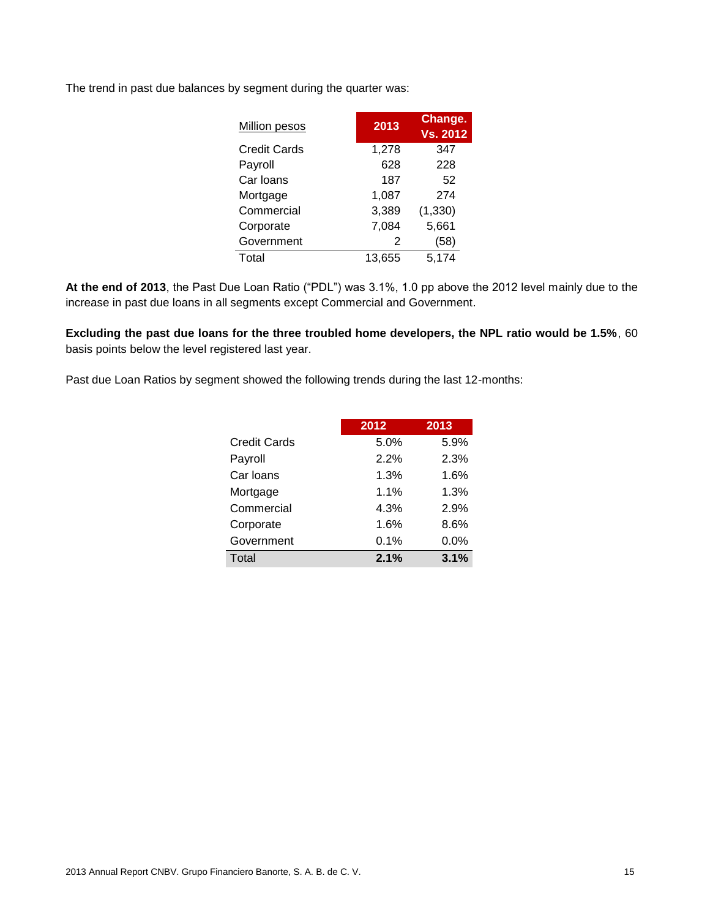The trend in past due balances by segment during the quarter was:

| Million pesos | 2013 | Change. Vs. 2012 |
|---|---|---|
| Credit Cards | 1,278 | 347 |
| Payroll | 628 | 228 |
| Car loans | 187 | 52 |
| Mortgage | 1,087 | 274 |
| Commercial | 3,389 | (1,330) |
| Corporate | 7,084 | 5,661 |
| Government | 2 | (58) |
| Total | 13,655 | 5,174 |

**At the end of 2013**, the Past Due Loan Ratio ("PDL") was 3.1%, 1.0 pp above the 2012 level mainly due to the increase in past due loans in all segments except Commercial and Government.

**Excluding the past due loans for the three troubled home developers, the NPL ratio would be 1.5%**, 60 basis points below the level registered last year.

Past due Loan Ratios by segment showed the following trends during the last 12-months:

| | 2012 | 2013 |
|---|---|---|
| Credit Cards | 5.0% | 5.9% |
| Payroll | 2.2% | 2.3% |
| Car loans | 1.3% | 1.6% |
| Mortgage | 1.1% | 1.3% |
| Commercial | 4.3% | 2.9% |
| Corporate | 1.6% | 8.6% |
| Government | 0.1% | 0.0% |
| Total | **2.1%** | **3.1%** |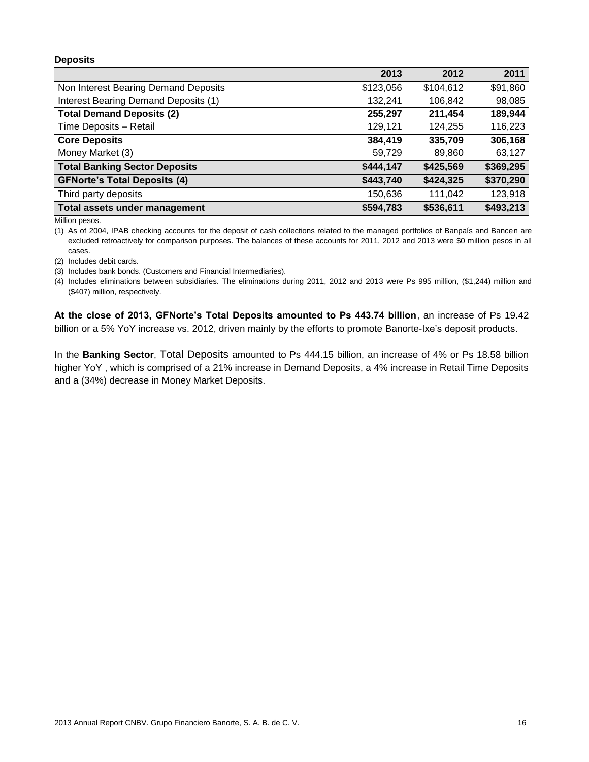**Deposits**

| | 2013 | 2012 | 2011 |
|---|---|---|---|
| Non Interest Bearing Demand Deposits | $123,056 | $104,612 | $91,860 |
| Interest Bearing Demand Deposits (1) | 132,241 | 106,842 | 98,085 |
| **Total Demand Deposits (2)** | **255,297** | **211,454** | **189,944** |
| Time Deposits – Retail | 129,121 | 124,255 | 116,223 |
| **Core Deposits** | **384,419** | **335,709** | **306,168** |
| Money Market (3) | 59,729 | 89,860 | 63,127 |
| **Total Banking Sector Deposits** | **$444,147** | **$425,569** | **$369,295** |
| **GFNorte's Total Deposits (4)** | **$443,740** | **$424,325** | **$370,290** |
| Third party deposits | 150,636 | 111,042 | 123,918 |
| **Total assets under management** | **$594,783** | **$536,611** | **$493,213** |

Million pesos.

(1) As of 2004, IPAB checking accounts for the deposit of cash collections related to the managed portfolios of Banpaís and Bancen are excluded retroactively for comparison purposes. The balances of these accounts for 2011, 2012 and 2013 were $0 million pesos in all cases.

(2) Includes debit cards.

(3) Includes bank bonds. (Customers and Financial Intermediaries).

(4) Includes eliminations between subsidiaries. The eliminations during 2011, 2012 and 2013 were Ps 995 million, ($1,244) million and ($407) million, respectively.

**At the close of 2013, GFNorte's Total Deposits amounted to Ps 443.74 billion**, an increase of Ps 19.42 billion or a 5% YoY increase vs. 2012, driven mainly by the efforts to promote Banorte-Ixe's deposit products.

In the **Banking Sector**, Total Deposits amounted to Ps 444.15 billion, an increase of 4% or Ps 18.58 billion higher YoY , which is comprised of a 21% increase in Demand Deposits, a 4% increase in Retail Time Deposits and a (34%) decrease in Money Market Deposits.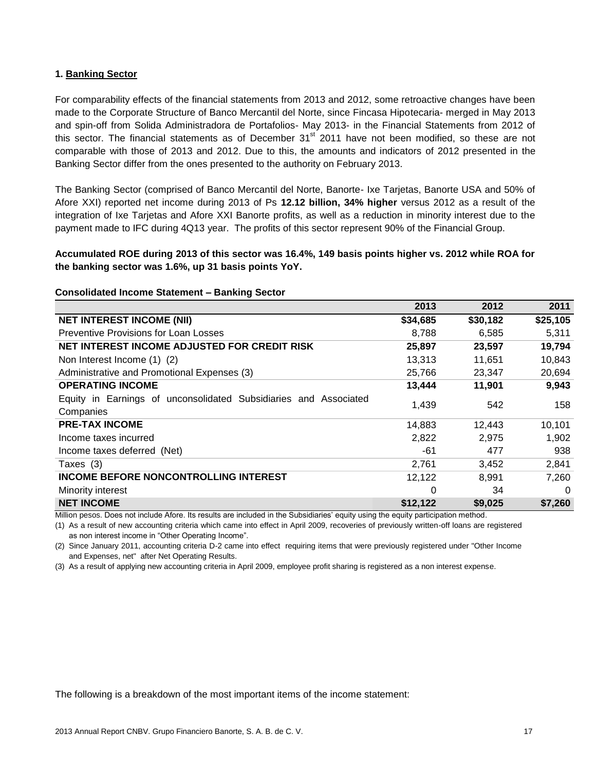**1. Banking Sector**

For comparability effects of the financial statements from 2013 and 2012, some retroactive changes have been made to the Corporate Structure of Banco Mercantil del Norte, since Fincasa Hipotecaria- merged in May 2013 and spin-off from Solida Administradora de Portafolios- May 2013- in the Financial Statements from 2012 of this sector. The financial statements as of December 31st 2011 have not been modified, so these are not comparable with those of 2013 and 2012. Due to this, the amounts and indicators of 2012 presented in the Banking Sector differ from the ones presented to the authority on February 2013.

The Banking Sector (comprised of Banco Mercantil del Norte, Banorte- Ixe Tarjetas, Banorte USA and 50% of Afore XXI) reported net income during 2013 of Ps **12.12 billion, 34% higher** versus 2012 as a result of the integration of Ixe Tarjetas and Afore XXI Banorte profits, as well as a reduction in minority interest due to the payment made to IFC during 4Q13 year. The profits of this sector represent 90% of the Financial Group.

**Accumulated ROE during 2013 of this sector was 16.4%, 149 basis points higher vs. 2012 while ROA for the banking sector was 1.6%, up 31 basis points YoY.**

**Consolidated Income Statement – Banking Sector**

| | 2013 | 2012 | 2011 |
|---|---|---|---|
| **NET INTEREST INCOME (NII)** | **$34,685** | **$30,182** | **$25,105** |
| Preventive Provisions for Loan Losses | 8,788 | 6,585 | 5,311 |
| **NET INTEREST INCOME ADJUSTED FOR CREDIT RISK** | **25,897** | **23,597** | **19,794** |
| Non Interest Income (1) (2) | 13,313 | 11,651 | 10,843 |
| Administrative and Promotional Expenses (3) | 25,766 | 23,347 | 20,694 |
| **OPERATING INCOME** | **13,444** | **11,901** | **9,943** |
| Equity in Earnings of unconsolidated Subsidiaries and Associated Companies | 1,439 | 542 | 158 |
| **PRE-TAX INCOME** | 14,883 | 12,443 | 10,101 |
| Income taxes incurred | 2,822 | 2,975 | 1,902 |
| Income taxes deferred (Net) | -61 | 477 | 938 |
| Taxes (3) | 2,761 | 3,452 | 2,841 |
| **INCOME BEFORE NONCONTROLLING INTEREST** | 12,122 | 8,991 | 7,260 |
| Minority interest | 0 | 34 | 0 |
| **NET INCOME** | **$12,122** | **$9,025** | **$7,260** |

Million pesos. Does not include Afore. Its results are included in the Subsidiaries' equity using the equity participation method.

(1) As a result of new accounting criteria which came into effect in April 2009, recoveries of previously written-off loans are registered as non interest income in "Other Operating Income".

(2) Since January 2011, accounting criteria D-2 came into effect requiring items that were previously registered under "Other Income and Expenses, net" after Net Operating Results.

(3) As a result of applying new accounting criteria in April 2009, employee profit sharing is registered as a non interest expense.

The following is a breakdown of the most important items of the income statement: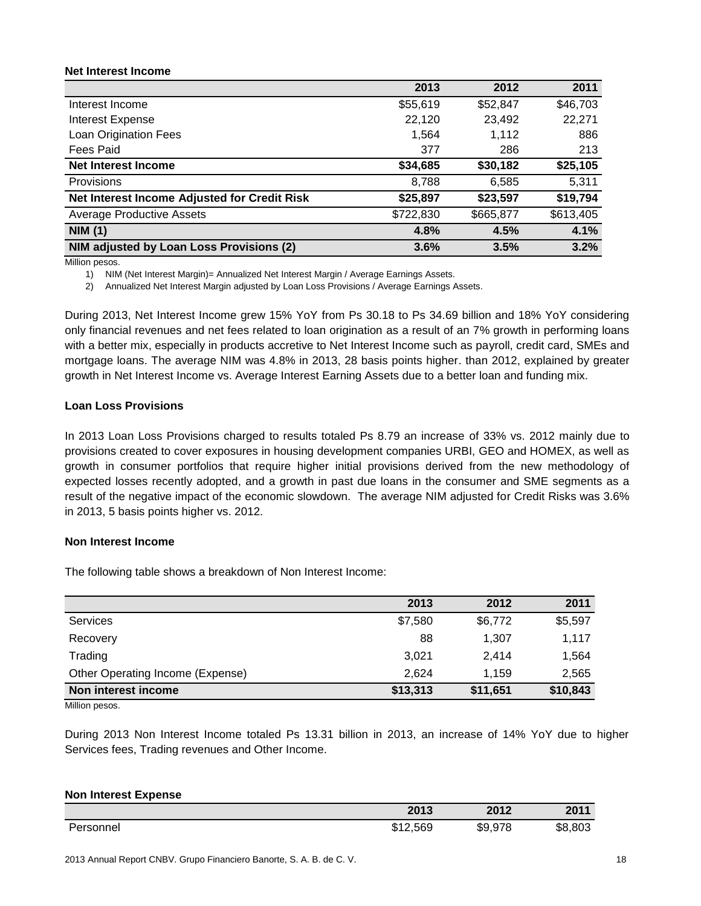**Net Interest Income**

| | 2013 | 2012 | 2011 |
|---|---|---|---|
| Interest Income | $55,619 | $52,847 | $46,703 |
| Interest Expense | 22,120 | 23,492 | 22,271 |
| Loan Origination Fees | 1,564 | 1,112 | 886 |
| Fees Paid | 377 | 286 | 213 |
| **Net Interest Income** | **$34,685** | **$30,182** | **$25,105** |
| Provisions | 8,788 | 6,585 | 5,311 |
| **Net Interest Income Adjusted for Credit Risk** | **$25,897** | **$23,597** | **$19,794** |
| Average Productive Assets | $722,830 | $665,877 | $613,405 |
| **NIM (1)** | **4.8%** | **4.5%** | **4.1%** |
| **NIM adjusted by Loan Loss Provisions (2)** | **3.6%** | **3.5%** | **3.2%** |

Million pesos.

1) NIM (Net Interest Margin)= Annualized Net Interest Margin / Average Earnings Assets.
2) Annualized Net Interest Margin adjusted by Loan Loss Provisions / Average Earnings Assets.

During 2013, Net Interest Income grew 15% YoY from Ps 30.18 to Ps 34.69 billion and 18% YoY considering only financial revenues and net fees related to loan origination as a result of an 7% growth in performing loans with a better mix, especially in products accretive to Net Interest Income such as payroll, credit card, SMEs and mortgage loans. The average NIM was 4.8% in 2013, 28 basis points higher. than 2012, explained by greater growth in Net Interest Income vs. Average Interest Earning Assets due to a better loan and funding mix.

**Loan Loss Provisions**

In 2013 Loan Loss Provisions charged to results totaled Ps 8.79 an increase of 33% vs. 2012 mainly due to provisions created to cover exposures in housing development companies URBI, GEO and HOMEX, as well as growth in consumer portfolios that require higher initial provisions derived from the new methodology of expected losses recently adopted, and a growth in past due loans in the consumer and SME segments as a result of the negative impact of the economic slowdown. The average NIM adjusted for Credit Risks was 3.6% in 2013, 5 basis points higher vs. 2012.

**Non Interest Income**

The following table shows a breakdown of Non Interest Income:

| | 2013 | 2012 | 2011 |
|---|---|---|---|
| Services | $7,580 | $6,772 | $5,597 |
| Recovery | 88 | 1,307 | 1,117 |
| Trading | 3,021 | 2,414 | 1,564 |
| Other Operating Income (Expense) | 2,624 | 1,159 | 2,565 |
| **Non interest income** | **$13,313** | **$11,651** | **$10,843** |

Million pesos.

During 2013 Non Interest Income totaled Ps 13.31 billion in 2013, an increase of 14% YoY due to higher Services fees, Trading revenues and Other Income.

**Non Interest Expense**

| | 2013 | 2012 | 2011 |
|---|---|---|---|
| Personnel | $12,569 | $9,978 | $8,803 |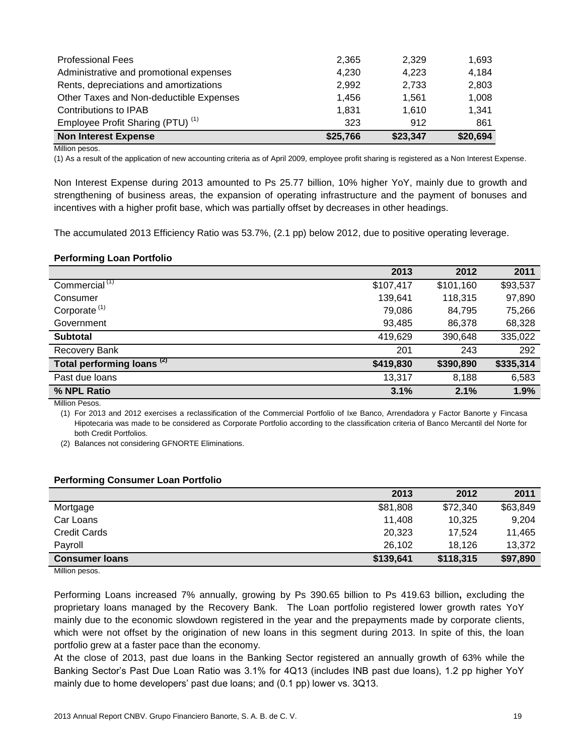| | | | |
|---|---|---|---|
| Professional Fees | 2,365 | 2,329 | 1,693 |
| Administrative and promotional expenses | 4,230 | 4,223 | 4,184 |
| Rents, depreciations and amortizations | 2,992 | 2,733 | 2,803 |
| Other Taxes and Non-deductible Expenses | 1,456 | 1,561 | 1,008 |
| Contributions to IPAB | 1,831 | 1,610 | 1,341 |
| Employee Profit Sharing (PTU) (1) | 323 | 912 | 861 |
| **Non Interest Expense** | **$25,766** | **$23,347** | **$20,694** |

Million pesos.

(1) As a result of the application of new accounting criteria as of April 2009, employee profit sharing is registered as a Non Interest Expense.

Non Interest Expense during 2013 amounted to Ps 25.77 billion, 10% higher YoY, mainly due to growth and strengthening of business areas, the expansion of operating infrastructure and the payment of bonuses and incentives with a higher profit base, which was partially offset by decreases in other headings.

The accumulated 2013 Efficiency Ratio was 53.7%, (2.1 pp) below 2012, due to positive operating leverage.

**Performing Loan Portfolio**

| | 2013 | 2012 | 2011 |
|---|---|---|---|
| Commercial (1) | $107,417 | $101,160 | $93,537 |
| Consumer | 139,641 | 118,315 | 97,890 |
| Corporate (1) | 79,086 | 84,795 | 75,266 |
| Government | 93,485 | 86,378 | 68,328 |
| **Subtotal** | 419,629 | 390,648 | 335,022 |
| Recovery Bank | 201 | 243 | 292 |
| **Total performing loans (2)** | **$419,830** | **$390,890** | **$335,314** |
| Past due loans | 13,317 | 8,188 | 6,583 |
| **% NPL Ratio** | **3.1%** | **2.1%** | **1.9%** |

Million Pesos.

(1) For 2013 and 2012 exercises a reclassification of the Commercial Portfolio of Ixe Banco, Arrendadora y Factor Banorte y Fincasa Hipotecaria was made to be considered as Corporate Portfolio according to the classification criteria of Banco Mercantil del Norte for both Credit Portfolios.

(2) Balances not considering GFNORTE Eliminations.

**Performing Consumer Loan Portfolio**

| | 2013 | 2012 | 2011 |
|---|---|---|---|
| Mortgage | $81,808 | $72,340 | $63,849 |
| Car Loans | 11,408 | 10,325 | 9,204 |
| Credit Cards | 20,323 | 17,524 | 11,465 |
| Payroll | 26,102 | 18,126 | 13,372 |
| **Consumer loans** | **$139,641** | **$118,315** | **$97,890** |

Million pesos.

Performing Loans increased 7% annually, growing by Ps 390.65 billion to Ps 419.63 billion**,** excluding the proprietary loans managed by the Recovery Bank. The Loan portfolio registered lower growth rates YoY mainly due to the economic slowdown registered in the year and the prepayments made by corporate clients, which were not offset by the origination of new loans in this segment during 2013. In spite of this, the loan portfolio grew at a faster pace than the economy.

At the close of 2013, past due loans in the Banking Sector registered an annually growth of 63% while the Banking Sector's Past Due Loan Ratio was 3.1% for 4Q13 (includes INB past due loans), 1.2 pp higher YoY mainly due to home developers' past due loans; and (0.1 pp) lower vs. 3Q13.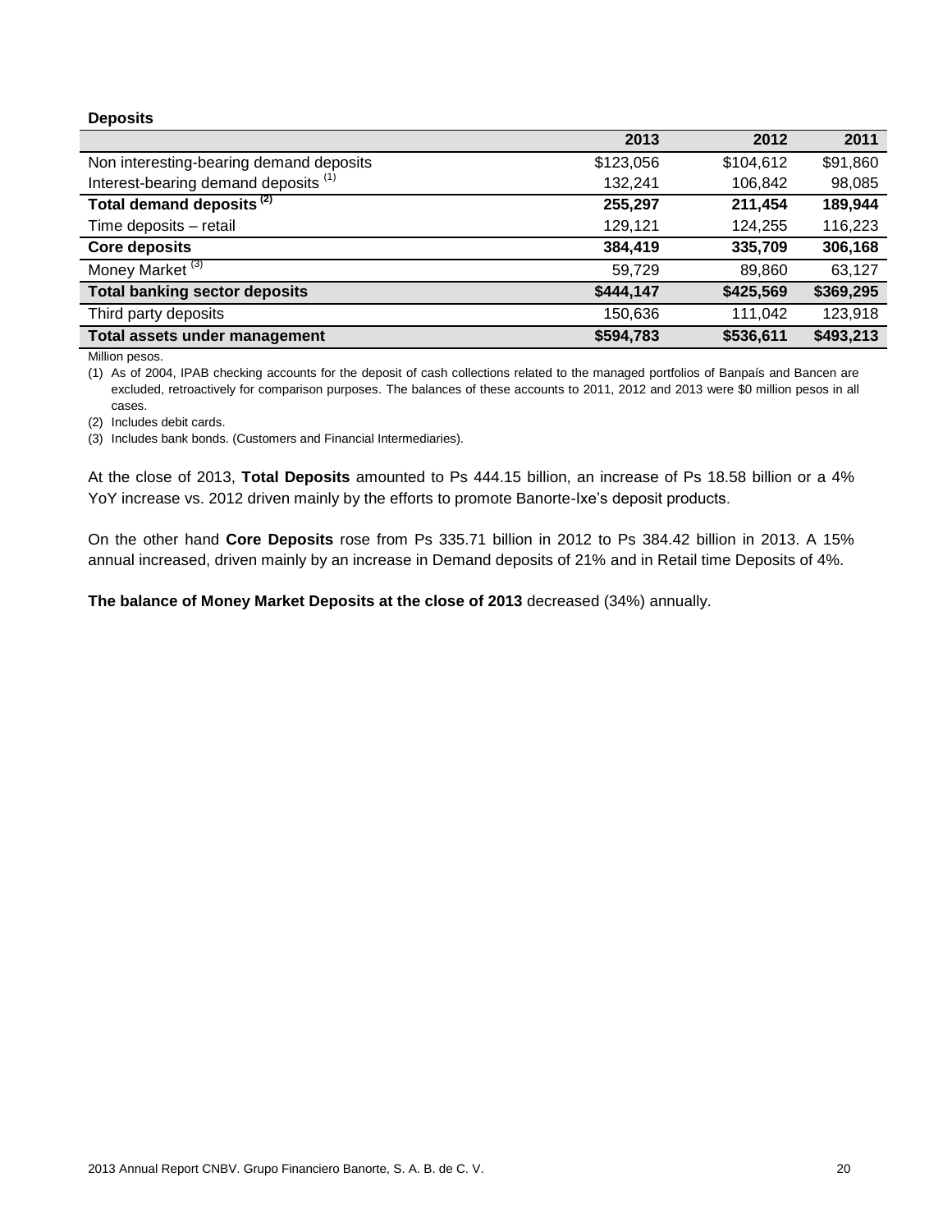**Deposits**

| | 2013 | 2012 | 2011 |
|---|---|---|---|
| Non interesting-bearing demand deposits | $123,056 | $104,612 | $91,860 |
| Interest-bearing demand deposits [(1)] | 132,241 | 106,842 | 98,085 |
| **Total demand deposits [(2)]** | **255,297** | **211,454** | **189,944** |
| Time deposits – retail | 129,121 | 124,255 | 116,223 |
| **Core deposits** | **384,419** | **335,709** | **306,168** |
| Money Market [(3)] | 59,729 | 89,860 | 63,127 |
| **Total banking sector deposits** | **$444,147** | **$425,569** | **$369,295** |
| Third party deposits | 150,636 | 111,042 | 123,918 |
| **Total assets under management** | **$594,783** | **$536,611** | **$493,213** |

Million pesos.

(1) As of 2004, IPAB checking accounts for the deposit of cash collections related to the managed portfolios of Banpaís and Bancen are excluded, retroactively for comparison purposes. The balances of these accounts to 2011, 2012 and 2013 were $0 million pesos in all cases.

(2) Includes debit cards.

(3) Includes bank bonds. (Customers and Financial Intermediaries).

At the close of 2013, **Total Deposits** amounted to Ps 444.15 billion, an increase of Ps 18.58 billion or a 4% YoY increase vs. 2012 driven mainly by the efforts to promote Banorte-Ixe's deposit products.

On the other hand **Core Deposits** rose from Ps 335.71 billion in 2012 to Ps 384.42 billion in 2013. A 15% annual increased, driven mainly by an increase in Demand deposits of 21% and in Retail time Deposits of 4%.

**The balance of Money Market Deposits at the close of 2013** decreased (34%) annually.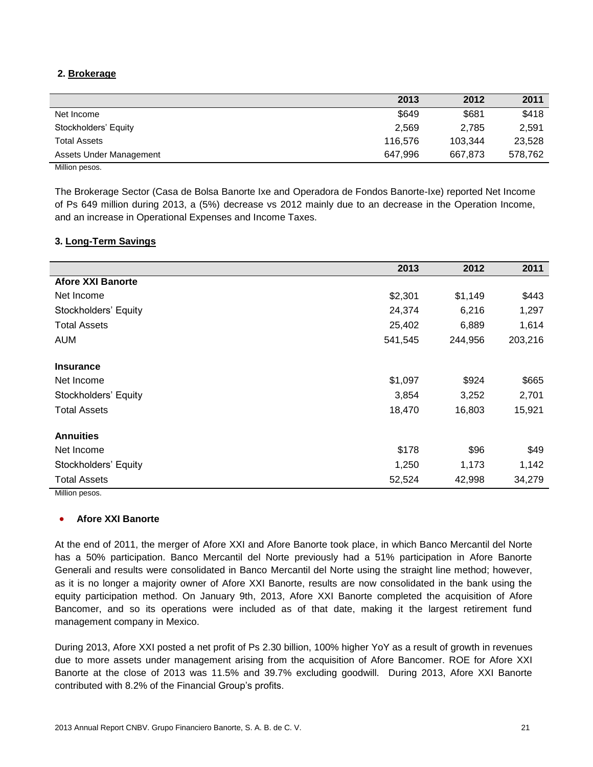## 2. Brokerage

| | 2013 | 2012 | 2011 |
|---|---|---|---|
| Net Income | $649 | $681 | $418 |
| Stockholders' Equity | 2,569 | 2,785 | 2,591 |
| Total Assets | 116,576 | 103,344 | 23,528 |
| Assets Under Management | 647,996 | 667,873 | 578,762 |

Million pesos.

The Brokerage Sector (Casa de Bolsa Banorte Ixe and Operadora de Fondos Banorte-Ixe) reported Net Income of Ps 649 million during 2013, a (5%) decrease vs 2012 mainly due to an decrease in the Operation Income, and an increase in Operational Expenses and Income Taxes.

## 3. Long-Term Savings

| | 2013 | 2012 | 2011 |
|---|---|---|---|
| **Afore XXI Banorte** | | | |
| Net Income | $2,301 | $1,149 | $443 |
| Stockholders' Equity | 24,374 | 6,216 | 1,297 |
| Total Assets | 25,402 | 6,889 | 1,614 |
| AUM | 541,545 | 244,956 | 203,216 |
| **Insurance** | | | |
| Net Income | $1,097 | $924 | $665 |
| Stockholders' Equity | 3,854 | 3,252 | 2,701 |
| Total Assets | 18,470 | 16,803 | 15,921 |
| **Annuities** | | | |
| Net Income | $178 | $96 | $49 |
| Stockholders' Equity | 1,250 | 1,173 | 1,142 |
| Total Assets | 52,524 | 42,998 | 34,279 |

Million pesos.

- **Afore XXI Banorte**

At the end of 2011, the merger of Afore XXI and Afore Banorte took place, in which Banco Mercantil del Norte has a 50% participation. Banco Mercantil del Norte previously had a 51% participation in Afore Banorte Generali and results were consolidated in Banco Mercantil del Norte using the straight line method; however, as it is no longer a majority owner of Afore XXI Banorte, results are now consolidated in the bank using the equity participation method. On January 9th, 2013, Afore XXI Banorte completed the acquisition of Afore Bancomer, and so its operations were included as of that date, making it the largest retirement fund management company in Mexico.

During 2013, Afore XXI posted a net profit of Ps 2.30 billion, 100% higher YoY as a result of growth in revenues due to more assets under management arising from the acquisition of Afore Bancomer. ROE for Afore XXI Banorte at the close of 2013 was 11.5% and 39.7% excluding goodwill. During 2013, Afore XXI Banorte contributed with 8.2% of the Financial Group's profits.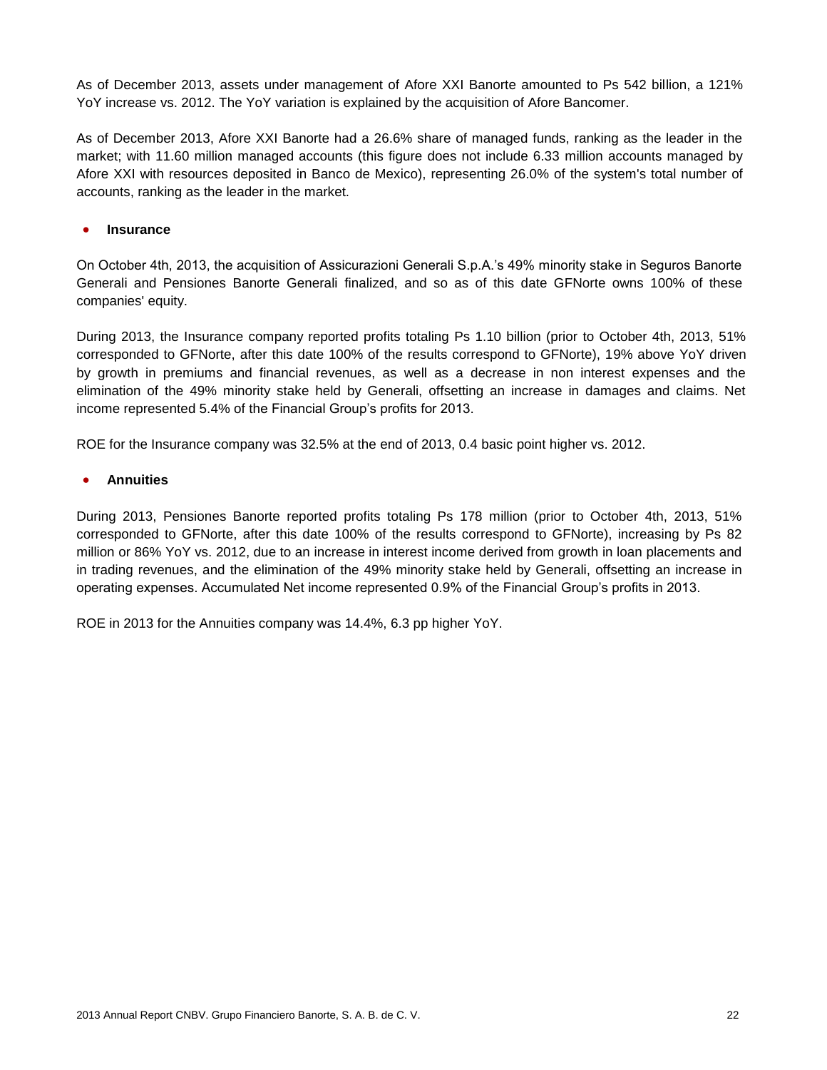As of December 2013, assets under management of Afore XXI Banorte amounted to Ps 542 billion, a 121% YoY increase vs. 2012. The YoY variation is explained by the acquisition of Afore Bancomer.

As of December 2013, Afore XXI Banorte had a 26.6% share of managed funds, ranking as the leader in the market; with 11.60 million managed accounts (this figure does not include 6.33 million accounts managed by Afore XXI with resources deposited in Banco de Mexico), representing 26.0% of the system's total number of accounts, ranking as the leader in the market.

- **Insurance**

On October 4th, 2013, the acquisition of Assicurazioni Generali S.p.A.'s 49% minority stake in Seguros Banorte Generali and Pensiones Banorte Generali finalized, and so as of this date GFNorte owns 100% of these companies' equity.

During 2013, the Insurance company reported profits totaling Ps 1.10 billion (prior to October 4th, 2013, 51% corresponded to GFNorte, after this date 100% of the results correspond to GFNorte), 19% above YoY driven by growth in premiums and financial revenues, as well as a decrease in non interest expenses and the elimination of the 49% minority stake held by Generali, offsetting an increase in damages and claims. Net income represented 5.4% of the Financial Group's profits for 2013.

ROE for the Insurance company was 32.5% at the end of 2013, 0.4 basic point higher vs. 2012.

- **Annuities**

During 2013, Pensiones Banorte reported profits totaling Ps 178 million (prior to October 4th, 2013, 51% corresponded to GFNorte, after this date 100% of the results correspond to GFNorte), increasing by Ps 82 million or 86% YoY vs. 2012, due to an increase in interest income derived from growth in loan placements and in trading revenues, and the elimination of the 49% minority stake held by Generali, offsetting an increase in operating expenses. Accumulated Net income represented 0.9% of the Financial Group's profits in 2013.

ROE in 2013 for the Annuities company was 14.4%, 6.3 pp higher YoY.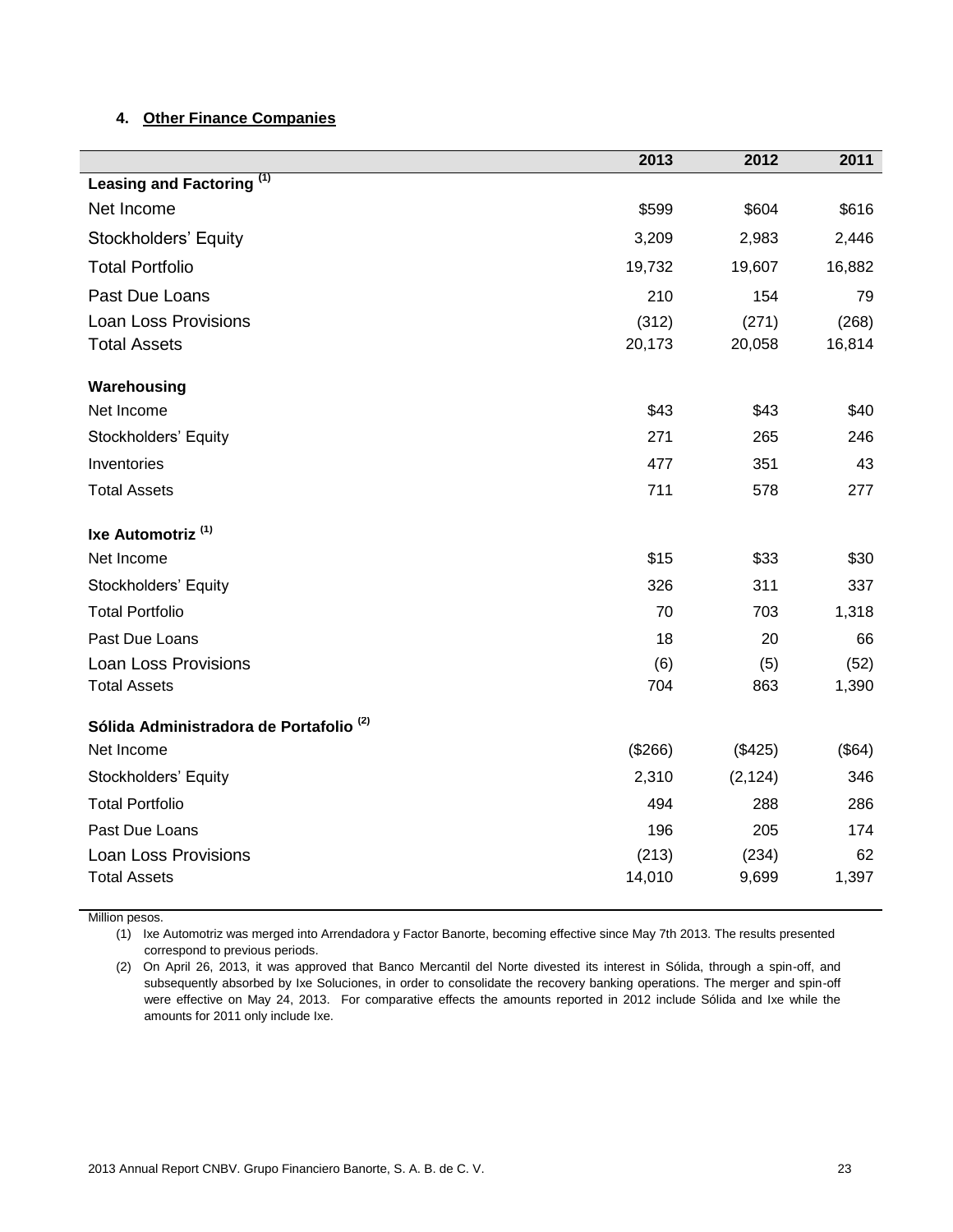### 4. Other Finance Companies

| | 2013 | 2012 | 2011 |
|---|---|---|---|
| **Leasing and Factoring [(1)]** | | | |
| Net Income | $599 | $604 | $616 |
| Stockholders' Equity | 3,209 | 2,983 | 2,446 |
| Total Portfolio | 19,732 | 19,607 | 16,882 |
| Past Due Loans | 210 | 154 | 79 |
| Loan Loss Provisions | (312) | (271) | (268) |
| Total Assets | 20,173 | 20,058 | 16,814 |
| **Warehousing** | | | |
| Net Income | $43 | $43 | $40 |
| Stockholders' Equity | 271 | 265 | 246 |
| Inventories | 477 | 351 | 43 |
| Total Assets | 711 | 578 | 277 |
| **Ixe Automotriz [(1)]** | | | |
| Net Income | $15 | $33 | $30 |
| Stockholders' Equity | 326 | 311 | 337 |
| Total Portfolio | 70 | 703 | 1,318 |
| Past Due Loans | 18 | 20 | 66 |
| Loan Loss Provisions | (6) | (5) | (52) |
| Total Assets | 704 | 863 | 1,390 |
| **Sólida Administradora de Portafolio [(2)]** | | | |
| Net Income | ($266) | ($425) | ($64) |
| Stockholders' Equity | 2,310 | (2,124) | 346 |
| Total Portfolio | 494 | 288 | 286 |
| Past Due Loans | 196 | 205 | 174 |
| Loan Loss Provisions | (213) | (234) | 62 |
| Total Assets | 14,010 | 9,699 | 1,397 |

Million pesos.

(1) Ixe Automotriz was merged into Arrendadora y Factor Banorte, becoming effective since May 7th 2013. The results presented correspond to previous periods.

(2) On April 26, 2013, it was approved that Banco Mercantil del Norte divested its interest in Sólida, through a spin-off, and subsequently absorbed by Ixe Soluciones, in order to consolidate the recovery banking operations. The merger and spin-off were effective on May 24, 2013. For comparative effects the amounts reported in 2012 include Sólida and Ixe while the amounts for 2011 only include Ixe.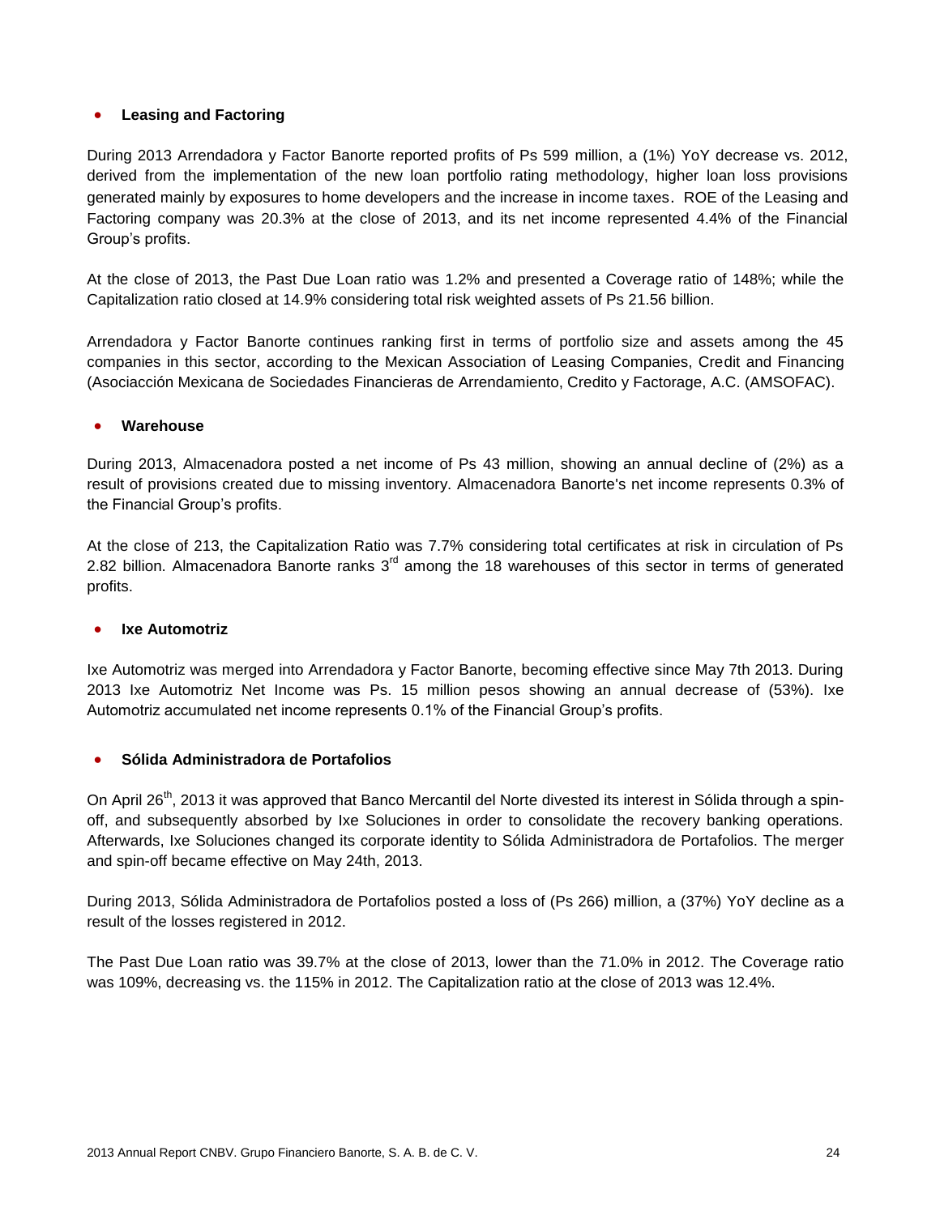- **Leasing and Factoring**

During 2013 Arrendadora y Factor Banorte reported profits of Ps 599 million, a (1%) YoY decrease vs. 2012, derived from the implementation of the new loan portfolio rating methodology, higher loan loss provisions generated mainly by exposures to home developers and the increase in income taxes. ROE of the Leasing and Factoring company was 20.3% at the close of 2013, and its net income represented 4.4% of the Financial Group's profits.

At the close of 2013, the Past Due Loan ratio was 1.2% and presented a Coverage ratio of 148%; while the Capitalization ratio closed at 14.9% considering total risk weighted assets of Ps 21.56 billion.

Arrendadora y Factor Banorte continues ranking first in terms of portfolio size and assets among the 45 companies in this sector, according to the Mexican Association of Leasing Companies, Credit and Financing (Asocciación Mexicana de Sociedades Financieras de Arrendamiento, Credito y Factorage, A.C. (AMSOFAC).

- **Warehouse**

During 2013, Almacenadora posted a net income of Ps 43 million, showing an annual decline of (2%) as a result of provisions created due to missing inventory. Almacenadora Banorte's net income represents 0.3% of the Financial Group's profits.

At the close of 213, the Capitalization Ratio was 7.7% considering total certificates at risk in circulation of Ps 2.82 billion. Almacenadora Banorte ranks 3rd among the 18 warehouses of this sector in terms of generated profits.

- **Ixe Automotriz**

Ixe Automotriz was merged into Arrendadora y Factor Banorte, becoming effective since May 7th 2013. During 2013 Ixe Automotriz Net Income was Ps. 15 million pesos showing an annual decrease of (53%). Ixe Automotriz accumulated net income represents 0.1% of the Financial Group's profits.

- **Sólida Administradora de Portafolios**

On April 26th, 2013 it was approved that Banco Mercantil del Norte divested its interest in Sólida through a spin-off, and subsequently absorbed by Ixe Soluciones in order to consolidate the recovery banking operations. Afterwards, Ixe Soluciones changed its corporate identity to Sólida Administradora de Portafolios. The merger and spin-off became effective on May 24th, 2013.

During 2013, Sólida Administradora de Portafolios posted a loss of (Ps 266) million, a (37%) YoY decline as a result of the losses registered in 2012.

The Past Due Loan ratio was 39.7% at the close of 2013, lower than the 71.0% in 2012. The Coverage ratio was 109%, decreasing vs. the 115% in 2012. The Capitalization ratio at the close of 2013 was 12.4%.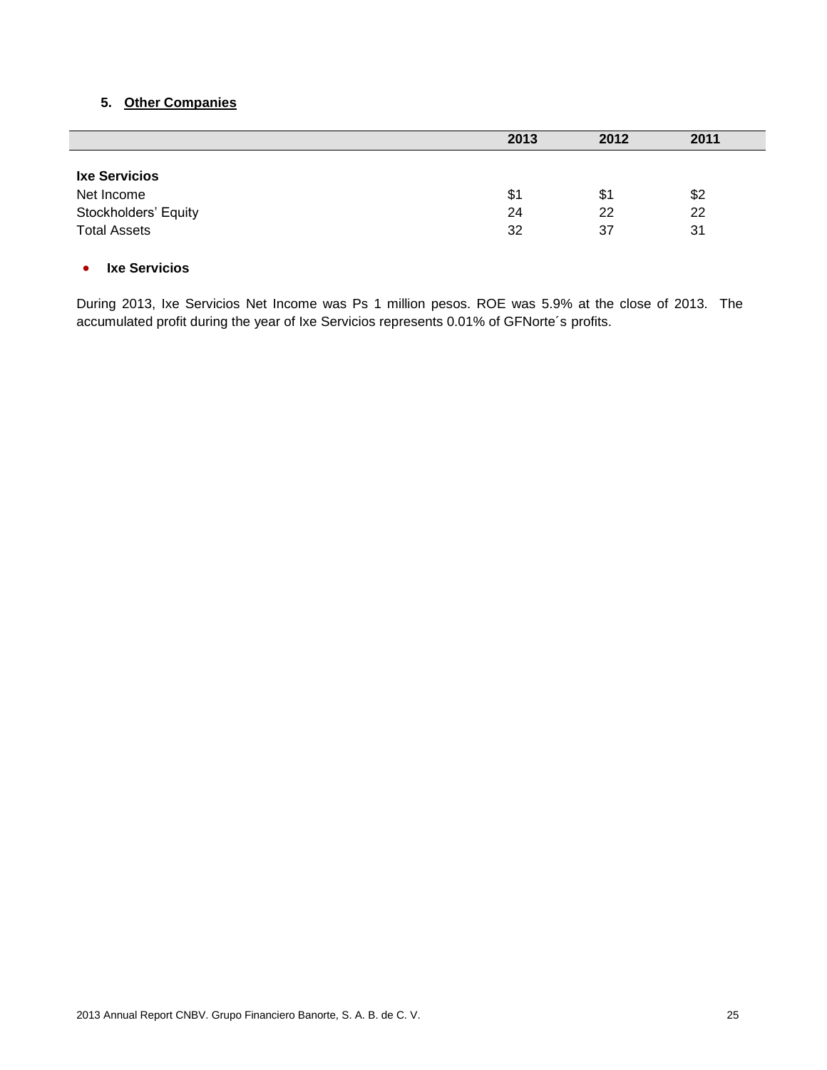## 5. Other Companies

| | 2013 | 2012 | 2011 |
|---|---|---|---|
| **Ixe Servicios** | | | |
| Net Income | $1 | $1 | $2 |
| Stockholders' Equity | 24 | 22 | 22 |
| Total Assets | 32 | 37 | 31 |

- **Ixe Servicios**

During 2013, Ixe Servicios Net Income was Ps 1 million pesos. ROE was 5.9% at the close of 2013. The accumulated profit during the year of Ixe Servicios represents 0.01% of GFNorte´s profits.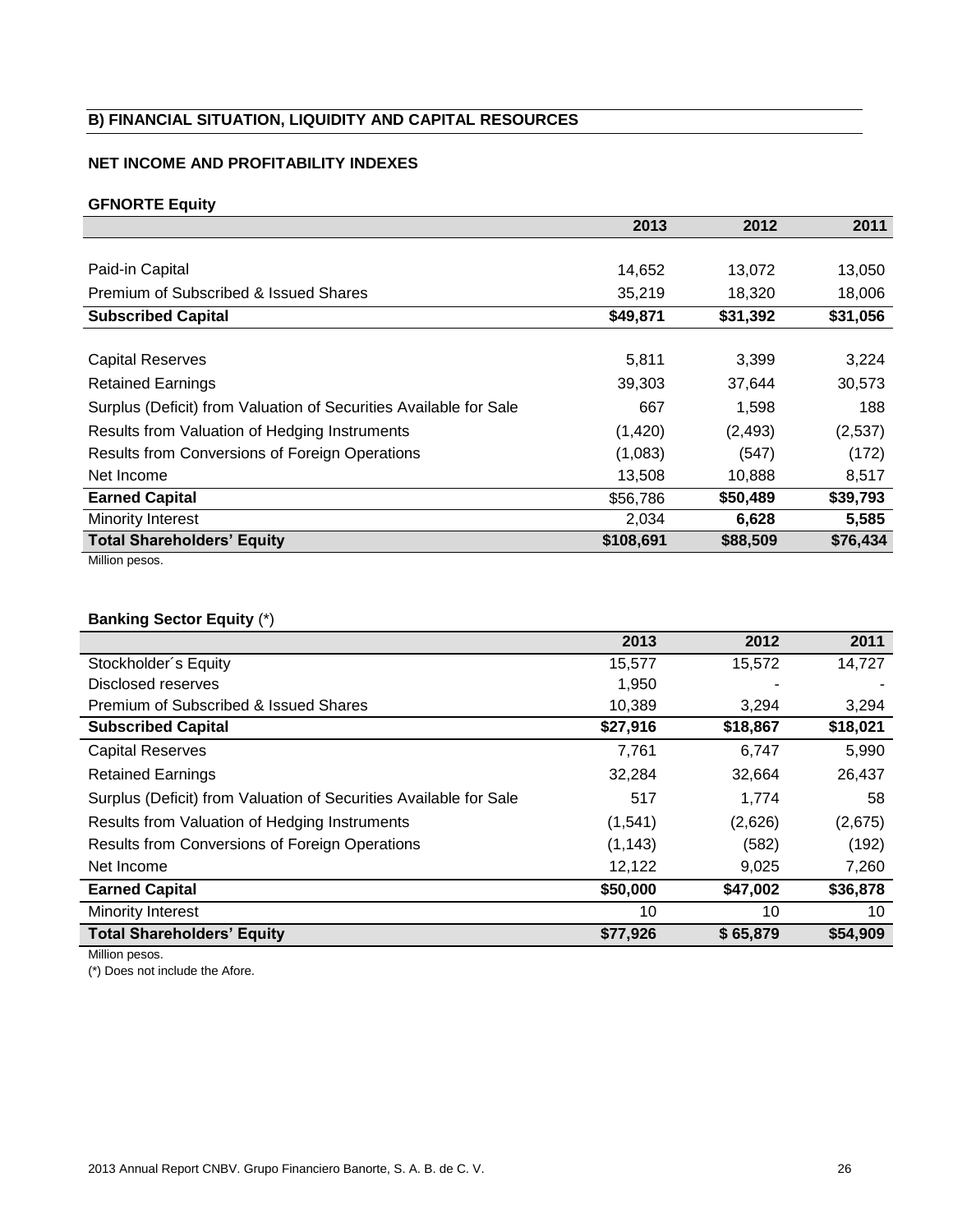## B) FINANCIAL SITUATION, LIQUIDITY AND CAPITAL RESOURCES

### NET INCOME AND PROFITABILITY INDEXES

**GFNORTE Equity**

| | 2013 | 2012 | 2011 |
|---|---|---|---|
| Paid-in Capital | 14,652 | 13,072 | 13,050 |
| Premium of Subscribed & Issued Shares | 35,219 | 18,320 | 18,006 |
| **Subscribed Capital** | **\$49,871** | **\$31,392** | **\$31,056** |
| Capital Reserves | 5,811 | 3,399 | 3,224 |
| Retained Earnings | 39,303 | 37,644 | 30,573 |
| Surplus (Deficit) from Valuation of Securities Available for Sale | 667 | 1,598 | 188 |
| Results from Valuation of Hedging Instruments | (1,420) | (2,493) | (2,537) |
| Results from Conversions of Foreign Operations | (1,083) | (547) | (172) |
| Net Income | 13,508 | 10,888 | 8,517 |
| **Earned Capital** | \$56,786 | **\$50,489** | **\$39,793** |
| Minority Interest | 2,034 | **6,628** | **5,585** |
| **Total Shareholders' Equity** | **\$108,691** | **\$88,509** | **\$76,434** |

Million pesos.

**Banking Sector Equity** (*)

| | 2013 | 2012 | 2011 |
|---|---|---|---|
| Stockholder´s Equity | 15,577 | 15,572 | 14,727 |
| Disclosed reserves | 1,950 | - | - |
| Premium of Subscribed & Issued Shares | 10,389 | 3,294 | 3,294 |
| **Subscribed Capital** | **\$27,916** | **\$18,867** | **\$18,021** |
| Capital Reserves | 7,761 | 6,747 | 5,990 |
| Retained Earnings | 32,284 | 32,664 | 26,437 |
| Surplus (Deficit) from Valuation of Securities Available for Sale | 517 | 1,774 | 58 |
| Results from Valuation of Hedging Instruments | (1,541) | (2,626) | (2,675) |
| Results from Conversions of Foreign Operations | (1,143) | (582) | (192) |
| Net Income | 12,122 | 9,025 | 7,260 |
| **Earned Capital** | **\$50,000** | **\$47,002** | **\$36,878** |
| Minority Interest | 10 | 10 | 10 |
| **Total Shareholders' Equity** | **\$77,926** | **\$ 65,879** | **\$54,909** |

Million pesos.

(*) Does not include the Afore.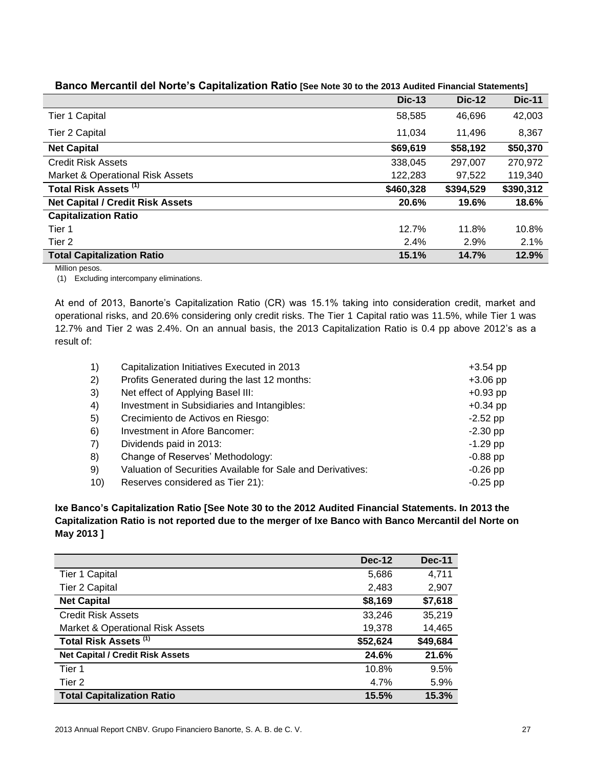**Banco Mercantil del Norte's Capitalization Ratio [See Note 30 to the 2013 Audited Financial Statements]**

| | Dic-13 | Dic-12 | Dic-11 |
|---|---|---|---|
| Tier 1 Capital | 58,585 | 46,696 | 42,003 |
| Tier 2 Capital | 11,034 | 11,496 | 8,367 |
| **Net Capital** | **$69,619** | **$58,192** | **$50,370** |
| Credit Risk Assets | 338,045 | 297,007 | 270,972 |
| Market & Operational Risk Assets | 122,283 | 97,522 | 119,340 |
| **Total Risk Assets (1)** | **$460,328** | **$394,529** | **$390,312** |
| **Net Capital / Credit Risk Assets** | **20.6%** | **19.6%** | **18.6%** |
| **Capitalization Ratio** | | | |
| Tier 1 | 12.7% | 11.8% | 10.8% |
| Tier 2 | 2.4% | 2.9% | 2.1% |
| **Total Capitalization Ratio** | **15.1%** | **14.7%** | **12.9%** |

Million pesos.

(1) Excluding intercompany eliminations.

At end of 2013, Banorte's Capitalization Ratio (CR) was 15.1% taking into consideration credit, market and operational risks, and 20.6% considering only credit risks. The Tier 1 Capital ratio was 11.5%, while Tier 1 was 12.7% and Tier 2 was 2.4%. On an annual basis, the 2013 Capitalization Ratio is 0.4 pp above 2012's as a result of:

| | | |
|---|---|---|
| 1) | Capitalization Initiatives Executed in 2013 | +3.54 pp |
| 2) | Profits Generated during the last 12 months: | +3.06 pp |
| 3) | Net effect of Applying Basel III: | +0.93 pp |
| 4) | Investment in Subsidiaries and Intangibles: | +0.34 pp |
| 5) | Crecimiento de Activos en Riesgo: | -2.52 pp |
| 6) | Investment in Afore Bancomer: | -2.30 pp |
| 7) | Dividends paid in 2013: | -1.29 pp |
| 8) | Change of Reserves' Methodology: | -0.88 pp |
| 9) | Valuation of Securities Available for Sale and Derivatives: | -0.26 pp |
| 10) | Reserves considered as Tier 21): | -0.25 pp |

**Ixe Banco's Capitalization Ratio [See Note 30 to the 2012 Audited Financial Statements. In 2013 the Capitalization Ratio is not reported due to the merger of Ixe Banco with Banco Mercantil del Norte on May 2013 ]**

| | Dec-12 | Dec-11 |
|---|---|---|
| Tier 1 Capital | 5,686 | 4,711 |
| Tier 2 Capital | 2,483 | 2,907 |
| **Net Capital** | **$8,169** | **$7,618** |
| Credit Risk Assets | 33,246 | 35,219 |
| Market & Operational Risk Assets | 19,378 | 14,465 |
| **Total Risk Assets (1)** | **$52,624** | **$49,684** |
| **Net Capital / Credit Risk Assets** | **24.6%** | **21.6%** |
| Tier 1 | 10.8% | 9.5% |
| Tier 2 | 4.7% | 5.9% |
| **Total Capitalization Ratio** | **15.5%** | **15.3%** |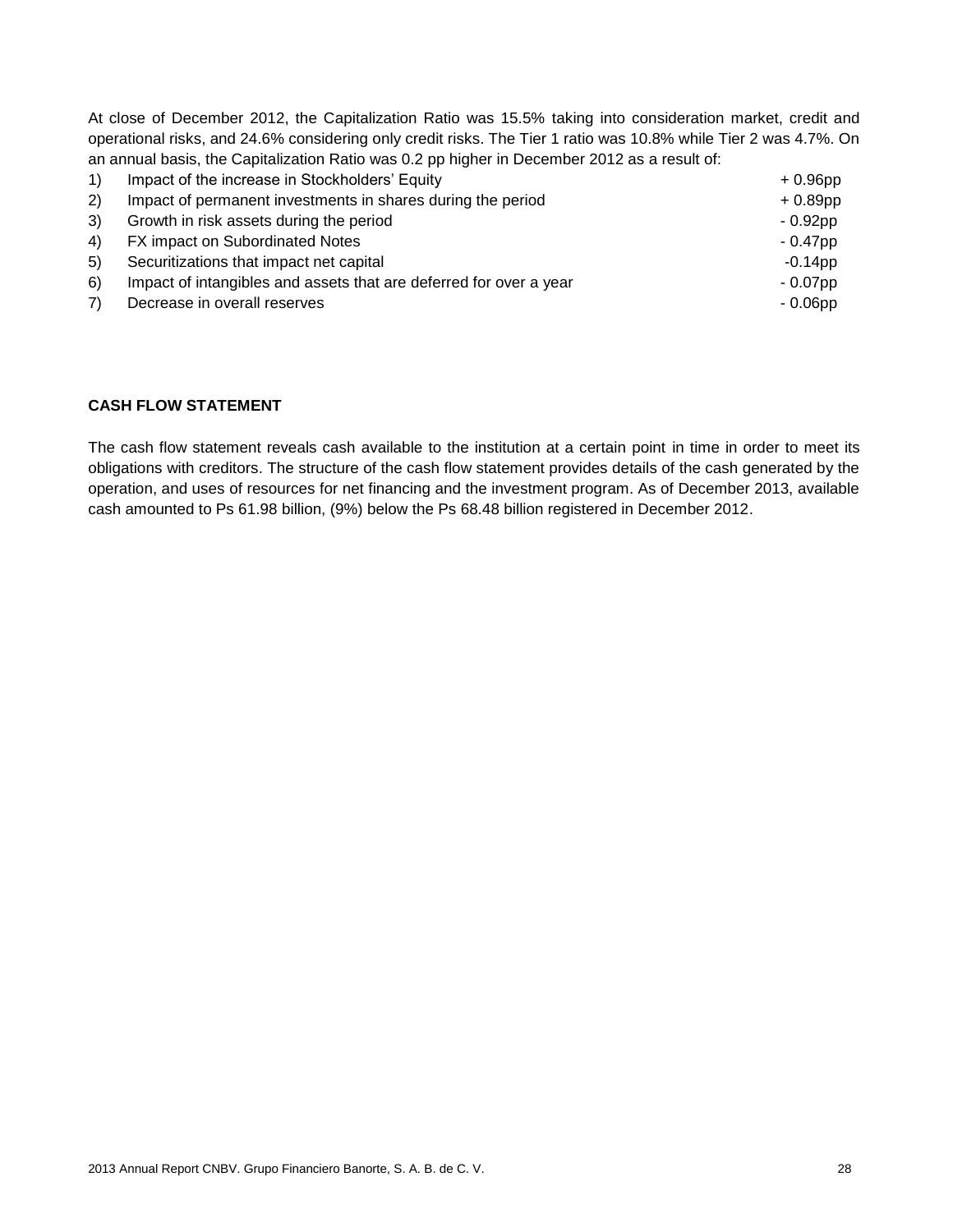At close of December 2012, the Capitalization Ratio was 15.5% taking into consideration market, credit and operational risks, and 24.6% considering only credit risks. The Tier 1 ratio was 10.8% while Tier 2 was 4.7%. On an annual basis, the Capitalization Ratio was 0.2 pp higher in December 2012 as a result of:

| | | |
|---|---|---|
| 1) | Impact of the increase in Stockholders' Equity | + 0.96pp |
| 2) | Impact of permanent investments in shares during the period | + 0.89pp |
| 3) | Growth in risk assets during the period | - 0.92pp |
| 4) | FX impact on Subordinated Notes | - 0.47pp |
| 5) | Securitizations that impact net capital | -0.14pp |
| 6) | Impact of intangibles and assets that are deferred for over a year | - 0.07pp |
| 7) | Decrease in overall reserves | - 0.06pp |

**CASH FLOW STATEMENT**

The cash flow statement reveals cash available to the institution at a certain point in time in order to meet its obligations with creditors. The structure of the cash flow statement provides details of the cash generated by the operation, and uses of resources for net financing and the investment program. As of December 2013, available cash amounted to Ps 61.98 billion, (9%) below the Ps 68.48 billion registered in December 2012.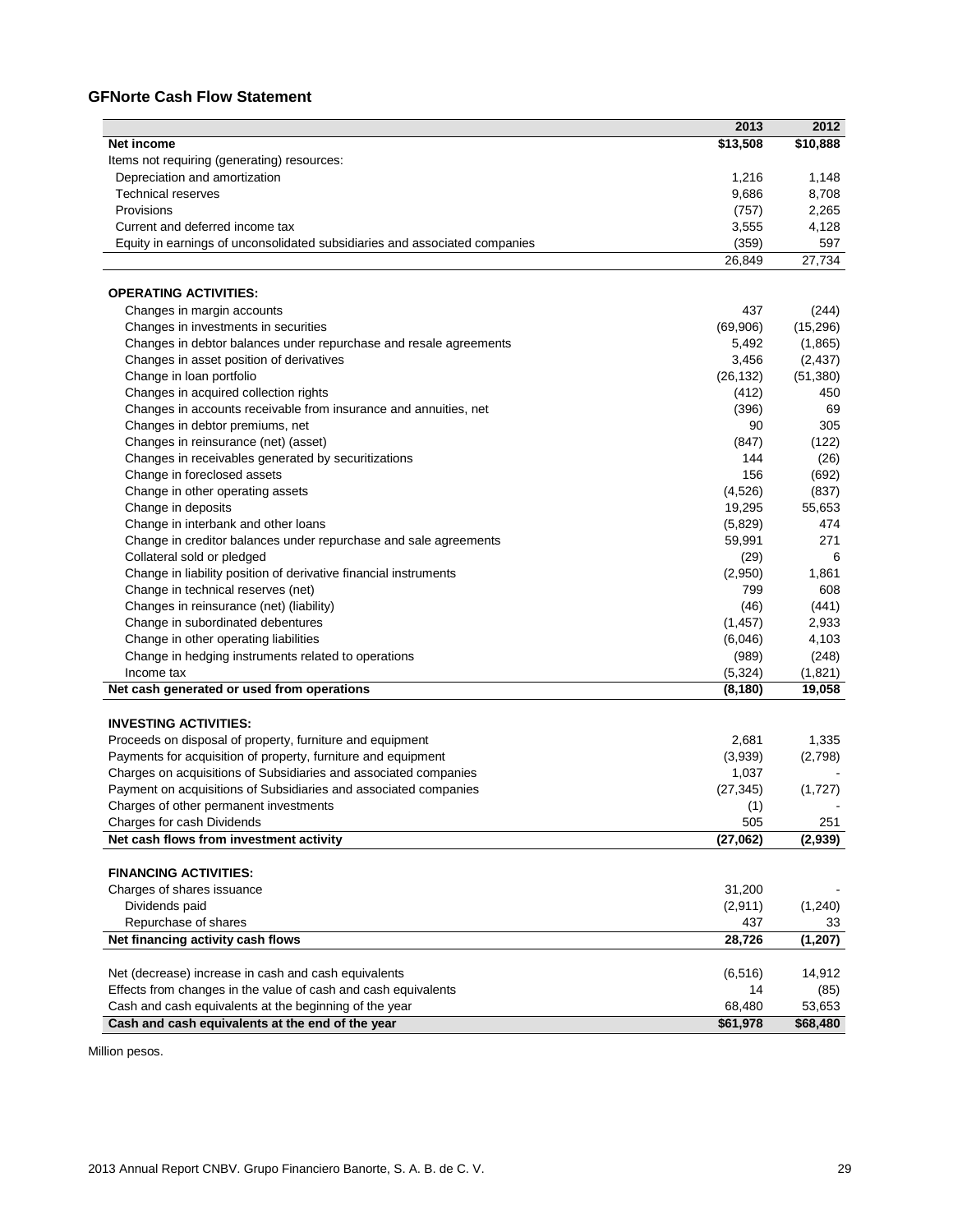### GFNorte Cash Flow Statement

| | 2013 | 2012 |
|---|---|---|
| **Net income** | **$13,508** | **$10,888** |
| Items not requiring (generating) resources: | | |
| Depreciation and amortization | 1,216 | 1,148 |
| Technical reserves | 9,686 | 8,708 |
| Provisions | (757) | 2,265 |
| Current and deferred income tax | 3,555 | 4,128 |
| Equity in earnings of unconsolidated subsidiaries and associated companies | (359) | 597 |
| | 26,849 | 27,734 |
| **OPERATING ACTIVITIES:** | | |
| Changes in margin accounts | 437 | (244) |
| Changes in investments in securities | (69,906) | (15,296) |
| Changes in debtor balances under repurchase and resale agreements | 5,492 | (1,865) |
| Changes in asset position of derivatives | 3,456 | (2,437) |
| Change in loan portfolio | (26,132) | (51,380) |
| Changes in acquired collection rights | (412) | 450 |
| Changes in accounts receivable from insurance and annuities, net | (396) | 69 |
| Changes in debtor premiums, net | 90 | 305 |
| Changes in reinsurance (net) (asset) | (847) | (122) |
| Changes in receivables generated by securitizations | 144 | (26) |
| Change in foreclosed assets | 156 | (692) |
| Change in other operating assets | (4,526) | (837) |
| Change in deposits | 19,295 | 55,653 |
| Change in interbank and other loans | (5,829) | 474 |
| Change in creditor balances under repurchase and sale agreements | 59,991 | 271 |
| Collateral sold or pledged | (29) | 6 |
| Change in liability position of derivative financial instruments | (2,950) | 1,861 |
| Change in technical reserves (net) | 799 | 608 |
| Changes in reinsurance (net) (liability) | (46) | (441) |
| Change in subordinated debentures | (1,457) | 2,933 |
| Change in other operating liabilities | (6,046) | 4,103 |
| Change in hedging instruments related to operations | (989) | (248) |
| Income tax | (5,324) | (1,821) |
| **Net cash generated or used from operations** | **(8,180)** | **19,058** |
| **INVESTING ACTIVITIES:** | | |
| Proceeds on disposal of property, furniture and equipment | 2,681 | 1,335 |
| Payments for acquisition of property, furniture and equipment | (3,939) | (2,798) |
| Charges on acquisitions of Subsidiaries and associated companies | 1,037 | - |
| Payment on acquisitions of Subsidiaries and associated companies | (27,345) | (1,727) |
| Charges of other permanent investments | (1) | - |
| Charges for cash Dividends | 505 | 251 |
| **Net cash flows from investment activity** | **(27,062)** | **(2,939)** |
| **FINANCING ACTIVITIES:** | | |
| Charges of shares issuance | 31,200 | - |
| Dividends paid | (2,911) | (1,240) |
| Repurchase of shares | 437 | 33 |
| **Net financing activity cash flows** | **28,726** | **(1,207)** |
| Net (decrease) increase in cash and cash equivalents | (6,516) | 14,912 |
| Effects from changes in the value of cash and cash equivalents | 14 | (85) |
| Cash and cash equivalents at the beginning of the year | 68,480 | 53,653 |
| **Cash and cash equivalents at the end of the year** | **$61,978** | **$68,480** |

Million pesos.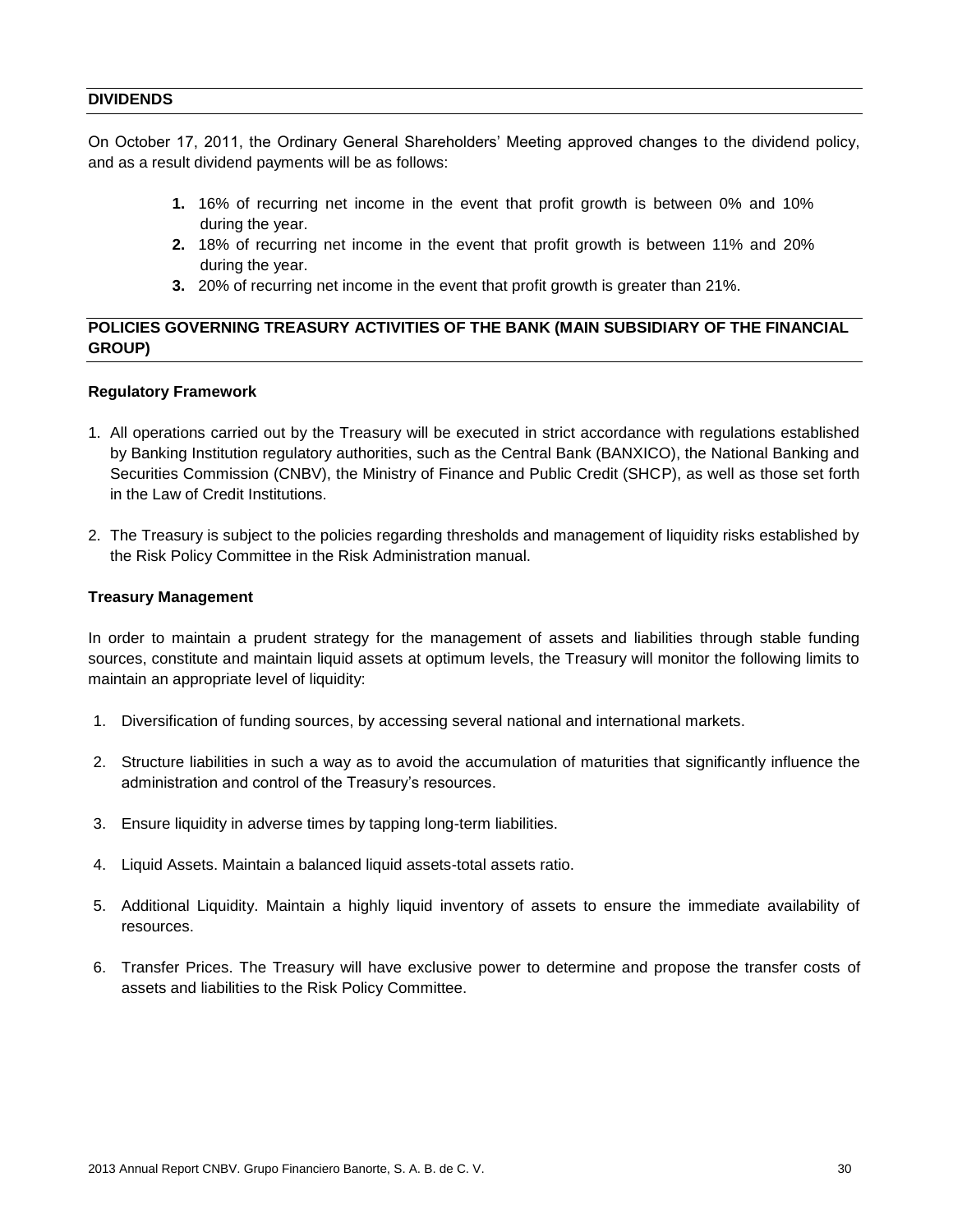## DIVIDENDS

On October 17, 2011, the Ordinary General Shareholders' Meeting approved changes to the dividend policy, and as a result dividend payments will be as follows:

1. 16% of recurring net income in the event that profit growth is between 0% and 10% during the year.
2. 18% of recurring net income in the event that profit growth is between 11% and 20% during the year.
3. 20% of recurring net income in the event that profit growth is greater than 21%.

## POLICIES GOVERNING TREASURY ACTIVITIES OF THE BANK (MAIN SUBSIDIARY OF THE FINANCIAL GROUP)

### Regulatory Framework

1. All operations carried out by the Treasury will be executed in strict accordance with regulations established by Banking Institution regulatory authorities, such as the Central Bank (BANXICO), the National Banking and Securities Commission (CNBV), the Ministry of Finance and Public Credit (SHCP), as well as those set forth in the Law of Credit Institutions.

2. The Treasury is subject to the policies regarding thresholds and management of liquidity risks established by the Risk Policy Committee in the Risk Administration manual.

### Treasury Management

In order to maintain a prudent strategy for the management of assets and liabilities through stable funding sources, constitute and maintain liquid assets at optimum levels, the Treasury will monitor the following limits to maintain an appropriate level of liquidity:

1. Diversification of funding sources, by accessing several national and international markets.

2. Structure liabilities in such a way as to avoid the accumulation of maturities that significantly influence the administration and control of the Treasury's resources.

3. Ensure liquidity in adverse times by tapping long-term liabilities.

4. Liquid Assets. Maintain a balanced liquid assets-total assets ratio.

5. Additional Liquidity. Maintain a highly liquid inventory of assets to ensure the immediate availability of resources.

6. Transfer Prices. The Treasury will have exclusive power to determine and propose the transfer costs of assets and liabilities to the Risk Policy Committee.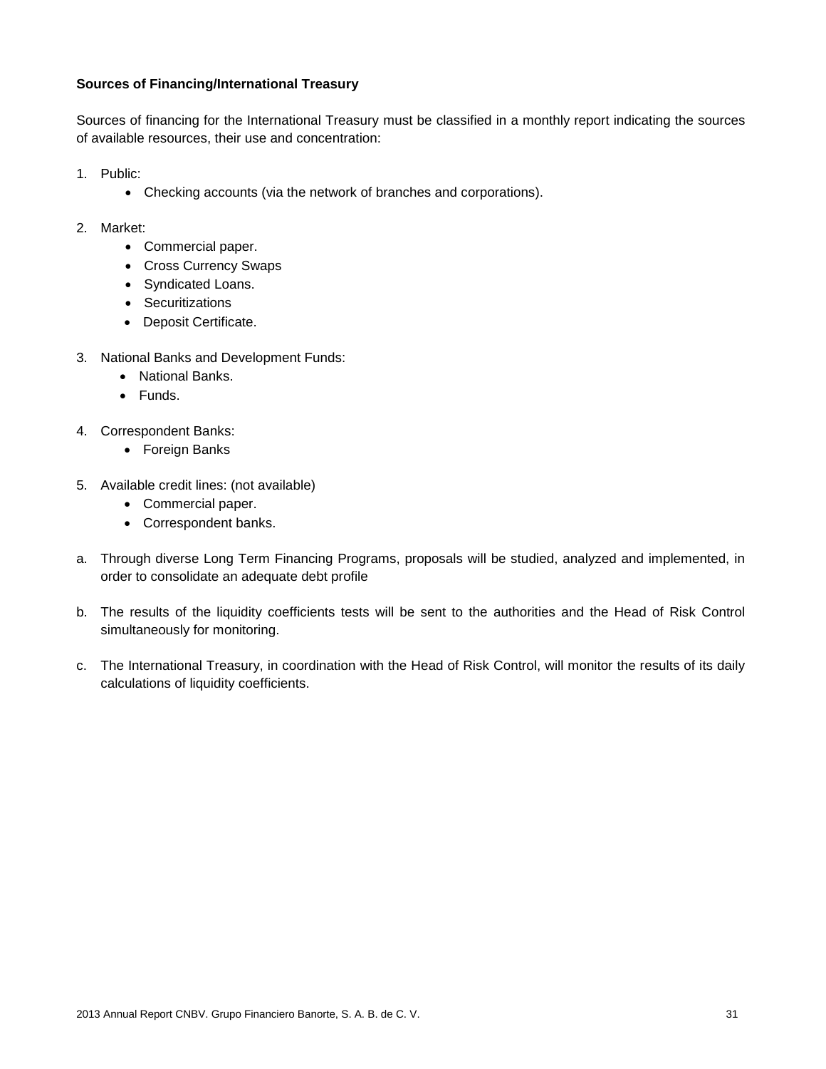**Sources of Financing/International Treasury**

Sources of financing for the International Treasury must be classified in a monthly report indicating the sources of available resources, their use and concentration:

1. Public:
    - Checking accounts (via the network of branches and corporations).

2. Market:
    - Commercial paper.
    - Cross Currency Swaps
    - Syndicated Loans.
    - Securitizations
    - Deposit Certificate.

3. National Banks and Development Funds:
    - National Banks.
    - Funds.

4. Correspondent Banks:
    - Foreign Banks

5. Available credit lines: (not available)
    - Commercial paper.
    - Correspondent banks.

a. Through diverse Long Term Financing Programs, proposals will be studied, analyzed and implemented, in order to consolidate an adequate debt profile

b. The results of the liquidity coefficients tests will be sent to the authorities and the Head of Risk Control simultaneously for monitoring.

c. The International Treasury, in coordination with the Head of Risk Control, will monitor the results of its daily calculations of liquidity coefficients.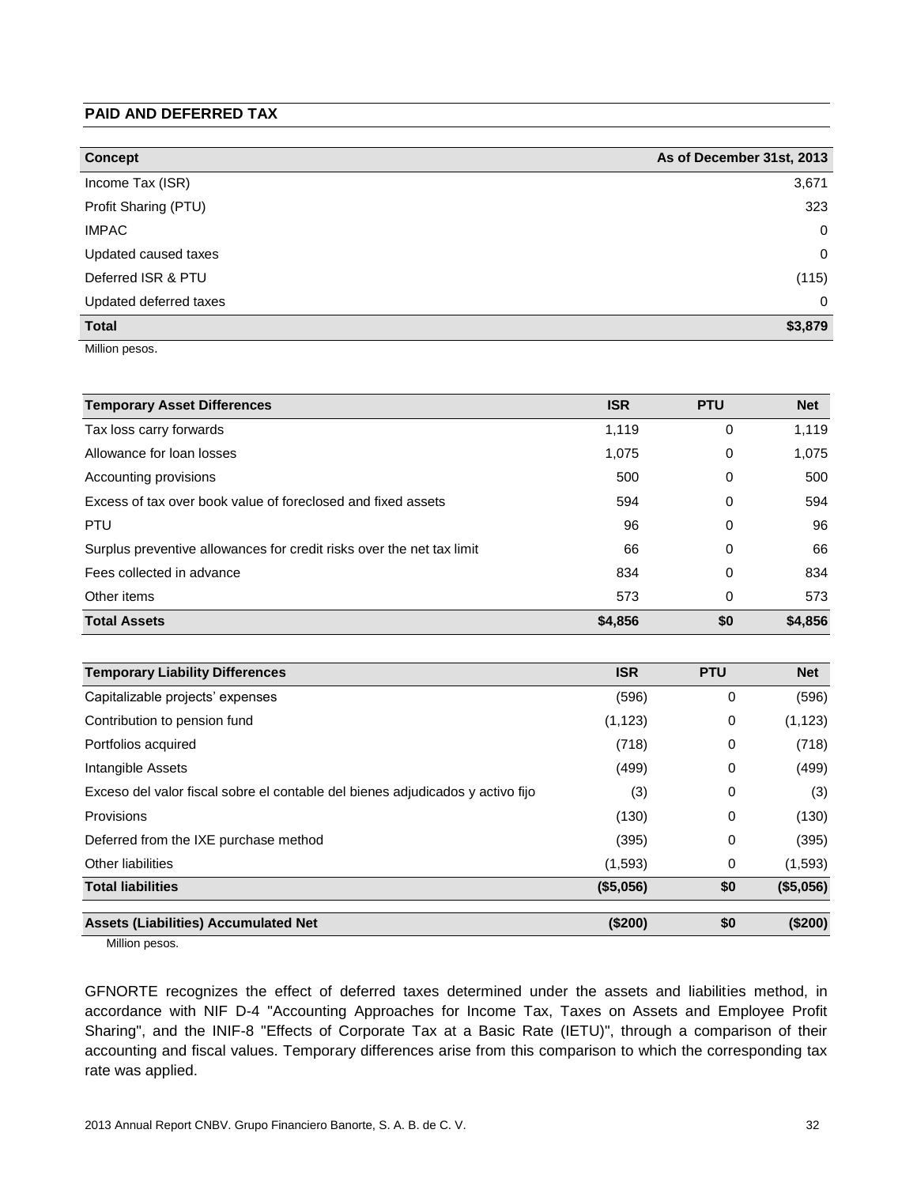## PAID AND DEFERRED TAX

| Concept | As of December 31st, 2013 |
| --- | --- |
| Income Tax (ISR) | 3,671 |
| Profit Sharing (PTU) | 323 |
| IMPAC | 0 |
| Updated caused taxes | 0 |
| Deferred ISR & PTU | (115) |
| Updated deferred taxes | 0 |
| **Total** | **$3,879** |

Million pesos.

| Temporary Asset Differences | ISR | PTU | Net |
| --- | --- | --- | --- |
| Tax loss carry forwards | 1,119 | 0 | 1,119 |
| Allowance for loan losses | 1,075 | 0 | 1,075 |
| Accounting provisions | 500 | 0 | 500 |
| Excess of tax over book value of foreclosed and fixed assets | 594 | 0 | 594 |
| PTU | 96 | 0 | 96 |
| Surplus preventive allowances for credit risks over the net tax limit | 66 | 0 | 66 |
| Fees collected in advance | 834 | 0 | 834 |
| Other items | 573 | 0 | 573 |
| **Total Assets** | **$4,856** | **$0** | **$4,856** |

| Temporary Liability Differences | ISR | PTU | Net |
| --- | --- | --- | --- |
| Capitalizable projects' expenses | (596) | 0 | (596) |
| Contribution to pension fund | (1,123) | 0 | (1,123) |
| Portfolios acquired | (718) | 0 | (718) |
| Intangible Assets | (499) | 0 | (499) |
| Exceso del valor fiscal sobre el contable del bienes adjudicados y activo fijo | (3) | 0 | (3) |
| Provisions | (130) | 0 | (130) |
| Deferred from the IXE purchase method | (395) | 0 | (395) |
| Other liabilities | (1,593) | 0 | (1,593) |
| **Total liabilities** | **($5,056)** | **$0** | **($5,056)** |
| **Assets (Liabilities) Accumulated Net** | **($200)** | **$0** | **($200)** |

Million pesos.

GFNORTE recognizes the effect of deferred taxes determined under the assets and liabilities method, in accordance with NIF D-4 "Accounting Approaches for Income Tax, Taxes on Assets and Employee Profit Sharing", and the INIF-8 "Effects of Corporate Tax at a Basic Rate (IETU)", through a comparison of their accounting and fiscal values. Temporary differences arise from this comparison to which the corresponding tax rate was applied.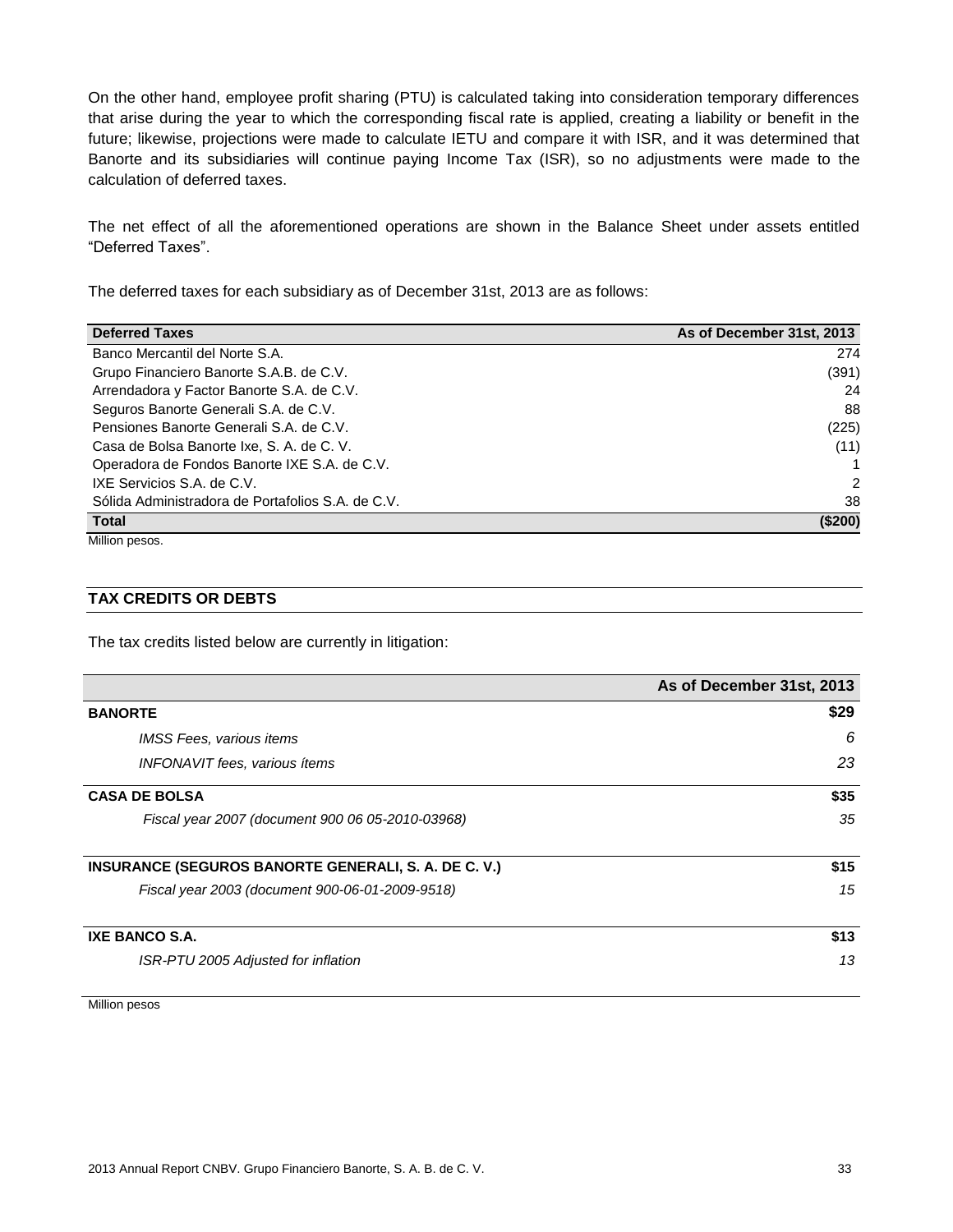On the other hand, employee profit sharing (PTU) is calculated taking into consideration temporary differences that arise during the year to which the corresponding fiscal rate is applied, creating a liability or benefit in the future; likewise, projections were made to calculate IETU and compare it with ISR, and it was determined that Banorte and its subsidiaries will continue paying Income Tax (ISR), so no adjustments were made to the calculation of deferred taxes.

The net effect of all the aforementioned operations are shown in the Balance Sheet under assets entitled "Deferred Taxes".

The deferred taxes for each subsidiary as of December 31st, 2013 are as follows:

| Deferred Taxes | As of December 31st, 2013 |
|---|---|
| Banco Mercantil del Norte S.A. | 274 |
| Grupo Financiero Banorte S.A.B. de C.V. | (391) |
| Arrendadora y Factor Banorte S.A. de C.V. | 24 |
| Seguros Banorte Generali S.A. de C.V. | 88 |
| Pensiones Banorte Generali S.A. de C.V. | (225) |
| Casa de Bolsa Banorte Ixe, S. A. de C. V. | (11) |
| Operadora de Fondos Banorte IXE S.A. de C.V. | 1 |
| IXE Servicios S.A. de C.V. | 2 |
| Sólida Administradora de Portafolios S.A. de C.V. | 38 |
| **Total** | **($200)** |

Million pesos.

## TAX CREDITS OR DEBTS

The tax credits listed below are currently in litigation:

| | As of December 31st, 2013 |
|---|---|
| **BANORTE** | **$29** |
| *IMSS Fees, various items* | *6* |
| *INFONAVIT fees, various ítems* | *23* |
| **CASA DE BOLSA** | **$35** |
| *Fiscal year 2007 (document 900 06 05-2010-03968)* | *35* |
| **INSURANCE (SEGUROS BANORTE GENERALI, S. A. DE C. V.)** | **$15** |
| *Fiscal year 2003 (document 900-06-01-2009-9518)* | *15* |
| **IXE BANCO S.A.** | **$13** |
| *ISR-PTU 2005 Adjusted for inflation* | *13* |

Million pesos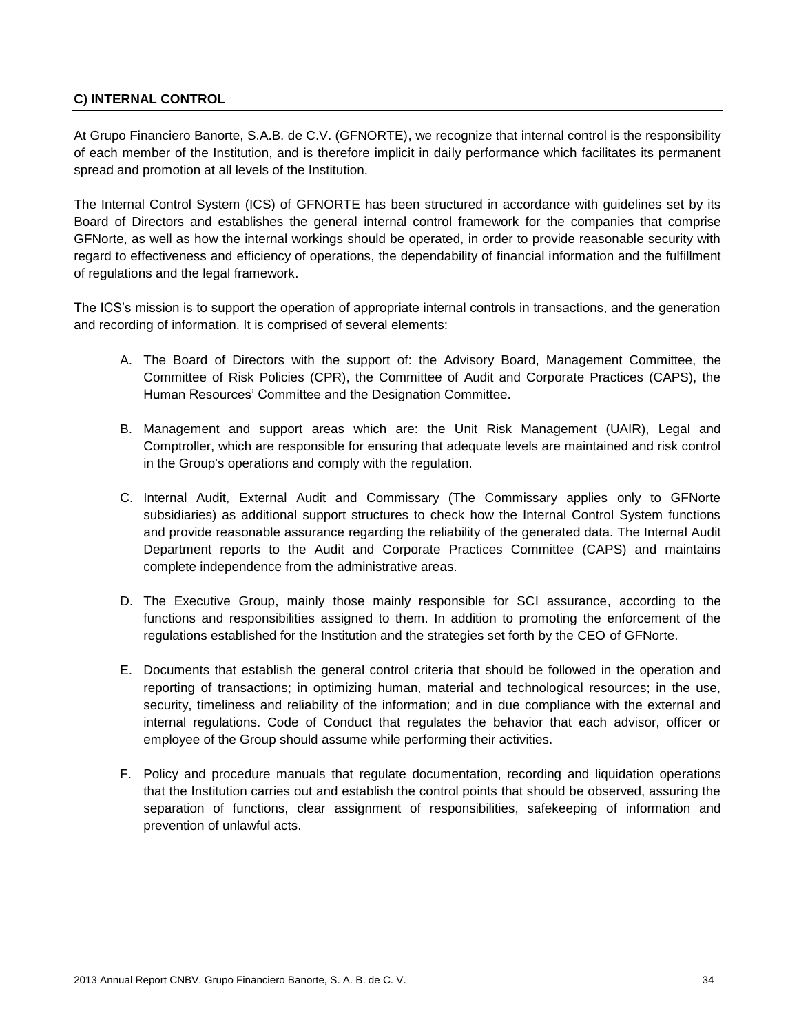## C) INTERNAL CONTROL

At Grupo Financiero Banorte, S.A.B. de C.V. (GFNORTE), we recognize that internal control is the responsibility of each member of the Institution, and is therefore implicit in daily performance which facilitates its permanent spread and promotion at all levels of the Institution.

The Internal Control System (ICS) of GFNORTE has been structured in accordance with guidelines set by its Board of Directors and establishes the general internal control framework for the companies that comprise GFNorte, as well as how the internal workings should be operated, in order to provide reasonable security with regard to effectiveness and efficiency of operations, the dependability of financial information and the fulfillment of regulations and the legal framework.

The ICS's mission is to support the operation of appropriate internal controls in transactions, and the generation and recording of information. It is comprised of several elements:

A. The Board of Directors with the support of: the Advisory Board, Management Committee, the Committee of Risk Policies (CPR), the Committee of Audit and Corporate Practices (CAPS), the Human Resources' Committee and the Designation Committee.

B. Management and support areas which are: the Unit Risk Management (UAIR), Legal and Comptroller, which are responsible for ensuring that adequate levels are maintained and risk control in the Group's operations and comply with the regulation.

C. Internal Audit, External Audit and Commissary (The Commissary applies only to GFNorte subsidiaries) as additional support structures to check how the Internal Control System functions and provide reasonable assurance regarding the reliability of the generated data. The Internal Audit Department reports to the Audit and Corporate Practices Committee (CAPS) and maintains complete independence from the administrative areas.

D. The Executive Group, mainly those mainly responsible for SCI assurance, according to the functions and responsibilities assigned to them. In addition to promoting the enforcement of the regulations established for the Institution and the strategies set forth by the CEO of GFNorte.

E. Documents that establish the general control criteria that should be followed in the operation and reporting of transactions; in optimizing human, material and technological resources; in the use, security, timeliness and reliability of the information; and in due compliance with the external and internal regulations. Code of Conduct that regulates the behavior that each advisor, officer or employee of the Group should assume while performing their activities.

F. Policy and procedure manuals that regulate documentation, recording and liquidation operations that the Institution carries out and establish the control points that should be observed, assuring the separation of functions, clear assignment of responsibilities, safekeeping of information and prevention of unlawful acts.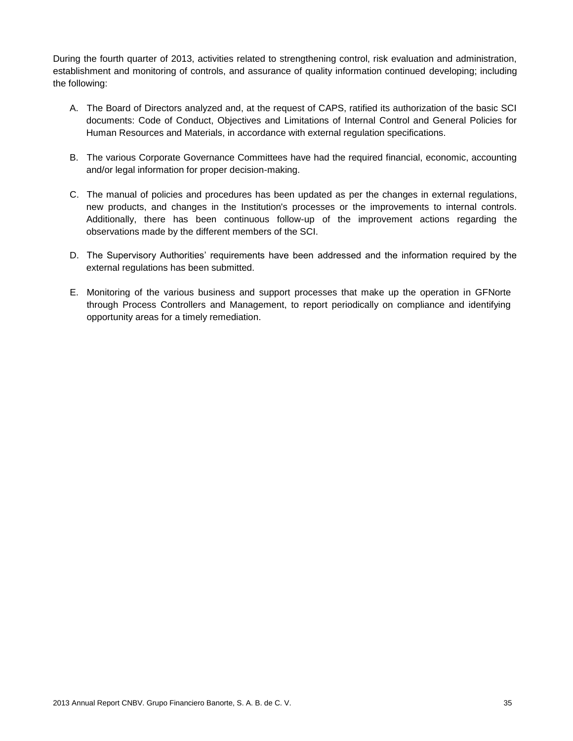During the fourth quarter of 2013, activities related to strengthening control, risk evaluation and administration, establishment and monitoring of controls, and assurance of quality information continued developing; including the following:

A. The Board of Directors analyzed and, at the request of CAPS, ratified its authorization of the basic SCI documents: Code of Conduct, Objectives and Limitations of Internal Control and General Policies for Human Resources and Materials, in accordance with external regulation specifications.

B. The various Corporate Governance Committees have had the required financial, economic, accounting and/or legal information for proper decision-making.

C. The manual of policies and procedures has been updated as per the changes in external regulations, new products, and changes in the Institution's processes or the improvements to internal controls. Additionally, there has been continuous follow-up of the improvement actions regarding the observations made by the different members of the SCI.

D. The Supervisory Authorities' requirements have been addressed and the information required by the external regulations has been submitted.

E. Monitoring of the various business and support processes that make up the operation in GFNorte through Process Controllers and Management, to report periodically on compliance and identifying opportunity areas for a timely remediation.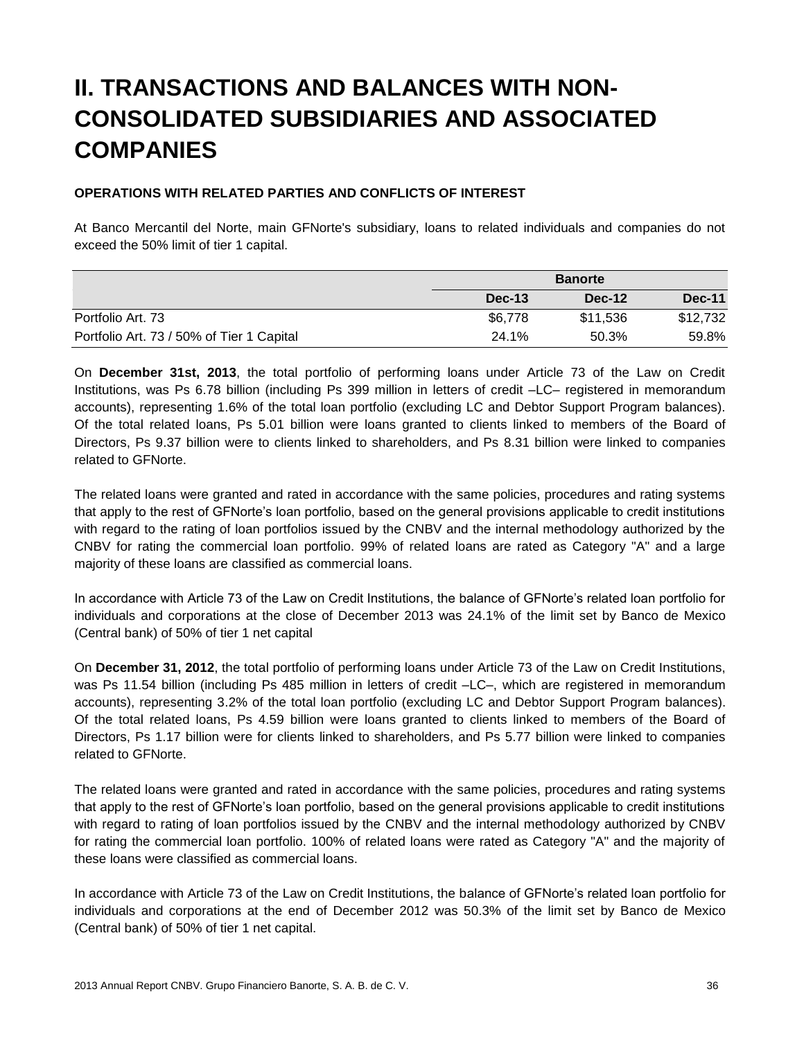# II. TRANSACTIONS AND BALANCES WITH NON-CONSOLIDATED SUBSIDIARIES AND ASSOCIATED COMPANIES

**OPERATIONS WITH RELATED PARTIES AND CONFLICTS OF INTEREST**

At Banco Mercantil del Norte, main GFNorte's subsidiary, loans to related individuals and companies do not exceed the 50% limit of tier 1 capital.

| | Banorte | | |
|---|---|---|---|
| | **Dec-13** | **Dec-12** | **Dec-11** |
| Portfolio Art. 73 | $6,778 | $11,536 | $12,732 |
| Portfolio Art. 73 / 50% of Tier 1 Capital | 24.1% | 50.3% | 59.8% |

On **December 31st, 2013**, the total portfolio of performing loans under Article 73 of the Law on Credit Institutions, was Ps 6.78 billion (including Ps 399 million in letters of credit –LC– registered in memorandum accounts), representing 1.6% of the total loan portfolio (excluding LC and Debtor Support Program balances). Of the total related loans, Ps 5.01 billion were loans granted to clients linked to members of the Board of Directors, Ps 9.37 billion were to clients linked to shareholders, and Ps 8.31 billion were linked to companies related to GFNorte.

The related loans were granted and rated in accordance with the same policies, procedures and rating systems that apply to the rest of GFNorte's loan portfolio, based on the general provisions applicable to credit institutions with regard to the rating of loan portfolios issued by the CNBV and the internal methodology authorized by the CNBV for rating the commercial loan portfolio. 99% of related loans are rated as Category "A" and a large majority of these loans are classified as commercial loans.

In accordance with Article 73 of the Law on Credit Institutions, the balance of GFNorte's related loan portfolio for individuals and corporations at the close of December 2013 was 24.1% of the limit set by Banco de Mexico (Central bank) of 50% of tier 1 net capital

On **December 31, 2012**, the total portfolio of performing loans under Article 73 of the Law on Credit Institutions, was Ps 11.54 billion (including Ps 485 million in letters of credit –LC–, which are registered in memorandum accounts), representing 3.2% of the total loan portfolio (excluding LC and Debtor Support Program balances). Of the total related loans, Ps 4.59 billion were loans granted to clients linked to members of the Board of Directors, Ps 1.17 billion were for clients linked to shareholders, and Ps 5.77 billion were linked to companies related to GFNorte.

The related loans were granted and rated in accordance with the same policies, procedures and rating systems that apply to the rest of GFNorte's loan portfolio, based on the general provisions applicable to credit institutions with regard to rating of loan portfolios issued by the CNBV and the internal methodology authorized by CNBV for rating the commercial loan portfolio. 100% of related loans were rated as Category "A" and the majority of these loans were classified as commercial loans.

In accordance with Article 73 of the Law on Credit Institutions, the balance of GFNorte's related loan portfolio for individuals and corporations at the end of December 2012 was 50.3% of the limit set by Banco de Mexico (Central bank) of 50% of tier 1 net capital.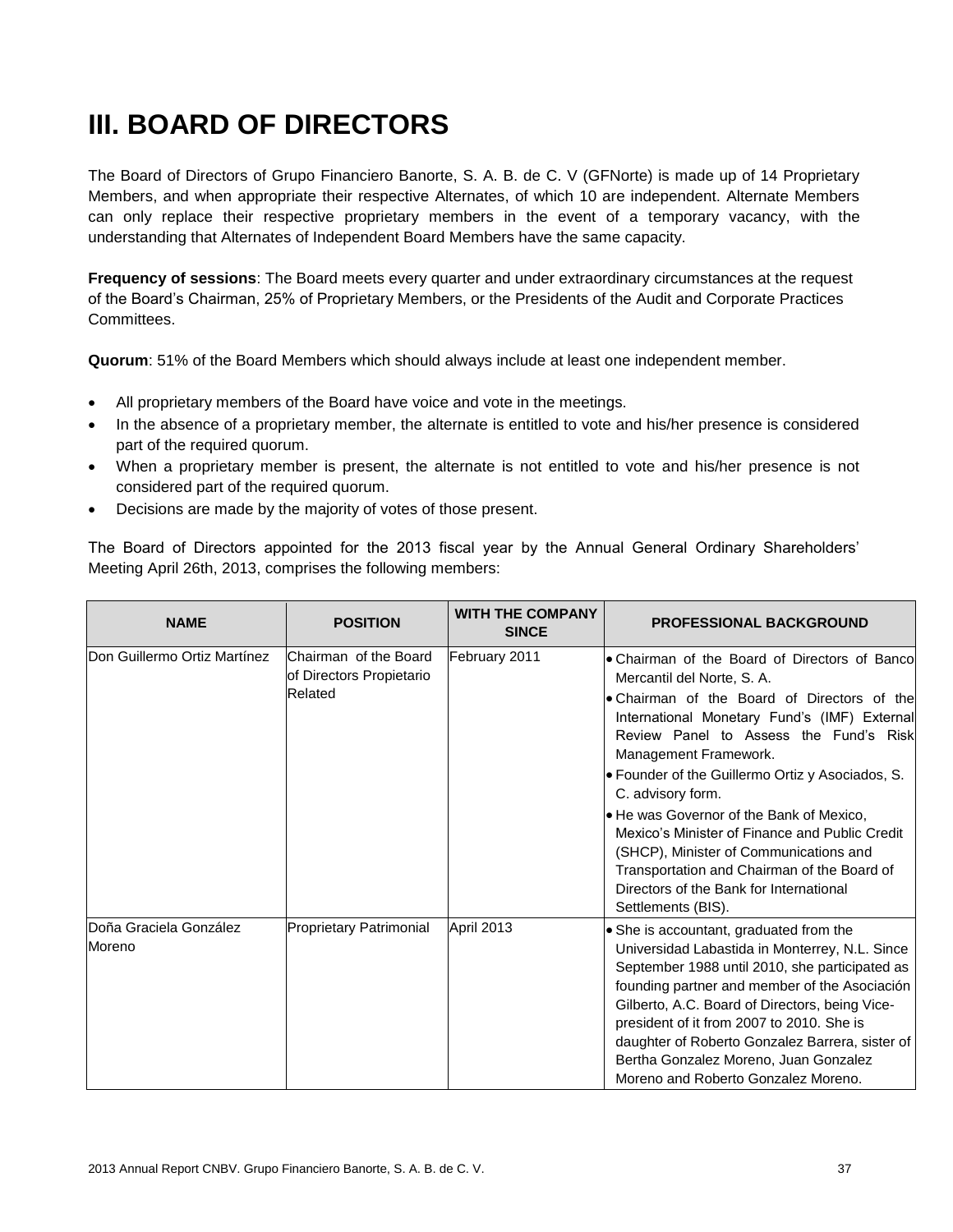# III. BOARD OF DIRECTORS

The Board of Directors of Grupo Financiero Banorte, S. A. B. de C. V (GFNorte) is made up of 14 Proprietary Members, and when appropriate their respective Alternates, of which 10 are independent. Alternate Members can only replace their respective proprietary members in the event of a temporary vacancy, with the understanding that Alternates of Independent Board Members have the same capacity.

**Frequency of sessions**: The Board meets every quarter and under extraordinary circumstances at the request of the Board's Chairman, 25% of Proprietary Members, or the Presidents of the Audit and Corporate Practices Committees.

**Quorum**: 51% of the Board Members which should always include at least one independent member.

- All proprietary members of the Board have voice and vote in the meetings.
- In the absence of a proprietary member, the alternate is entitled to vote and his/her presence is considered part of the required quorum.
- When a proprietary member is present, the alternate is not entitled to vote and his/her presence is not considered part of the required quorum.
- Decisions are made by the majority of votes of those present.

The Board of Directors appointed for the 2013 fiscal year by the Annual General Ordinary Shareholders' Meeting April 26th, 2013, comprises the following members:

| NAME | POSITION | WITH THE COMPANY SINCE | PROFESSIONAL BACKGROUND |
|---|---|---|---|
| Don Guillermo Ortiz Martínez | Chairman of the Board of Directors Propietario Related | February 2011 | • Chairman of the Board of Directors of Banco Mercantil del Norte, S. A.<br>• Chairman of the Board of Directors of the International Monetary Fund's (IMF) External Review Panel to Assess the Fund's Risk Management Framework.<br>• Founder of the Guillermo Ortiz y Asociados, S. C. advisory form.<br>• He was Governor of the Bank of Mexico, Mexico's Minister of Finance and Public Credit (SHCP), Minister of Communications and Transportation and Chairman of the Board of Directors of the Bank for International Settlements (BIS). |
| Doña Graciela González Moreno | Proprietary Patrimonial | April 2013 | • She is accountant, graduated from the Universidad Labastida in Monterrey, N.L. Since September 1988 until 2010, she participated as founding partner and member of the Asociación Gilberto, A.C. Board of Directors, being Vice-president of it from 2007 to 2010. She is daughter of Roberto Gonzalez Barrera, sister of Bertha Gonzalez Moreno, Juan Gonzalez Moreno and Roberto Gonzalez Moreno. |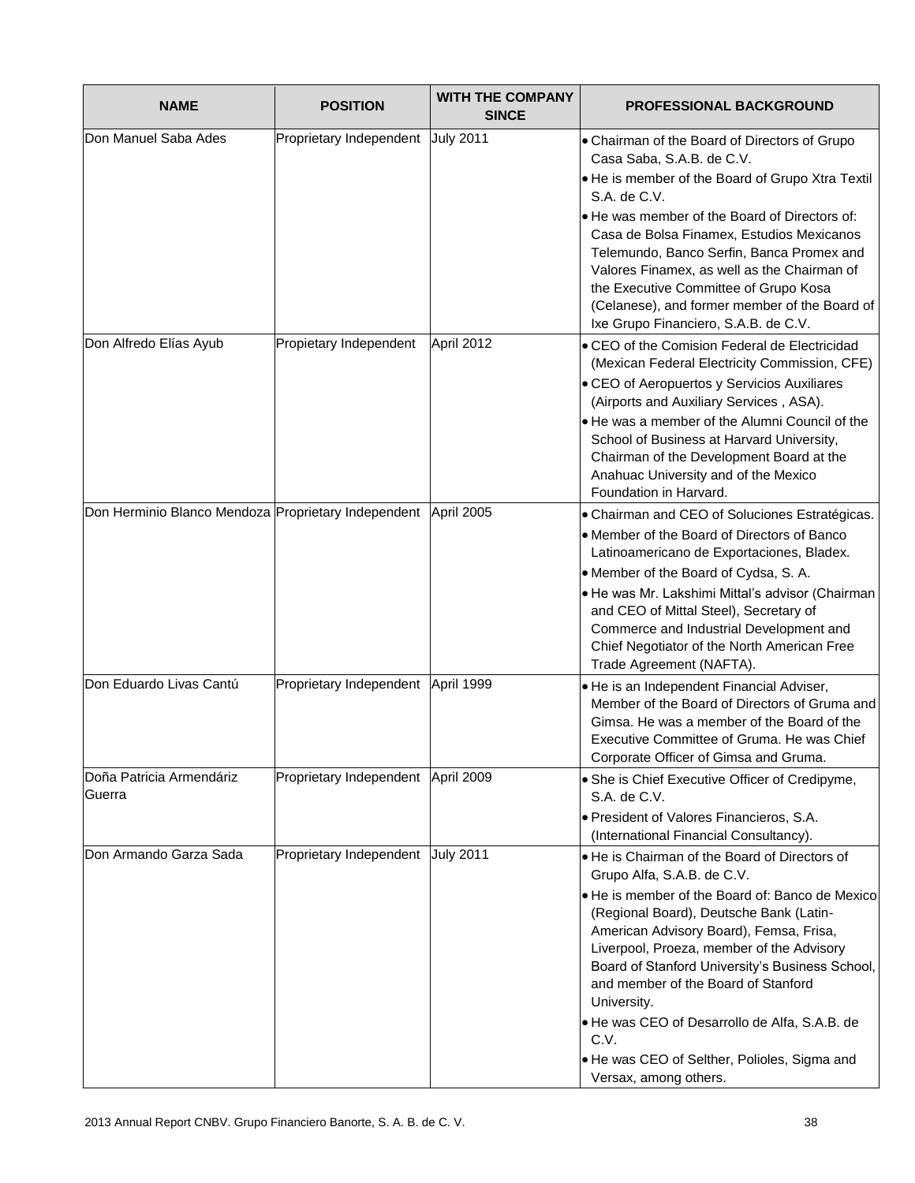| NAME | POSITION | WITH THE COMPANY SINCE | PROFESSIONAL BACKGROUND |
|---|---|---|---|
| Don Manuel Saba Ades | Proprietary Independent | July 2011 | • Chairman of the Board of Directors of Grupo Casa Saba, S.A.B. de C.V.<br>• He is member of the Board of Grupo Xtra Textil S.A. de C.V.<br>• He was member of the Board of Directors of: Casa de Bolsa Finamex, Estudios Mexicanos Telemundo, Banco Serfin, Banca Promex and Valores Finamex, as well as the Chairman of the Executive Committee of Grupo Kosa (Celanese), and former member of the Board of Ixe Grupo Financiero, S.A.B. de C.V. |
| Don Alfredo Elías Ayub | Propietary Independent | April 2012 | • CEO of the Comision Federal de Electricidad (Mexican Federal Electricity Commission, CFE)<br>• CEO of Aeropuertos y Servicios Auxiliares (Airports and Auxiliary Services , ASA).<br>• He was a member of the Alumni Council of the School of Business at Harvard University, Chairman of the Development Board at the Anahuac University and of the Mexico Foundation in Harvard. |
| Don Herminio Blanco Mendoza | Proprietary Independent | April 2005 | • Chairman and CEO of Soluciones Estratégicas.<br>• Member of the Board of Directors of Banco Latinoamericano de Exportaciones, Bladex.<br>• Member of the Board of Cydsa, S. A.<br>• He was Mr. Lakshimi Mittal's advisor (Chairman and CEO of Mittal Steel), Secretary of Commerce and Industrial Development and Chief Negotiator of the North American Free Trade Agreement (NAFTA). |
| Don Eduardo Livas Cantú | Proprietary Independent | April 1999 | • He is an Independent Financial Adviser, Member of the Board of Directors of Gruma and Gimsa. He was a member of the Board of the Executive Committee of Gruma. He was Chief Corporate Officer of Gimsa and Gruma. |
| Doña Patricia Armendáriz Guerra | Proprietary Independent | April 2009 | • She is Chief Executive Officer of Credipyme, S.A. de C.V.<br>• President of Valores Financieros, S.A. (International Financial Consultancy). |
| Don Armando Garza Sada | Proprietary Independent | July 2011 | • He is Chairman of the Board of Directors of Grupo Alfa, S.A.B. de C.V.<br>• He is member of the Board of: Banco de Mexico (Regional Board), Deutsche Bank (Latin-American Advisory Board), Femsa, Frisa, Liverpool, Proeza, member of the Advisory Board of Stanford University's Business School, and member of the Board of Stanford University.<br>• He was CEO of Desarrollo de Alfa, S.A.B. de C.V.<br>• He was CEO of Selther, Polioles, Sigma and Versax, among others. |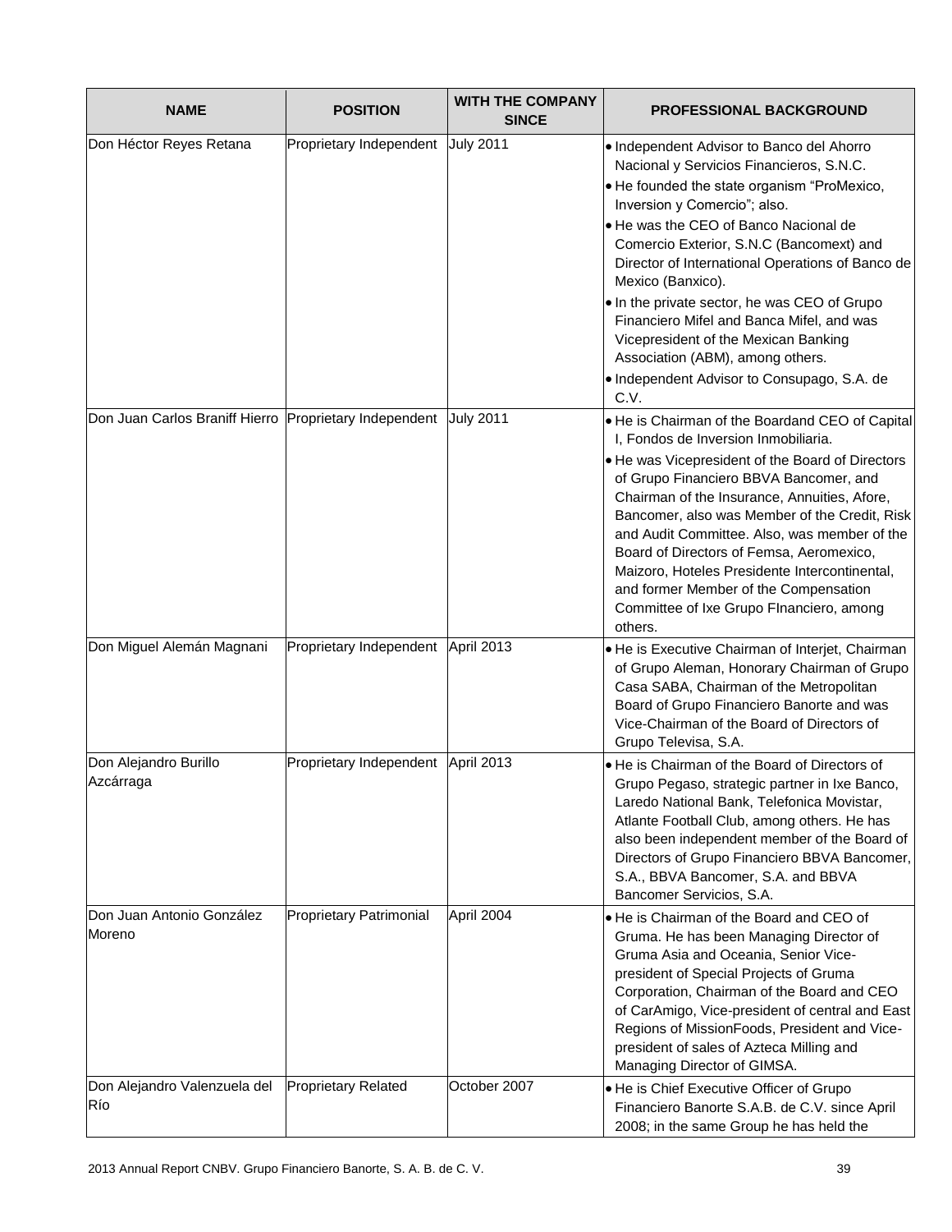| NAME | POSITION | WITH THE COMPANY SINCE | PROFESSIONAL BACKGROUND |
|---|---|---|---|
| Don Héctor Reyes Retana | Proprietary Independent | July 2011 | • Independent Advisor to Banco del Ahorro Nacional y Servicios Financieros, S.N.C.<br>• He founded the state organism "ProMexico, Inversion y Comercio"; also.<br>• He was the CEO of Banco Nacional de Comercio Exterior, S.N.C (Bancomext) and Director of International Operations of Banco de Mexico (Banxico).<br>• In the private sector, he was CEO of Grupo Financiero Mifel and Banca Mifel, and was Vicepresident of the Mexican Banking Association (ABM), among others.<br>• Independent Advisor to Consupago, S.A. de C.V. |
| Don Juan Carlos Braniff Hierro | Proprietary Independent | July 2011 | • He is Chairman of the Boardand CEO of Capital I, Fondos de Inversion Inmobiliaria.<br>• He was Vicepresident of the Board of Directors of Grupo Financiero BBVA Bancomer, and Chairman of the Insurance, Annuities, Afore, Bancomer, also was Member of the Credit, Risk and Audit Committee. Also, was member of the Board of Directors of Femsa, Aeromexico, Maizoro, Hoteles Presidente Intercontinental, and former Member of the Compensation Committee of Ixe Grupo FInanciero, among others. |
| Don Miguel Alemán Magnani | Proprietary Independent | April 2013 | • He is Executive Chairman of Interjet, Chairman of Grupo Aleman, Honorary Chairman of Grupo Casa SABA, Chairman of the Metropolitan Board of Grupo Financiero Banorte and was Vice-Chairman of the Board of Directors of Grupo Televisa, S.A. |
| Don Alejandro Burillo Azcárraga | Proprietary Independent | April 2013 | • He is Chairman of the Board of Directors of Grupo Pegaso, strategic partner in Ixe Banco, Laredo National Bank, Telefonica Movistar, Atlante Football Club, among others. He has also been independent member of the Board of Directors of Grupo Financiero BBVA Bancomer, S.A., BBVA Bancomer, S.A. and BBVA Bancomer Servicios, S.A. |
| Don Juan Antonio González Moreno | Proprietary Patrimonial | April 2004 | • He is Chairman of the Board and CEO of Gruma. He has been Managing Director of Gruma Asia and Oceania, Senior Vice-president of Special Projects of Gruma Corporation, Chairman of the Board and CEO of CarAmigo, Vice-president of central and East Regions of MissionFoods, President and Vice-president of sales of Azteca Milling and Managing Director of GIMSA. |
| Don Alejandro Valenzuela del Río | Proprietary Related | October 2007 | • He is Chief Executive Officer of Grupo Financiero Banorte S.A.B. de C.V. since April 2008; in the same Group he has held the |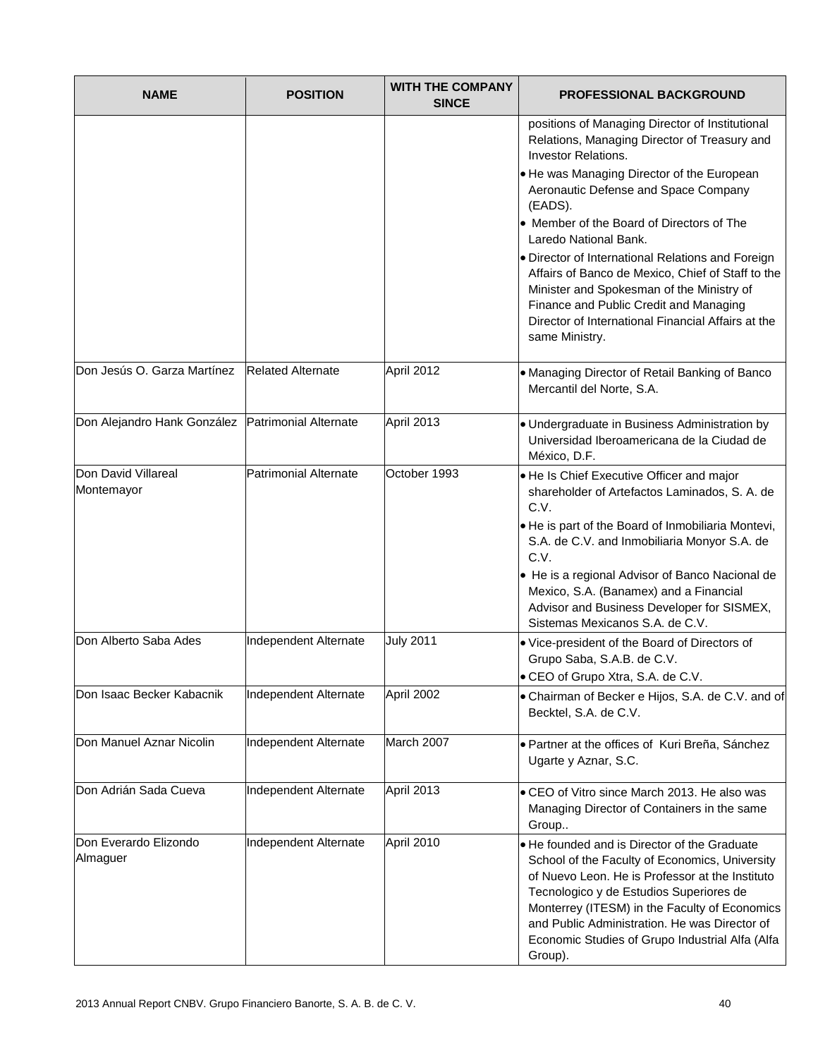| NAME | POSITION | WITH THE COMPANY SINCE | PROFESSIONAL BACKGROUND |
|---|---|---|---|
| | | | positions of Managing Director of Institutional Relations, Managing Director of Treasury and Investor Relations.<br>• He was Managing Director of the European Aeronautic Defense and Space Company (EADS).<br>• Member of the Board of Directors of The Laredo National Bank.<br>• Director of International Relations and Foreign Affairs of Banco de Mexico, Chief of Staff to the Minister and Spokesman of the Ministry of Finance and Public Credit and Managing Director of International Financial Affairs at the same Ministry. |
| Don Jesús O. Garza Martínez | Related Alternate | April 2012 | • Managing Director of Retail Banking of Banco Mercantil del Norte, S.A. |
| Don Alejandro Hank González | Patrimonial Alternate | April 2013 | • Undergraduate in Business Administration by Universidad Iberoamericana de la Ciudad de México, D.F. |
| Don David Villareal Montemayor | Patrimonial Alternate | October 1993 | • He Is Chief Executive Officer and major shareholder of Artefactos Laminados, S. A. de C.V.<br>• He is part of the Board of Inmobiliaria Montevi, S.A. de C.V. and Inmobiliaria Monyor S.A. de C.V.<br>• He is a regional Advisor of Banco Nacional de Mexico, S.A. (Banamex) and a Financial Advisor and Business Developer for SISMEX, Sistemas Mexicanos S.A. de C.V. |
| Don Alberto Saba Ades | Independent Alternate | July 2011 | • Vice-president of the Board of Directors of Grupo Saba, S.A.B. de C.V.<br>• CEO of Grupo Xtra, S.A. de C.V. |
| Don Isaac Becker Kabacnik | Independent Alternate | April 2002 | • Chairman of Becker e Hijos, S.A. de C.V. and of Becktel, S.A. de C.V. |
| Don Manuel Aznar Nicolin | Independent Alternate | March 2007 | • Partner at the offices of Kuri Breña, Sánchez Ugarte y Aznar, S.C. |
| Don Adrián Sada Cueva | Independent Alternate | April 2013 | • CEO of Vitro since March 2013. He also was Managing Director of Containers in the same Group.. |
| Don Everardo Elizondo Almaguer | Independent Alternate | April 2010 | • He founded and is Director of the Graduate School of the Faculty of Economics, University of Nuevo Leon. He is Professor at the Instituto Tecnologico y de Estudios Superiores de Monterrey (ITESM) in the Faculty of Economics and Public Administration. He was Director of Economic Studies of Grupo Industrial Alfa (Alfa Group). |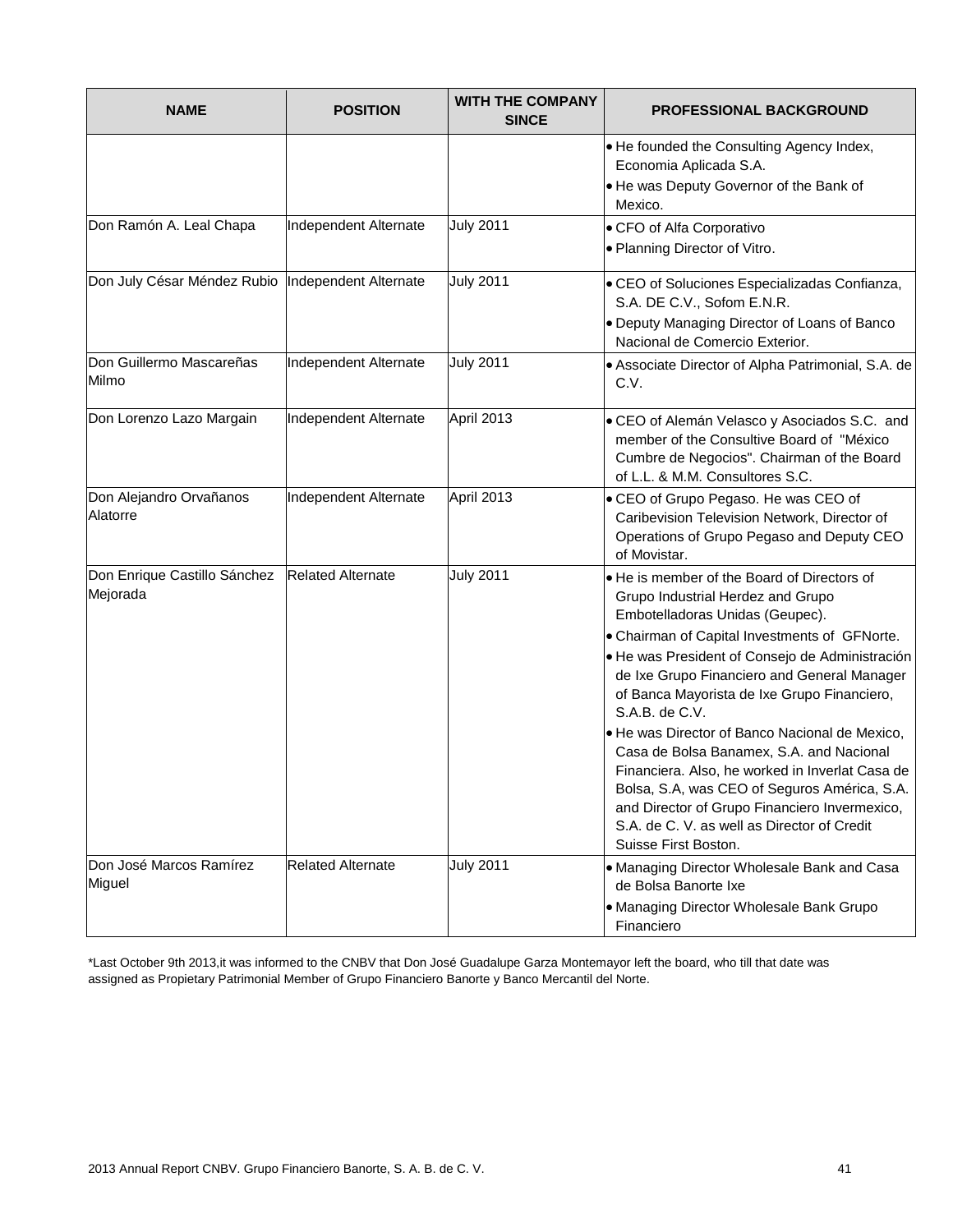| NAME | POSITION | WITH THE COMPANY SINCE | PROFESSIONAL BACKGROUND |
|---|---|---|---|
| | | | • He founded the Consulting Agency Index, Economia Aplicada S.A.<br>• He was Deputy Governor of the Bank of Mexico. |
| Don Ramón A. Leal Chapa | Independent Alternate | July 2011 | • CFO of Alfa Corporativo<br>• Planning Director of Vitro. |
| Don July César Méndez Rubio | Independent Alternate | July 2011 | • CEO of Soluciones Especializadas Confianza, S.A. DE C.V., Sofom E.N.R.<br>• Deputy Managing Director of Loans of Banco Nacional de Comercio Exterior. |
| Don Guillermo Mascareñas Milmo | Independent Alternate | July 2011 | • Associate Director of Alpha Patrimonial, S.A. de C.V. |
| Don Lorenzo Lazo Margain | Independent Alternate | April 2013 | • CEO of Alemán Velasco y Asociados S.C. and member of the Consultive Board of "México Cumbre de Negocios". Chairman of the Board of L.L. & M.M. Consultores S.C. |
| Don Alejandro Orvañanos Alatorre | Independent Alternate | April 2013 | • CEO of Grupo Pegaso. He was CEO of Caribevision Television Network, Director of Operations of Grupo Pegaso and Deputy CEO of Movistar. |
| Don Enrique Castillo Sánchez Mejorada | Related Alternate | July 2011 | • He is member of the Board of Directors of Grupo Industrial Herdez and Grupo Embotelladoras Unidas (Geupec).<br>• Chairman of Capital Investments of GFNorte.<br>• He was President of Consejo de Administración de Ixe Grupo Financiero and General Manager of Banca Mayorista de Ixe Grupo Financiero, S.A.B. de C.V.<br>• He was Director of Banco Nacional de Mexico, Casa de Bolsa Banamex, S.A. and Nacional Financiera. Also, he worked in Inverlat Casa de Bolsa, S.A, was CEO of Seguros América, S.A. and Director of Grupo Financiero Invermexico, S.A. de C. V. as well as Director of Credit Suisse First Boston. |
| Don José Marcos Ramírez Miguel | Related Alternate | July 2011 | • Managing Director Wholesale Bank and Casa de Bolsa Banorte Ixe<br>• Managing Director Wholesale Bank Grupo Financiero |

*Last October 9th 2013,it was informed to the CNBV that Don José Guadalupe Garza Montemayor left the board, who till that date was assigned as Propietary Patrimonial Member of Grupo Financiero Banorte y Banco Mercantil del Norte.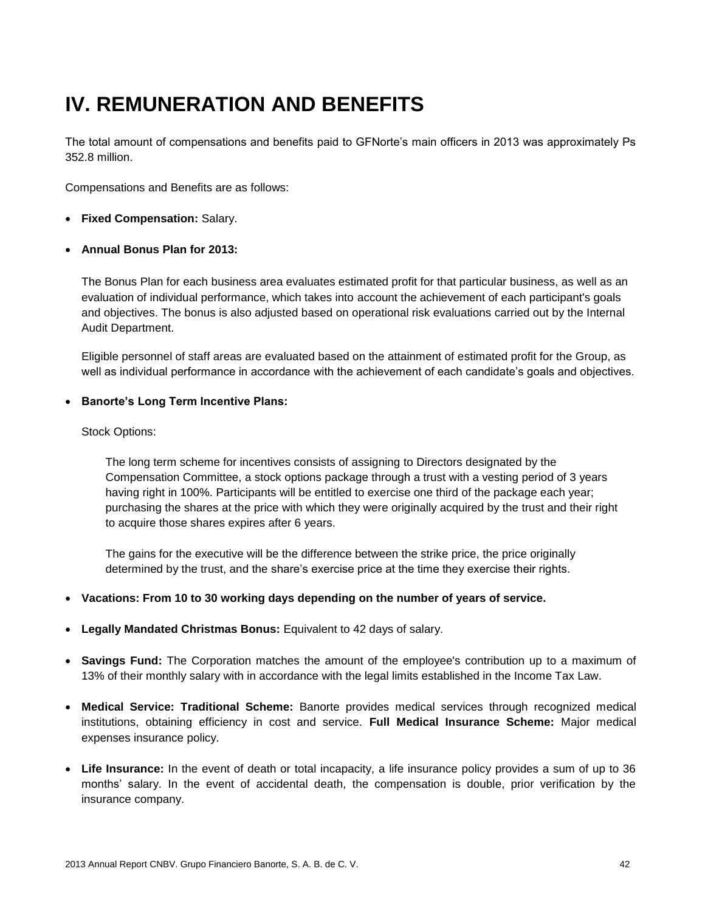# IV. REMUNERATION AND BENEFITS

The total amount of compensations and benefits paid to GFNorte's main officers in 2013 was approximately Ps 352.8 million.

Compensations and Benefits are as follows:

- **Fixed Compensation:** Salary.

- **Annual Bonus Plan for 2013:**

  The Bonus Plan for each business area evaluates estimated profit for that particular business, as well as an evaluation of individual performance, which takes into account the achievement of each participant's goals and objectives. The bonus is also adjusted based on operational risk evaluations carried out by the Internal Audit Department.

  Eligible personnel of staff areas are evaluated based on the attainment of estimated profit for the Group, as well as individual performance in accordance with the achievement of each candidate's goals and objectives.

- **Banorte's Long Term Incentive Plans:**

  Stock Options:

  The long term scheme for incentives consists of assigning to Directors designated by the Compensation Committee, a stock options package through a trust with a vesting period of 3 years having right in 100%. Participants will be entitled to exercise one third of the package each year; purchasing the shares at the price with which they were originally acquired by the trust and their right to acquire those shares expires after 6 years.

  The gains for the executive will be the difference between the strike price, the price originally determined by the trust, and the share's exercise price at the time they exercise their rights.

- **Vacations: From 10 to 30 working days depending on the number of years of service.**

- **Legally Mandated Christmas Bonus:** Equivalent to 42 days of salary.

- **Savings Fund:** The Corporation matches the amount of the employee's contribution up to a maximum of 13% of their monthly salary with in accordance with the legal limits established in the Income Tax Law.

- **Medical Service: Traditional Scheme:** Banorte provides medical services through recognized medical institutions, obtaining efficiency in cost and service. **Full Medical Insurance Scheme:** Major medical expenses insurance policy.

- **Life Insurance:** In the event of death or total incapacity, a life insurance policy provides a sum of up to 36 months' salary. In the event of accidental death, the compensation is double, prior verification by the insurance company.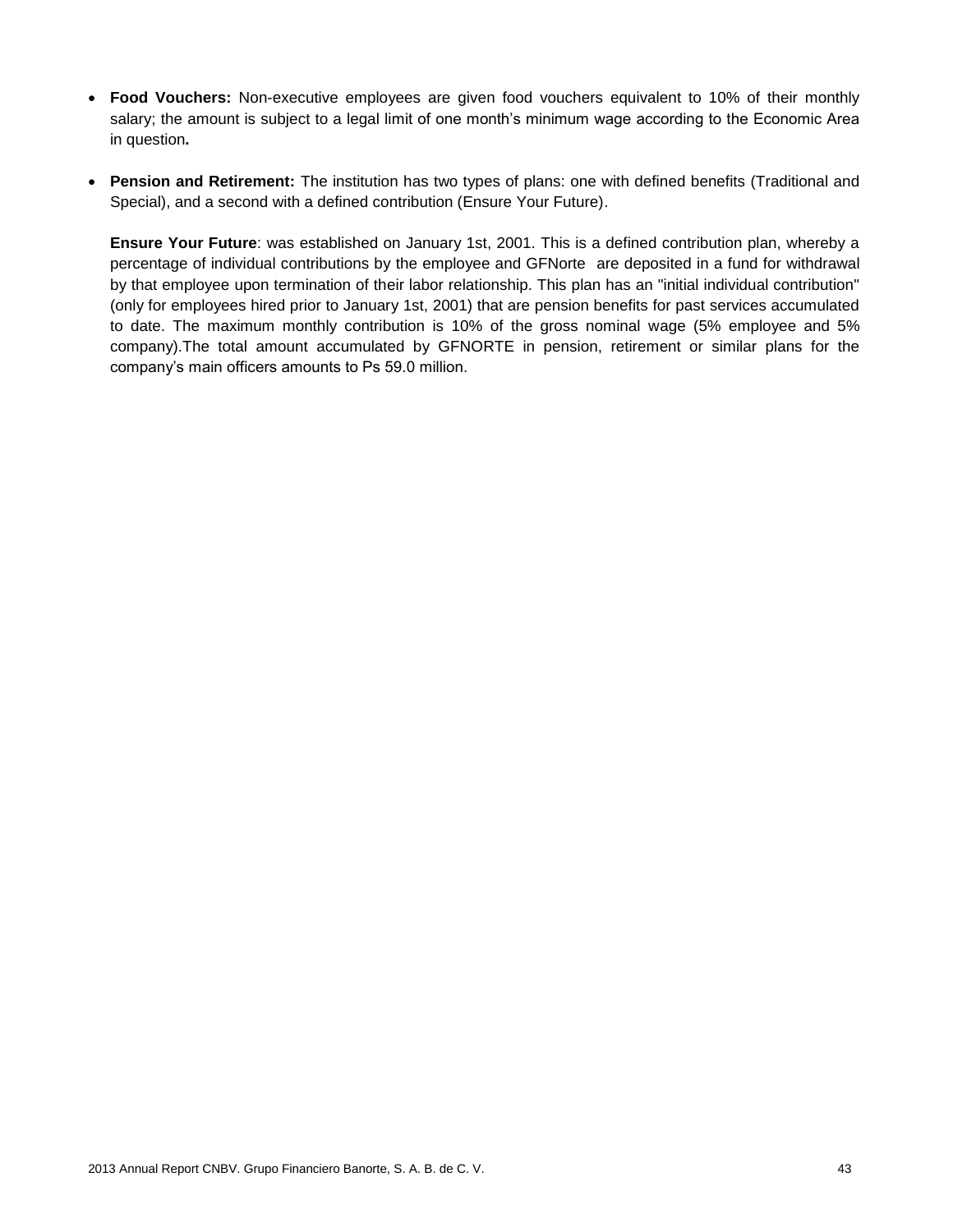- **Food Vouchers:** Non-executive employees are given food vouchers equivalent to 10% of their monthly salary; the amount is subject to a legal limit of one month's minimum wage according to the Economic Area in question**.**

- **Pension and Retirement:** The institution has two types of plans: one with defined benefits (Traditional and Special), and a second with a defined contribution (Ensure Your Future).

  **Ensure Your Future**: was established on January 1st, 2001. This is a defined contribution plan, whereby a percentage of individual contributions by the employee and GFNorte are deposited in a fund for withdrawal by that employee upon termination of their labor relationship. This plan has an "initial individual contribution" (only for employees hired prior to January 1st, 2001) that are pension benefits for past services accumulated to date. The maximum monthly contribution is 10% of the gross nominal wage (5% employee and 5% company).The total amount accumulated by GFNORTE in pension, retirement or similar plans for the company's main officers amounts to Ps 59.0 million.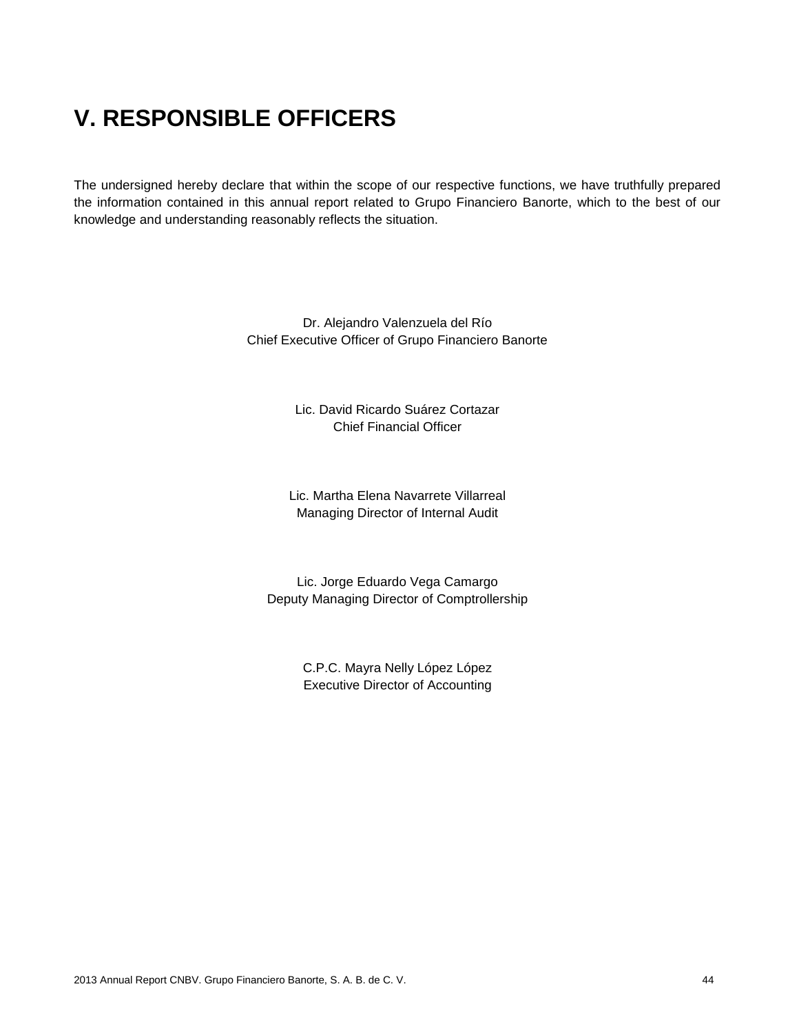# V. RESPONSIBLE OFFICERS

The undersigned hereby declare that within the scope of our respective functions, we have truthfully prepared the information contained in this annual report related to Grupo Financiero Banorte, which to the best of our knowledge and understanding reasonably reflects the situation.

Dr. Alejandro Valenzuela del Río
Chief Executive Officer of Grupo Financiero Banorte

Lic. David Ricardo Suárez Cortazar
Chief Financial Officer

Lic. Martha Elena Navarrete Villarreal
Managing Director of Internal Audit

Lic. Jorge Eduardo Vega Camargo
Deputy Managing Director of Comptrollership

C.P.C. Mayra Nelly López López
Executive Director of Accounting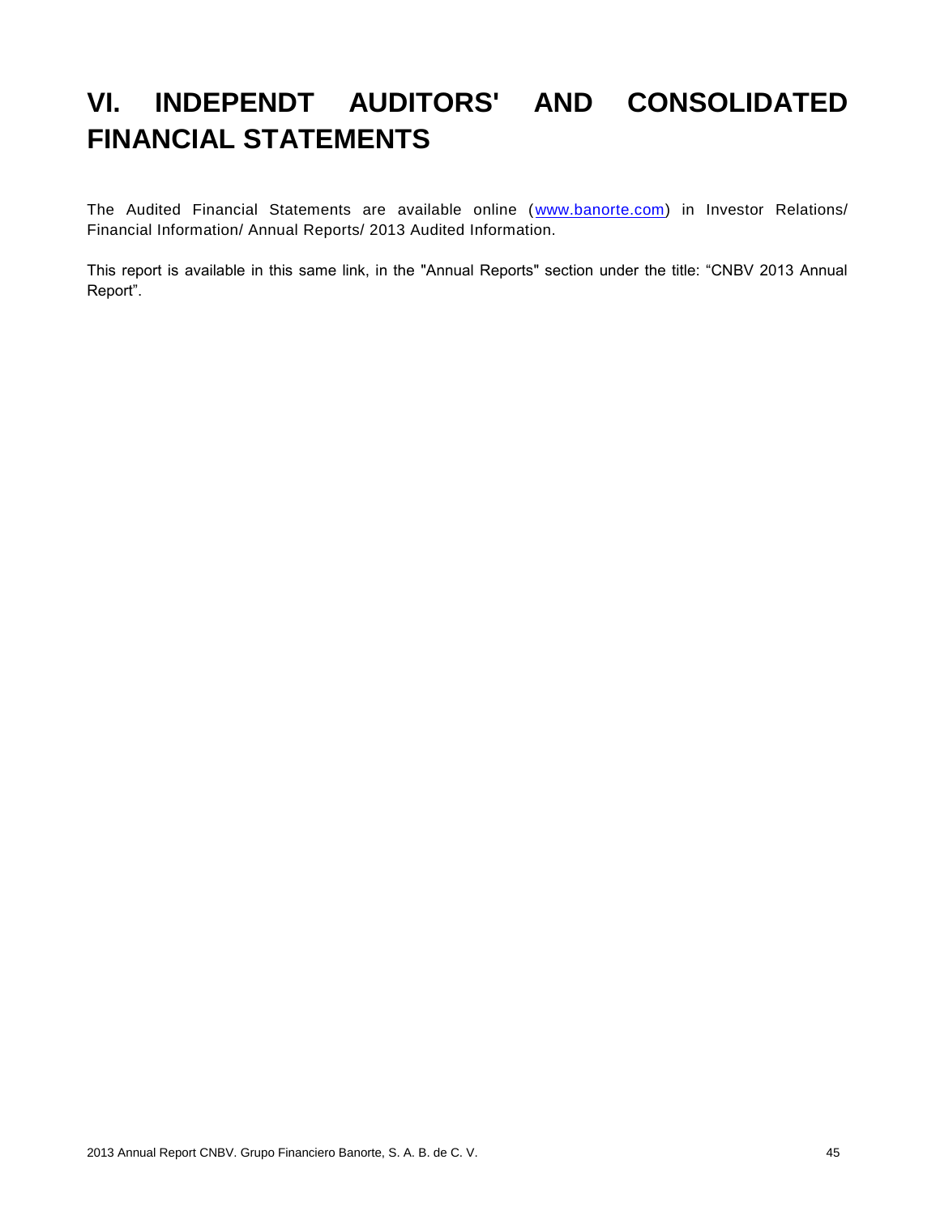# VI. INDEPENDT AUDITORS' AND CONSOLIDATED FINANCIAL STATEMENTS

The Audited Financial Statements are available online (www.banorte.com) in Investor Relations/ Financial Information/ Annual Reports/ 2013 Audited Information.

This report is available in this same link, in the "Annual Reports" section under the title: "CNBV 2013 Annual Report".